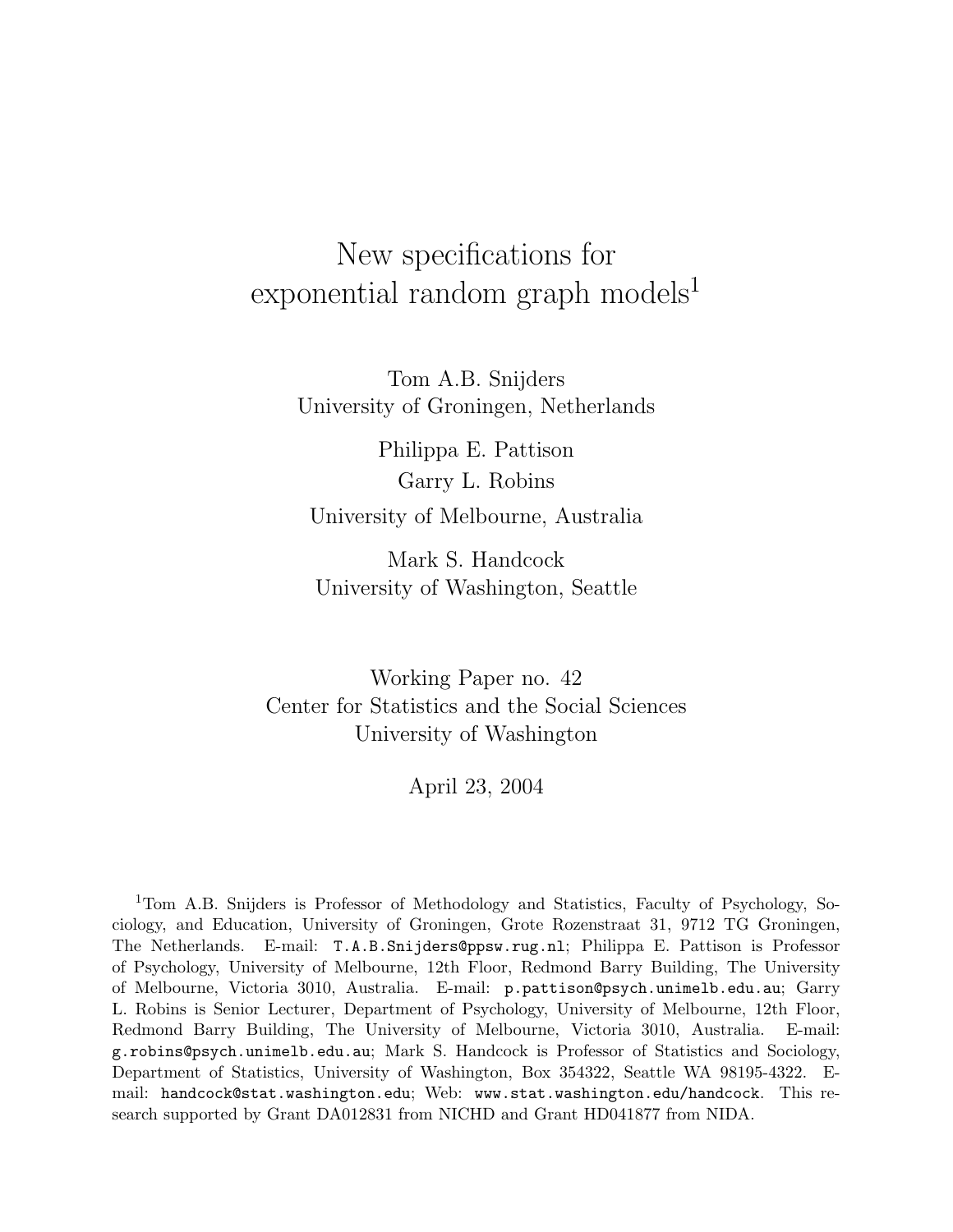# New specifications for exponential random graph models[1]

Tom A.B. Snijders
University of Groningen, Netherlands

Philippa E. Pattison
Garry L. Robins
University of Melbourne, Australia

Mark S. Handcock
University of Washington, Seattle

Working Paper no. 42
Center for Statistics and the Social Sciences
University of Washington

April 23, 2004

[1]Tom A.B. Snijders is Professor of Methodology and Statistics, Faculty of Psychology, Sociology, and Education, University of Groningen, Grote Rozenstraat 31, 9712 TG Groningen, The Netherlands. E-mail: T.A.B.Snijders@ppsw.rug.nl; Philippa E. Pattison is Professor of Psychology, University of Melbourne, 12th Floor, Redmond Barry Building, The University of Melbourne, Victoria 3010, Australia. E-mail: p.pattison@psych.unimelb.edu.au; Garry L. Robins is Senior Lecturer, Department of Psychology, University of Melbourne, 12th Floor, Redmond Barry Building, The University of Melbourne, Victoria 3010, Australia. E-mail: g.robins@psych.unimelb.edu.au; Mark S. Handcock is Professor of Statistics and Sociology, Department of Statistics, University of Washington, Box 354322, Seattle WA 98195-4322. E-mail: handcock@stat.washington.edu; Web: www.stat.washington.edu/handcock. This research supported by Grant DA012831 from NICHD and Grant HD041877 from NIDA.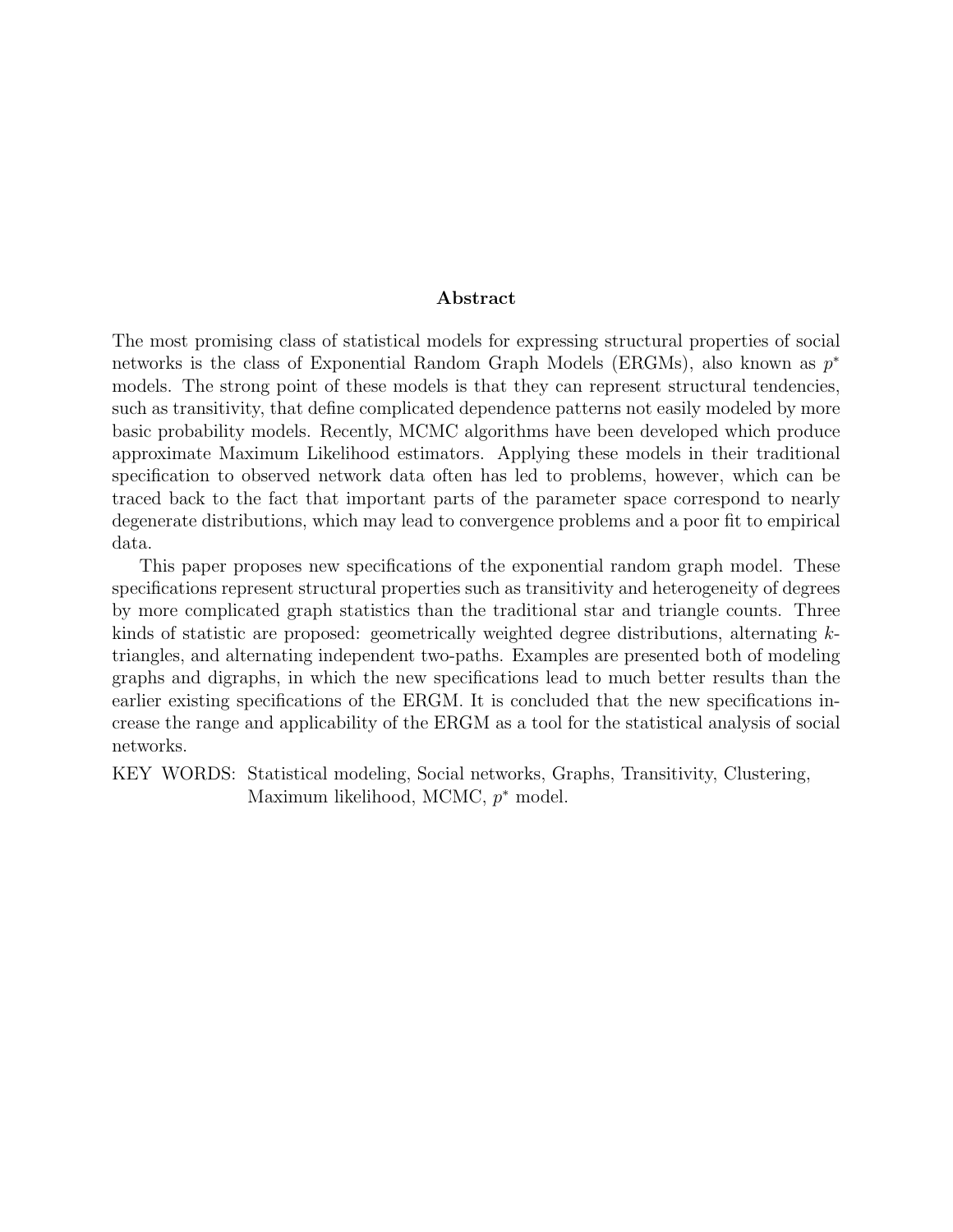## Abstract

The most promising class of statistical models for expressing structural properties of social networks is the class of Exponential Random Graph Models (ERGMs), also known as $p^*$ models. The strong point of these models is that they can represent structural tendencies, such as transitivity, that define complicated dependence patterns not easily modeled by more basic probability models. Recently, MCMC algorithms have been developed which produce approximate Maximum Likelihood estimators. Applying these models in their traditional specification to observed network data often has led to problems, however, which can be traced back to the fact that important parts of the parameter space correspond to nearly degenerate distributions, which may lead to convergence problems and a poor fit to empirical data.

This paper proposes new specifications of the exponential random graph model. These specifications represent structural properties such as transitivity and heterogeneity of degrees by more complicated graph statistics than the traditional star and triangle counts. Three kinds of statistic are proposed: geometrically weighted degree distributions, alternating $k$-triangles, and alternating independent two-paths. Examples are presented both of modeling graphs and digraphs, in which the new specifications lead to much better results than the earlier existing specifications of the ERGM. It is concluded that the new specifications increase the range and applicability of the ERGM as a tool for the statistical analysis of social networks.

KEY WORDS: Statistical modeling, Social networks, Graphs, Transitivity, Clustering, Maximum likelihood, MCMC, $p^*$ model.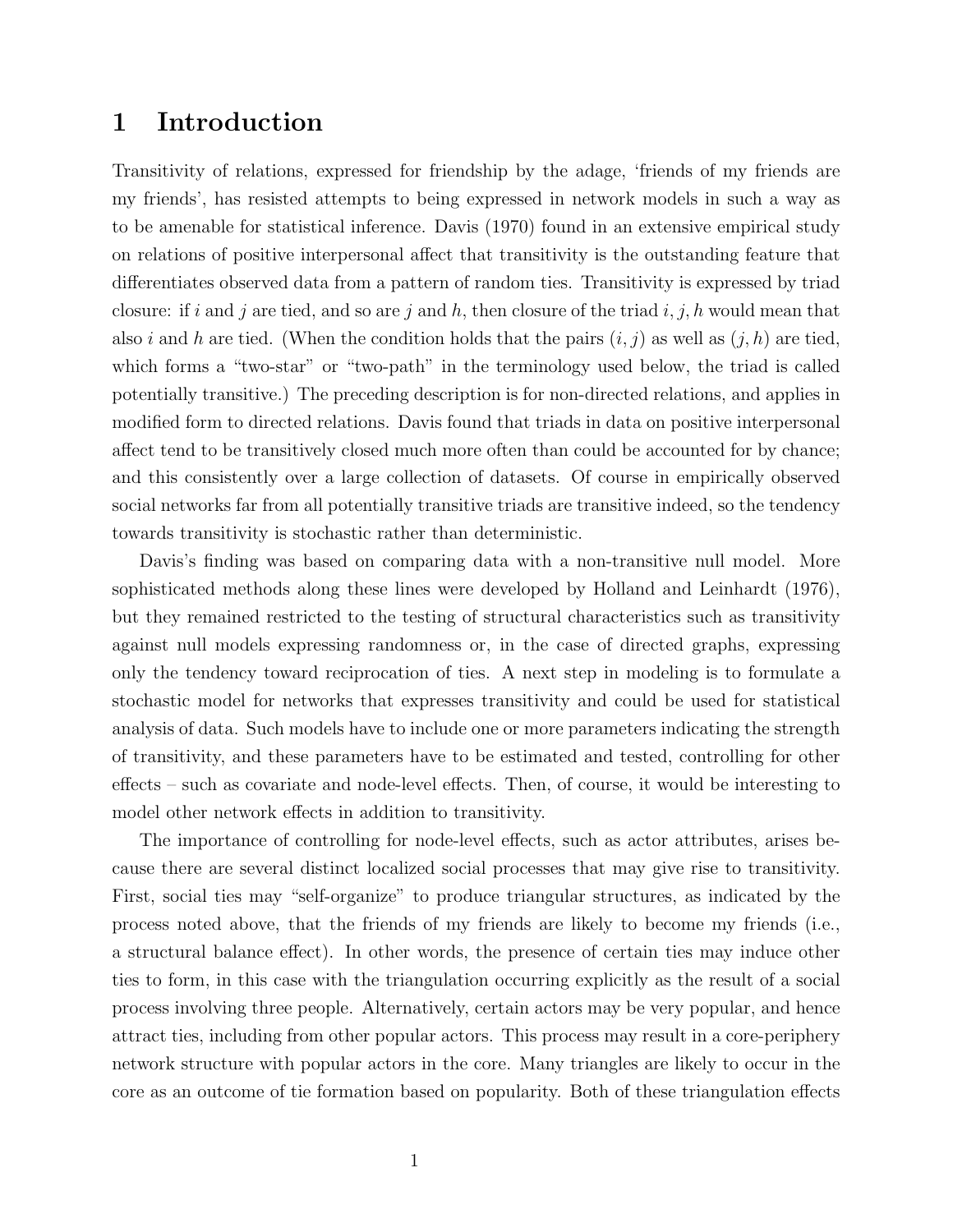# 1 Introduction

Transitivity of relations, expressed for friendship by the adage, 'friends of my friends are my friends', has resisted attempts to being expressed in network models in such a way as to be amenable for statistical inference. Davis (1970) found in an extensive empirical study on relations of positive interpersonal affect that transitivity is the outstanding feature that differentiates observed data from a pattern of random ties. Transitivity is expressed by triad closure: if $i$ and $j$ are tied, and so are $j$ and $h$, then closure of the triad $i, j, h$ would mean that also $i$ and $h$ are tied. (When the condition holds that the pairs $(i, j)$ as well as $(j, h)$ are tied, which forms a "two-star" or "two-path" in the terminology used below, the triad is called potentially transitive.) The preceding description is for non-directed relations, and applies in modified form to directed relations. Davis found that triads in data on positive interpersonal affect tend to be transitively closed much more often than could be accounted for by chance; and this consistently over a large collection of datasets. Of course in empirically observed social networks far from all potentially transitive triads are transitive indeed, so the tendency towards transitivity is stochastic rather than deterministic.

Davis's finding was based on comparing data with a non-transitive null model. More sophisticated methods along these lines were developed by Holland and Leinhardt (1976), but they remained restricted to the testing of structural characteristics such as transitivity against null models expressing randomness or, in the case of directed graphs, expressing only the tendency toward reciprocation of ties. A next step in modeling is to formulate a stochastic model for networks that expresses transitivity and could be used for statistical analysis of data. Such models have to include one or more parameters indicating the strength of transitivity, and these parameters have to be estimated and tested, controlling for other effects – such as covariate and node-level effects. Then, of course, it would be interesting to model other network effects in addition to transitivity.

The importance of controlling for node-level effects, such as actor attributes, arises because there are several distinct localized social processes that may give rise to transitivity. First, social ties may "self-organize" to produce triangular structures, as indicated by the process noted above, that the friends of my friends are likely to become my friends (i.e., a structural balance effect). In other words, the presence of certain ties may induce other ties to form, in this case with the triangulation occurring explicitly as the result of a social process involving three people. Alternatively, certain actors may be very popular, and hence attract ties, including from other popular actors. This process may result in a core-periphery network structure with popular actors in the core. Many triangles are likely to occur in the core as an outcome of tie formation based on popularity. Both of these triangulation effects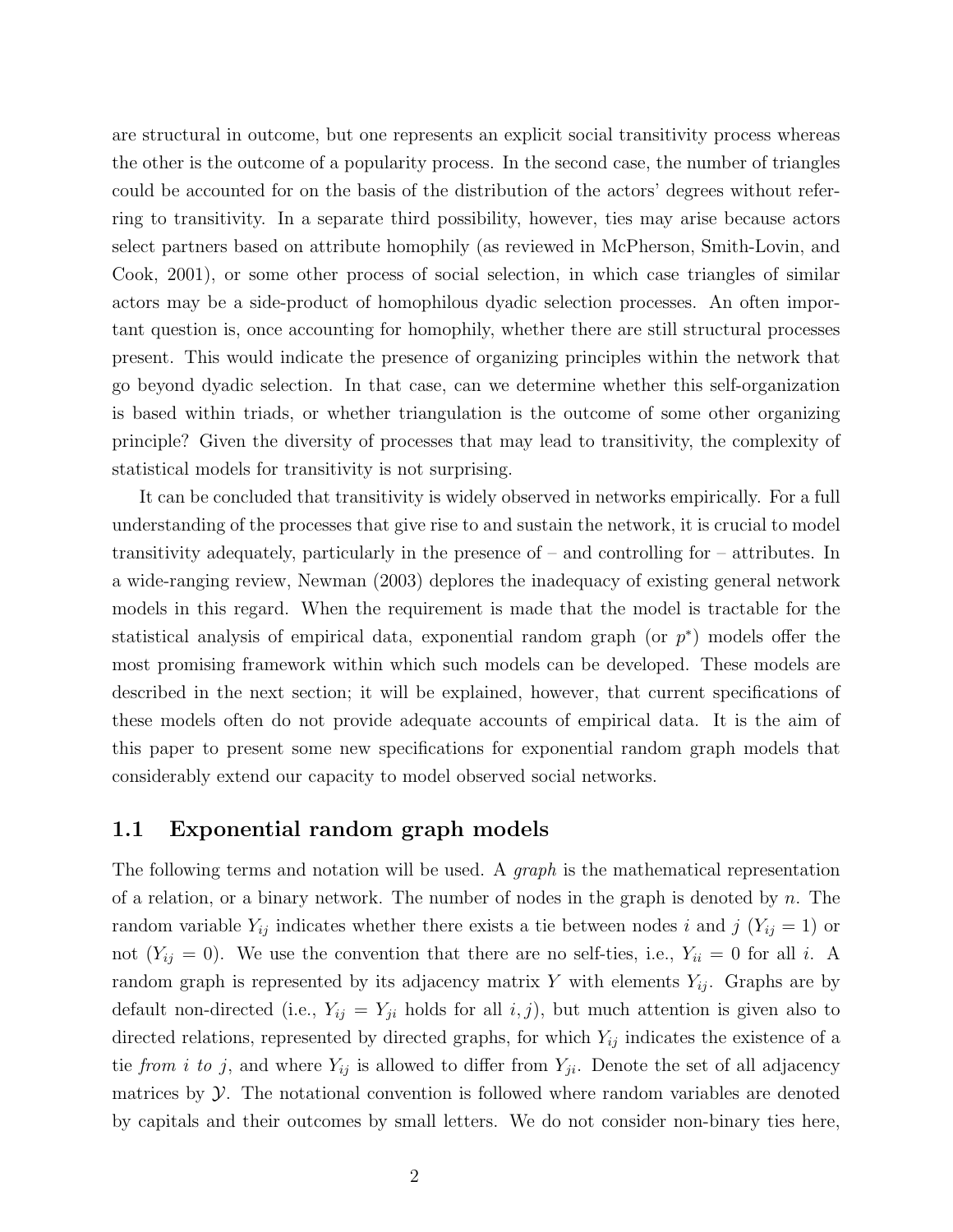are structural in outcome, but one represents an explicit social transitivity process whereas the other is the outcome of a popularity process. In the second case, the number of triangles could be accounted for on the basis of the distribution of the actors' degrees without referring to transitivity. In a separate third possibility, however, ties may arise because actors select partners based on attribute homophily (as reviewed in McPherson, Smith-Lovin, and Cook, 2001), or some other process of social selection, in which case triangles of similar actors may be a side-product of homophilous dyadic selection processes. An often important question is, once accounting for homophily, whether there are still structural processes present. This would indicate the presence of organizing principles within the network that go beyond dyadic selection. In that case, can we determine whether this self-organization is based within triads, or whether triangulation is the outcome of some other organizing principle? Given the diversity of processes that may lead to transitivity, the complexity of statistical models for transitivity is not surprising.

It can be concluded that transitivity is widely observed in networks empirically. For a full understanding of the processes that give rise to and sustain the network, it is crucial to model transitivity adequately, particularly in the presence of – and controlling for – attributes. In a wide-ranging review, Newman (2003) deplores the inadequacy of existing general network models in this regard. When the requirement is made that the model is tractable for the statistical analysis of empirical data, exponential random graph (or $p^*$) models offer the most promising framework within which such models can be developed. These models are described in the next section; it will be explained, however, that current specifications of these models often do not provide adequate accounts of empirical data. It is the aim of this paper to present some new specifications for exponential random graph models that considerably extend our capacity to model observed social networks.

## 1.1 Exponential random graph models

The following terms and notation will be used. A *graph* is the mathematical representation of a relation, or a binary network. The number of nodes in the graph is denoted by $n$. The random variable $Y_{ij}$ indicates whether there exists a tie between nodes $i$ and $j$ ($Y_{ij} = 1$) or not ($Y_{ij} = 0$). We use the convention that there are no self-ties, i.e., $Y_{ii} = 0$ for all $i$. A random graph is represented by its adjacency matrix $Y$ with elements $Y_{ij}$. Graphs are by default non-directed (i.e., $Y_{ij} = Y_{ji}$ holds for all $i, j$), but much attention is given also to directed relations, represented by directed graphs, for which $Y_{ij}$ indicates the existence of a tie *from i to j*, and where $Y_{ij}$ is allowed to differ from $Y_{ji}$. Denote the set of all adjacency matrices by $\mathcal{Y}$. The notational convention is followed where random variables are denoted by capitals and their outcomes by small letters. We do not consider non-binary ties here,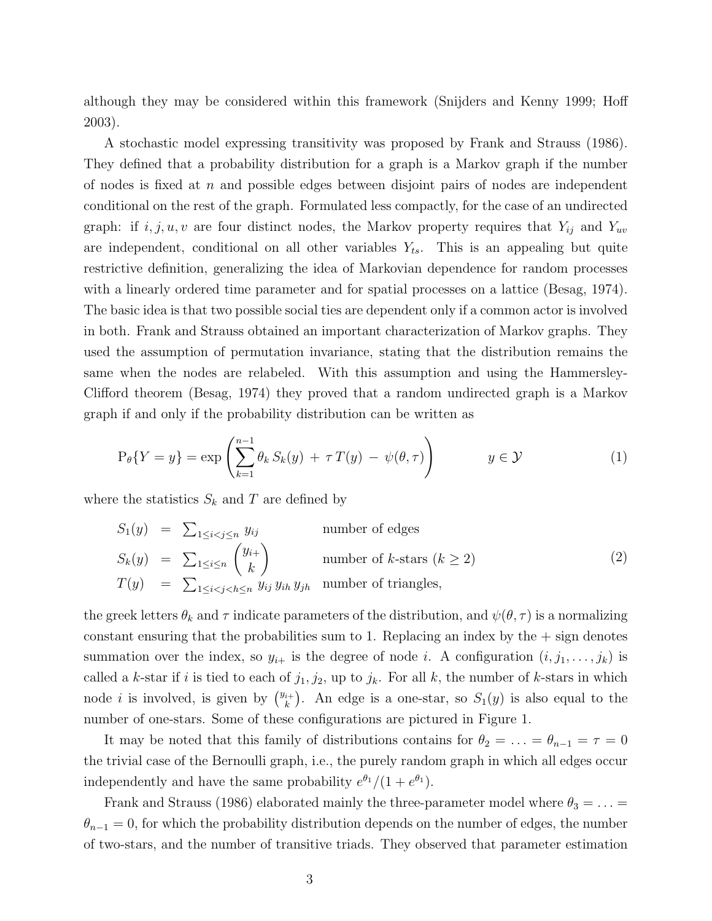although they may be considered within this framework (Snijders and Kenny 1999; Hoff 2003).

A stochastic model expressing transitivity was proposed by Frank and Strauss (1986). They defined that a probability distribution for a graph is a Markov graph if the number of nodes is fixed at $n$ and possible edges between disjoint pairs of nodes are independent conditional on the rest of the graph. Formulated less compactly, for the case of an undirected graph: if $i, j, u, v$ are four distinct nodes, the Markov property requires that $Y_{ij}$ and $Y_{uv}$ are independent, conditional on all other variables $Y_{ts}$. This is an appealing but quite restrictive definition, generalizing the idea of Markovian dependence for random processes with a linearly ordered time parameter and for spatial processes on a lattice (Besag, 1974). The basic idea is that two possible social ties are dependent only if a common actor is involved in both. Frank and Strauss obtained an important characterization of Markov graphs. They used the assumption of permutation invariance, stating that the distribution remains the same when the nodes are relabeled. With this assumption and using the Hammersley-Clifford theorem (Besag, 1974) they proved that a random undirected graph is a Markov graph if and only if the probability distribution can be written as

$$\mathrm{P}_\theta\{Y = y\} = \exp\left(\sum_{k=1}^{n-1} \theta_k\, S_k(y) \;+\; \tau\, T(y) \;-\; \psi(\theta,\tau)\right) \qquad\qquad y \in \mathcal{Y} \tag{1}$$

where the statistics $S_k$ and $T$ are defined by

$$\begin{array}{lcll} S_1(y) & = & \sum_{1 \le i < j \le n} y_{ij} & \text{number of edges} \\ S_k(y) & = & \sum_{1 \le i \le n} \binom{y_{i+}}{k} & \text{number of } k\text{-stars } (k \ge 2) \\ T(y) & = & \sum_{1 \le i < j < h \le n} y_{ij}\, y_{ih}\, y_{jh} & \text{number of triangles,} \end{array} \tag{2}$$

the greek letters $\theta_k$ and $\tau$ indicate parameters of the distribution, and $\psi(\theta, \tau)$ is a normalizing constant ensuring that the probabilities sum to 1. Replacing an index by the + sign denotes summation over the index, so $y_{i+}$ is the degree of node $i$. A configuration $(i, j_1, \ldots, j_k)$ is called a $k$-star if $i$ is tied to each of $j_1, j_2$, up to $j_k$. For all $k$, the number of $k$-stars in which node $i$ is involved, is given by $\binom{y_{i+}}{k}$. An edge is a one-star, so $S_1(y)$ is also equal to the number of one-stars. Some of these configurations are pictured in Figure 1.

It may be noted that this family of distributions contains for $\theta_2 = \ldots = \theta_{n-1} = \tau = 0$ the trivial case of the Bernoulli graph, i.e., the purely random graph in which all edges occur independently and have the same probability $e^{\theta_1}/(1 + e^{\theta_1})$.

Frank and Strauss (1986) elaborated mainly the three-parameter model where $\theta_3 = \ldots = \theta_{n-1} = 0$, for which the probability distribution depends on the number of edges, the number of two-stars, and the number of transitive triads. They observed that parameter estimation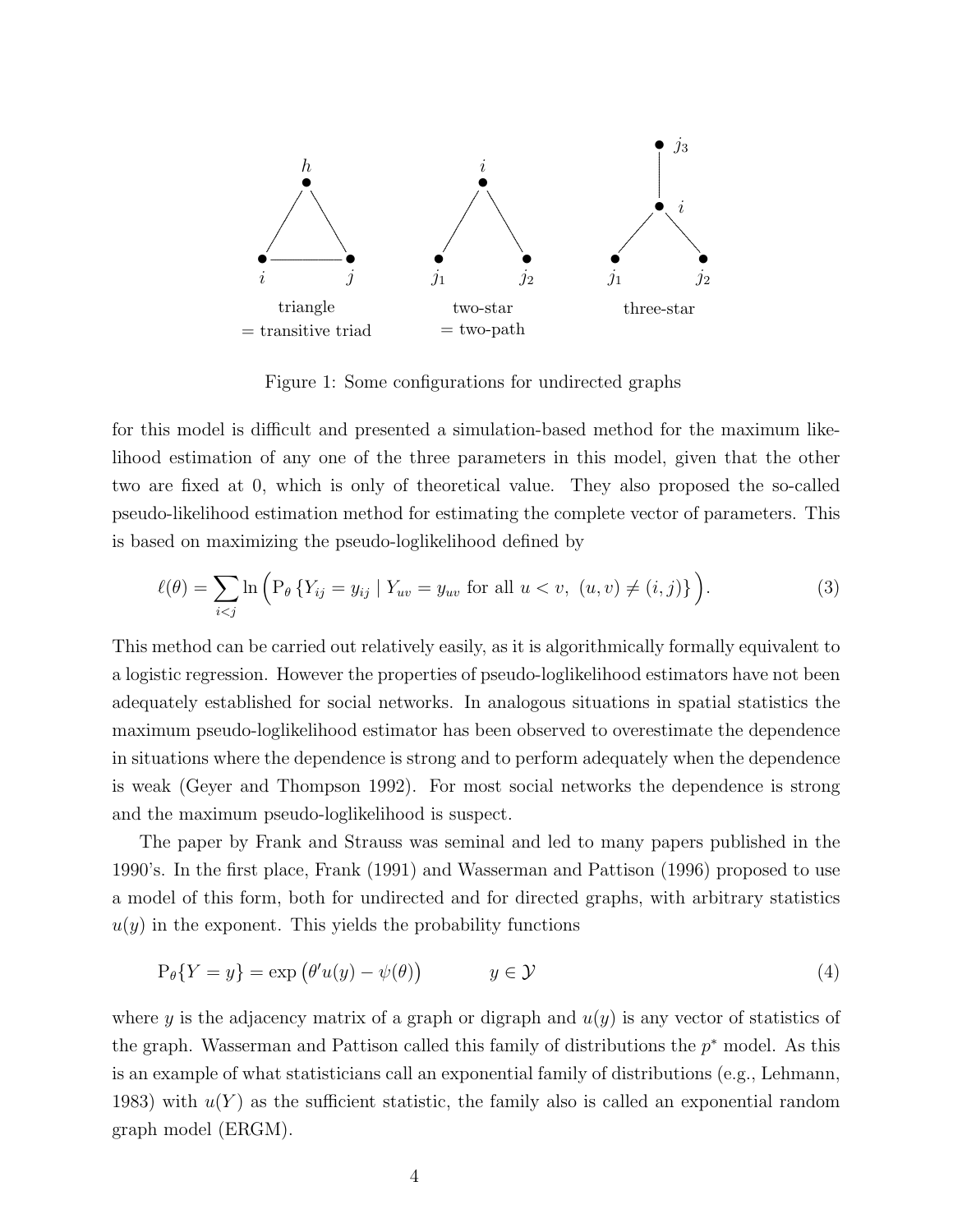Figure 1: Some configurations for undirected graphs

for this model is difficult and presented a simulation-based method for the maximum likelihood estimation of any one of the three parameters in this model, given that the other two are fixed at 0, which is only of theoretical value. They also proposed the so-called pseudo-likelihood estimation method for estimating the complete vector of parameters. This is based on maximizing the pseudo-loglikelihood defined by

$$\ell(\theta) = \sum_{i<j} \ln \Big( \mathrm{P}_\theta \left\{ Y_{ij} = y_{ij} \mid Y_{uv} = y_{uv} \text{ for all } u < v, \ (u,v) \neq (i,j) \right\} \Big). \tag{3}$$

This method can be carried out relatively easily, as it is algorithmically formally equivalent to a logistic regression. However the properties of pseudo-loglikelihood estimators have not been adequately established for social networks. In analogous situations in spatial statistics the maximum pseudo-loglikelihood estimator has been observed to overestimate the dependence in situations where the dependence is strong and to perform adequately when the dependence is weak (Geyer and Thompson 1992). For most social networks the dependence is strong and the maximum pseudo-loglikelihood is suspect.

The paper by Frank and Strauss was seminal and led to many papers published in the 1990's. In the first place, Frank (1991) and Wasserman and Pattison (1996) proposed to use a model of this form, both for undirected and for directed graphs, with arbitrary statistics $u(y)$ in the exponent. This yields the probability functions

$$\mathrm{P}_\theta\{Y = y\} = \exp\big(\theta' u(y) - \psi(\theta)\big) \qquad y \in \mathcal{Y} \tag{4}$$

where $y$ is the adjacency matrix of a graph or digraph and $u(y)$ is any vector of statistics of the graph. Wasserman and Pattison called this family of distributions the $p^*$ model. As this is an example of what statisticians call an exponential family of distributions (e.g., Lehmann, 1983) with $u(Y)$ as the sufficient statistic, the family also is called an exponential random graph model (ERGM).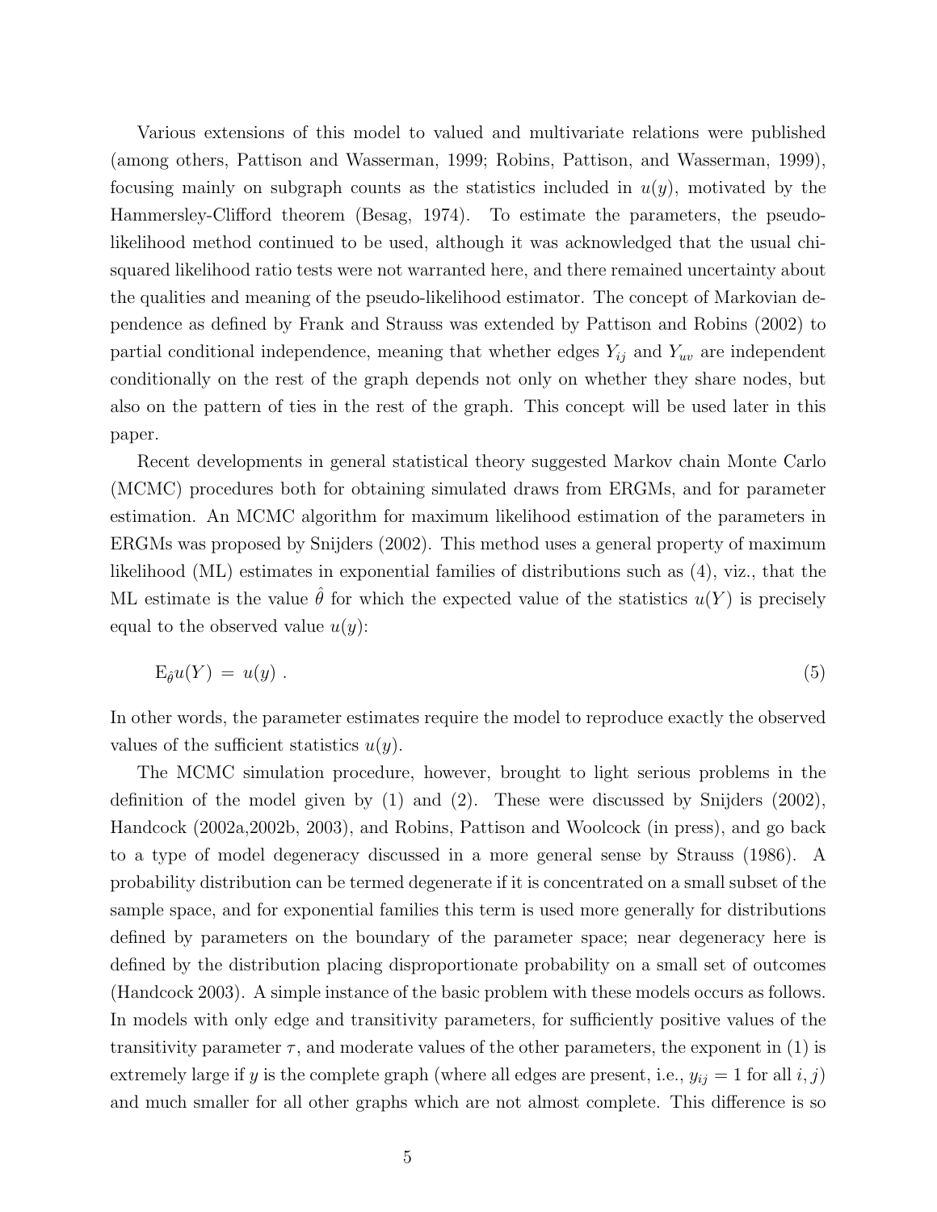Various extensions of this model to valued and multivariate relations were published (among others, Pattison and Wasserman, 1999; Robins, Pattison, and Wasserman, 1999), focusing mainly on subgraph counts as the statistics included in $u(y)$, motivated by the Hammersley-Clifford theorem (Besag, 1974). To estimate the parameters, the pseudo-likelihood method continued to be used, although it was acknowledged that the usual chi-squared likelihood ratio tests were not warranted here, and there remained uncertainty about the qualities and meaning of the pseudo-likelihood estimator. The concept of Markovian dependence as defined by Frank and Strauss was extended by Pattison and Robins (2002) to partial conditional independence, meaning that whether edges $Y_{ij}$ and $Y_{uv}$ are independent conditionally on the rest of the graph depends not only on whether they share nodes, but also on the pattern of ties in the rest of the graph. This concept will be used later in this paper.

Recent developments in general statistical theory suggested Markov chain Monte Carlo (MCMC) procedures both for obtaining simulated draws from ERGMs, and for parameter estimation. An MCMC algorithm for maximum likelihood estimation of the parameters in ERGMs was proposed by Snijders (2002). This method uses a general property of maximum likelihood (ML) estimates in exponential families of distributions such as (4), viz., that the ML estimate is the value $\hat{\theta}$ for which the expected value of the statistics $u(Y)$ is precisely equal to the observed value $u(y)$:

$$\mathrm{E}_{\hat{\theta}} u(Y) \;=\; u(y) \; . \tag{5}$$

In other words, the parameter estimates require the model to reproduce exactly the observed values of the sufficient statistics $u(y)$.

The MCMC simulation procedure, however, brought to light serious problems in the definition of the model given by (1) and (2). These were discussed by Snijders (2002), Handcock (2002a,2002b, 2003), and Robins, Pattison and Woolcock (in press), and go back to a type of model degeneracy discussed in a more general sense by Strauss (1986). A probability distribution can be termed degenerate if it is concentrated on a small subset of the sample space, and for exponential families this term is used more generally for distributions defined by parameters on the boundary of the parameter space; near degeneracy here is defined by the distribution placing disproportionate probability on a small set of outcomes (Handcock 2003). A simple instance of the basic problem with these models occurs as follows. In models with only edge and transitivity parameters, for sufficiently positive values of the transitivity parameter $\tau$, and moderate values of the other parameters, the exponent in (1) is extremely large if $y$ is the complete graph (where all edges are present, i.e., $y_{ij} = 1$ for all $i, j$) and much smaller for all other graphs which are not almost complete. This difference is so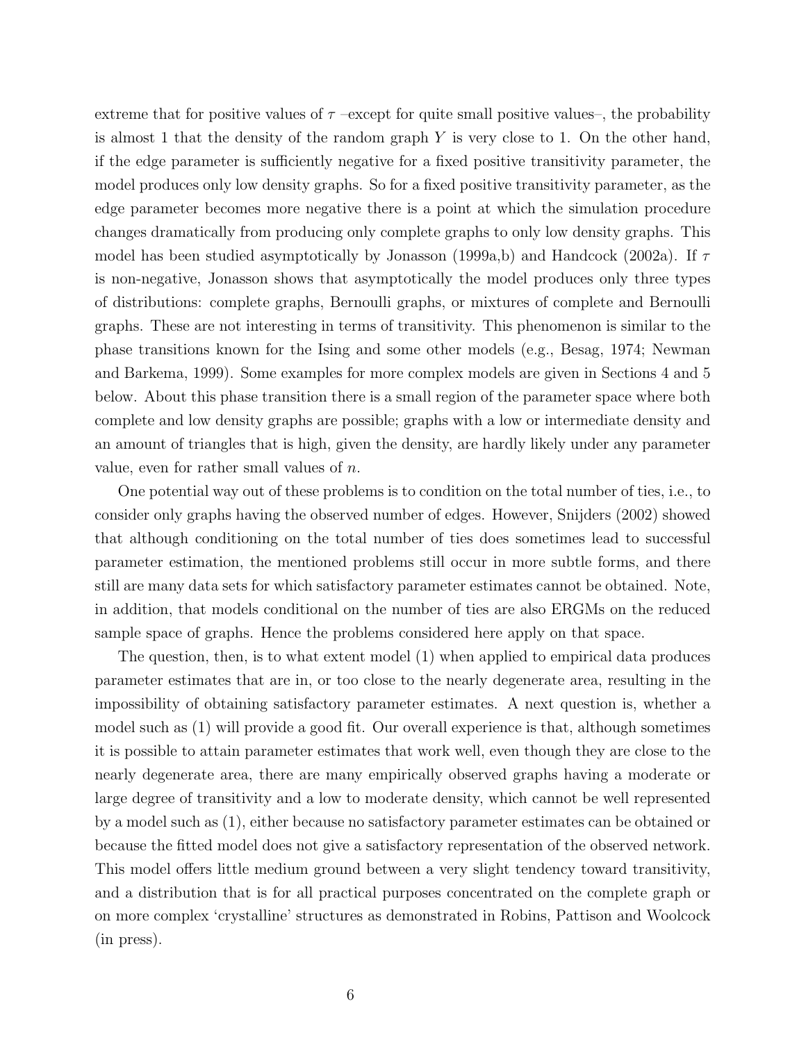extreme that for positive values of $\tau$ –except for quite small positive values–, the probability is almost 1 that the density of the random graph $Y$ is very close to 1. On the other hand, if the edge parameter is sufficiently negative for a fixed positive transitivity parameter, the model produces only low density graphs. So for a fixed positive transitivity parameter, as the edge parameter becomes more negative there is a point at which the simulation procedure changes dramatically from producing only complete graphs to only low density graphs. This model has been studied asymptotically by Jonasson (1999a,b) and Handcock (2002a). If $\tau$ is non-negative, Jonasson shows that asymptotically the model produces only three types of distributions: complete graphs, Bernoulli graphs, or mixtures of complete and Bernoulli graphs. These are not interesting in terms of transitivity. This phenomenon is similar to the phase transitions known for the Ising and some other models (e.g., Besag, 1974; Newman and Barkema, 1999). Some examples for more complex models are given in Sections 4 and 5 below. About this phase transition there is a small region of the parameter space where both complete and low density graphs are possible; graphs with a low or intermediate density and an amount of triangles that is high, given the density, are hardly likely under any parameter value, even for rather small values of $n$.

One potential way out of these problems is to condition on the total number of ties, i.e., to consider only graphs having the observed number of edges. However, Snijders (2002) showed that although conditioning on the total number of ties does sometimes lead to successful parameter estimation, the mentioned problems still occur in more subtle forms, and there still are many data sets for which satisfactory parameter estimates cannot be obtained. Note, in addition, that models conditional on the number of ties are also ERGMs on the reduced sample space of graphs. Hence the problems considered here apply on that space.

The question, then, is to what extent model (1) when applied to empirical data produces parameter estimates that are in, or too close to the nearly degenerate area, resulting in the impossibility of obtaining satisfactory parameter estimates. A next question is, whether a model such as (1) will provide a good fit. Our overall experience is that, although sometimes it is possible to attain parameter estimates that work well, even though they are close to the nearly degenerate area, there are many empirically observed graphs having a moderate or large degree of transitivity and a low to moderate density, which cannot be well represented by a model such as (1), either because no satisfactory parameter estimates can be obtained or because the fitted model does not give a satisfactory representation of the observed network. This model offers little medium ground between a very slight tendency toward transitivity, and a distribution that is for all practical purposes concentrated on the complete graph or on more complex 'crystalline' structures as demonstrated in Robins, Pattison and Woolcock (in press).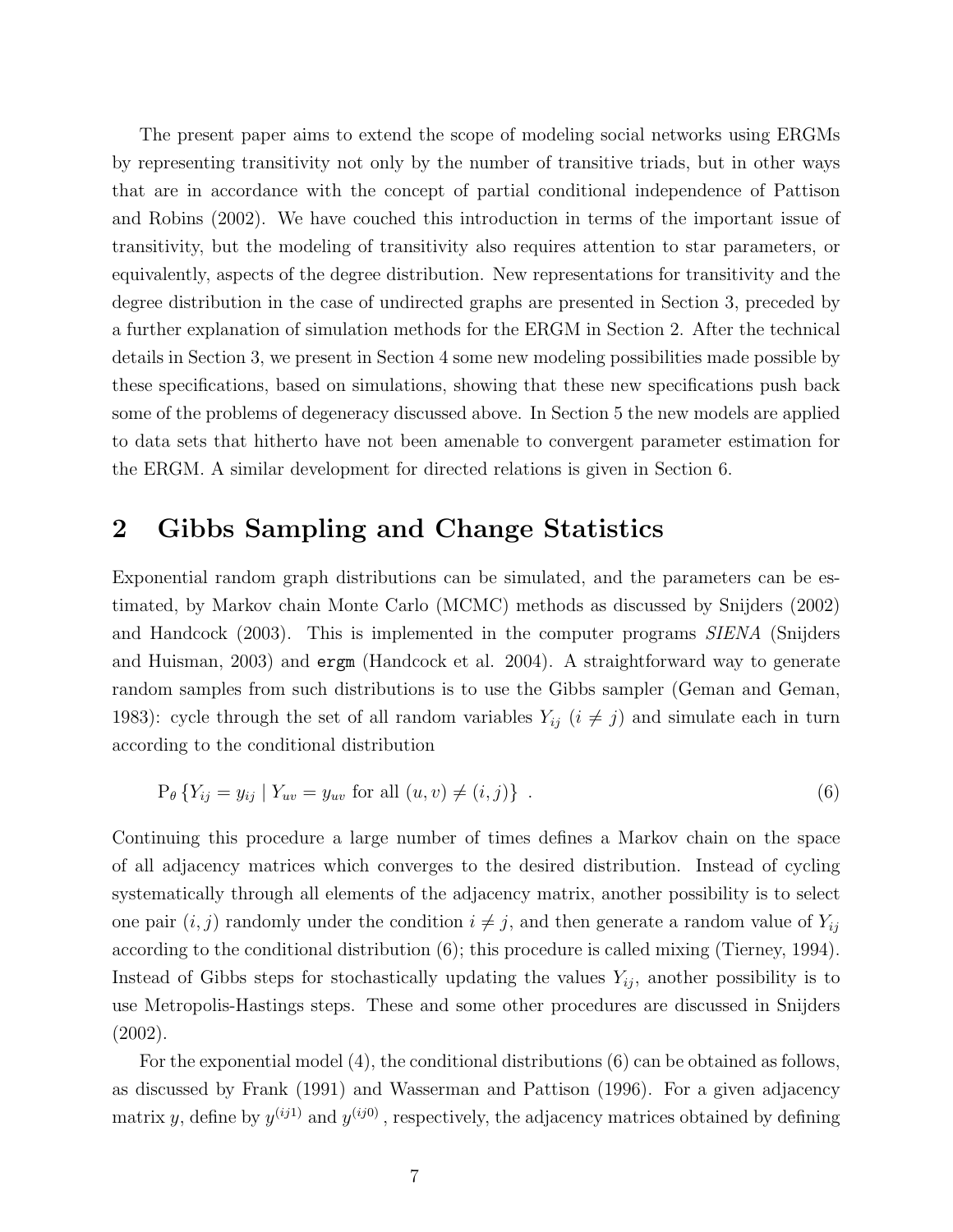The present paper aims to extend the scope of modeling social networks using ERGMs by representing transitivity not only by the number of transitive triads, but in other ways that are in accordance with the concept of partial conditional independence of Pattison and Robins (2002). We have couched this introduction in terms of the important issue of transitivity, but the modeling of transitivity also requires attention to star parameters, or equivalently, aspects of the degree distribution. New representations for transitivity and the degree distribution in the case of undirected graphs are presented in Section 3, preceded by a further explanation of simulation methods for the ERGM in Section 2. After the technical details in Section 3, we present in Section 4 some new modeling possibilities made possible by these specifications, based on simulations, showing that these new specifications push back some of the problems of degeneracy discussed above. In Section 5 the new models are applied to data sets that hitherto have not been amenable to convergent parameter estimation for the ERGM. A similar development for directed relations is given in Section 6.

## 2 Gibbs Sampling and Change Statistics

Exponential random graph distributions can be simulated, and the parameters can be estimated, by Markov chain Monte Carlo (MCMC) methods as discussed by Snijders (2002) and Handcock (2003). This is implemented in the computer programs *SIENA* (Snijders and Huisman, 2003) and `ergm` (Handcock et al. 2004). A straightforward way to generate random samples from such distributions is to use the Gibbs sampler (Geman and Geman, 1983): cycle through the set of all random variables $Y_{ij}$ $(i \neq j)$ and simulate each in turn according to the conditional distribution

$$\mathrm{P}_\theta \left\{ Y_{ij} = y_{ij} \mid Y_{uv} = y_{uv} \text{ for all } (u,v) \neq (i,j) \right\} \ . \tag{6}$$

Continuing this procedure a large number of times defines a Markov chain on the space of all adjacency matrices which converges to the desired distribution. Instead of cycling systematically through all elements of the adjacency matrix, another possibility is to select one pair $(i,j)$ randomly under the condition $i \neq j$, and then generate a random value of $Y_{ij}$ according to the conditional distribution (6); this procedure is called mixing (Tierney, 1994). Instead of Gibbs steps for stochastically updating the values $Y_{ij}$, another possibility is to use Metropolis-Hastings steps. These and some other procedures are discussed in Snijders (2002).

For the exponential model (4), the conditional distributions (6) can be obtained as follows, as discussed by Frank (1991) and Wasserman and Pattison (1996). For a given adjacency matrix $y$, define by $y^{(ij1)}$ and $y^{(ij0)}$, respectively, the adjacency matrices obtained by defining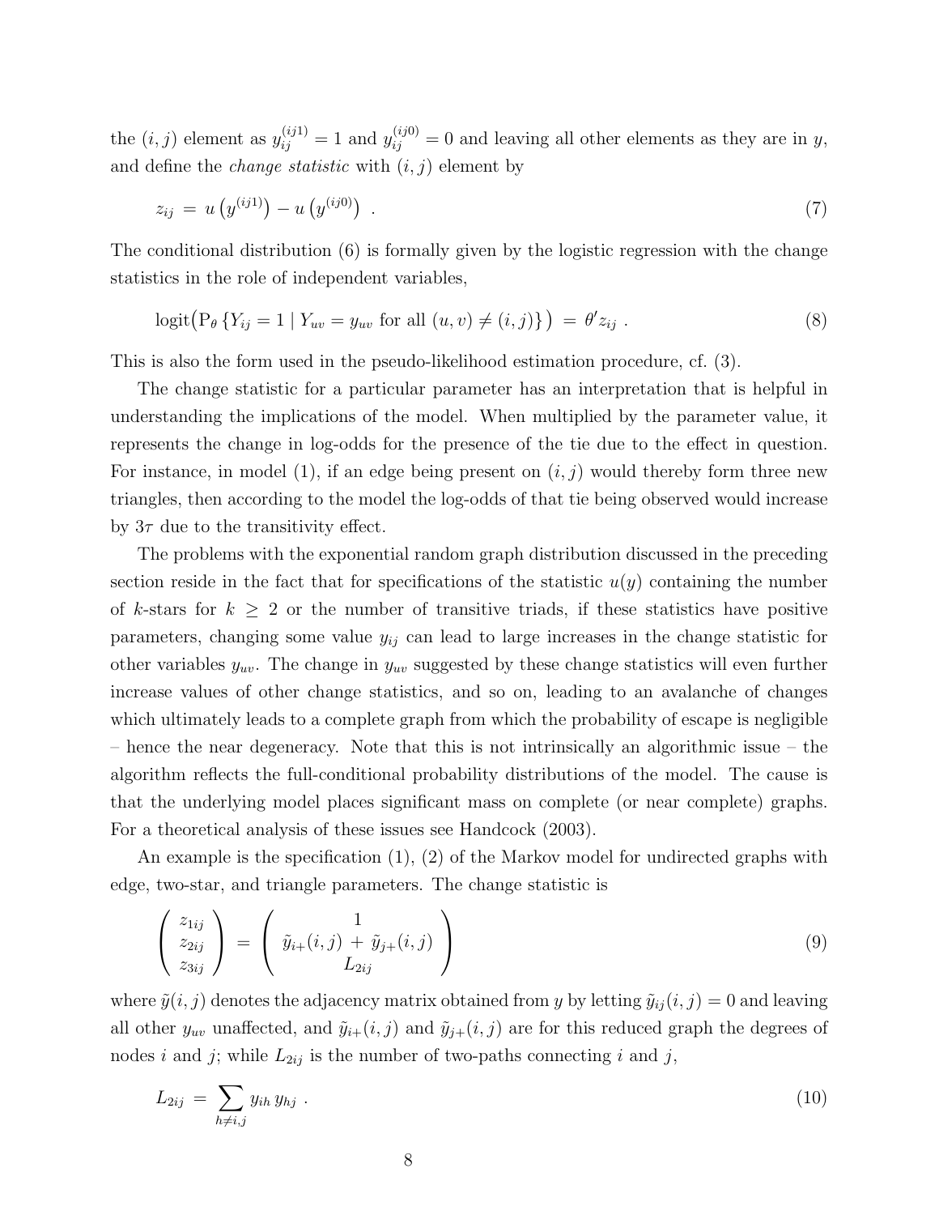the $(i,j)$ element as $y_{ij}^{(ij1)} = 1$ and $y_{ij}^{(ij0)} = 0$ and leaving all other elements as they are in $y$, and define the *change statistic* with $(i,j)$ element by

$$z_{ij} \;=\; u\left(y^{(ij1)}\right) - u\left(y^{(ij0)}\right) \ . \tag{7}$$

The conditional distribution (6) is formally given by the logistic regression with the change statistics in the role of independent variables,

$$\text{logit}\big(\text{P}_\theta \left\{ Y_{ij} = 1 \mid Y_{uv} = y_{uv} \text{ for all } (u,v) \neq (i,j) \right\}\big) \;=\; \theta' z_{ij} \ . \tag{8}$$

This is also the form used in the pseudo-likelihood estimation procedure, cf. (3).

The change statistic for a particular parameter has an interpretation that is helpful in understanding the implications of the model. When multiplied by the parameter value, it represents the change in log-odds for the presence of the tie due to the effect in question. For instance, in model (1), if an edge being present on $(i,j)$ would thereby form three new triangles, then according to the model the log-odds of that tie being observed would increase by $3\tau$ due to the transitivity effect.

The problems with the exponential random graph distribution discussed in the preceding section reside in the fact that for specifications of the statistic $u(y)$ containing the number of $k$-stars for $k \geq 2$ or the number of transitive triads, if these statistics have positive parameters, changing some value $y_{ij}$ can lead to large increases in the change statistic for other variables $y_{uv}$. The change in $y_{uv}$ suggested by these change statistics will even further increase values of other change statistics, and so on, leading to an avalanche of changes which ultimately leads to a complete graph from which the probability of escape is negligible – hence the near degeneracy. Note that this is not intrinsically an algorithmic issue – the algorithm reflects the full-conditional probability distributions of the model. The cause is that the underlying model places significant mass on complete (or near complete) graphs. For a theoretical analysis of these issues see Handcock (2003).

An example is the specification (1), (2) of the Markov model for undirected graphs with edge, two-star, and triangle parameters. The change statistic is

$$\begin{pmatrix} z_{1ij} \\ z_{2ij} \\ z_{3ij} \end{pmatrix} \;=\; \begin{pmatrix} 1 \\ \tilde{y}_{i+}(i,j) \,+\, \tilde{y}_{j+}(i,j) \\ L_{2ij} \end{pmatrix} \tag{9}$$

where $\tilde{y}(i,j)$ denotes the adjacency matrix obtained from $y$ by letting $\tilde{y}_{ij}(i,j) = 0$ and leaving all other $y_{uv}$ unaffected, and $\tilde{y}_{i+}(i,j)$ and $\tilde{y}_{j+}(i,j)$ are for this reduced graph the degrees of nodes $i$ and $j$; while $L_{2ij}$ is the number of two-paths connecting $i$ and $j$,

$$L_{2ij} \;=\; \sum_{h \neq i,j} y_{ih}\, y_{hj} \ . \tag{10}$$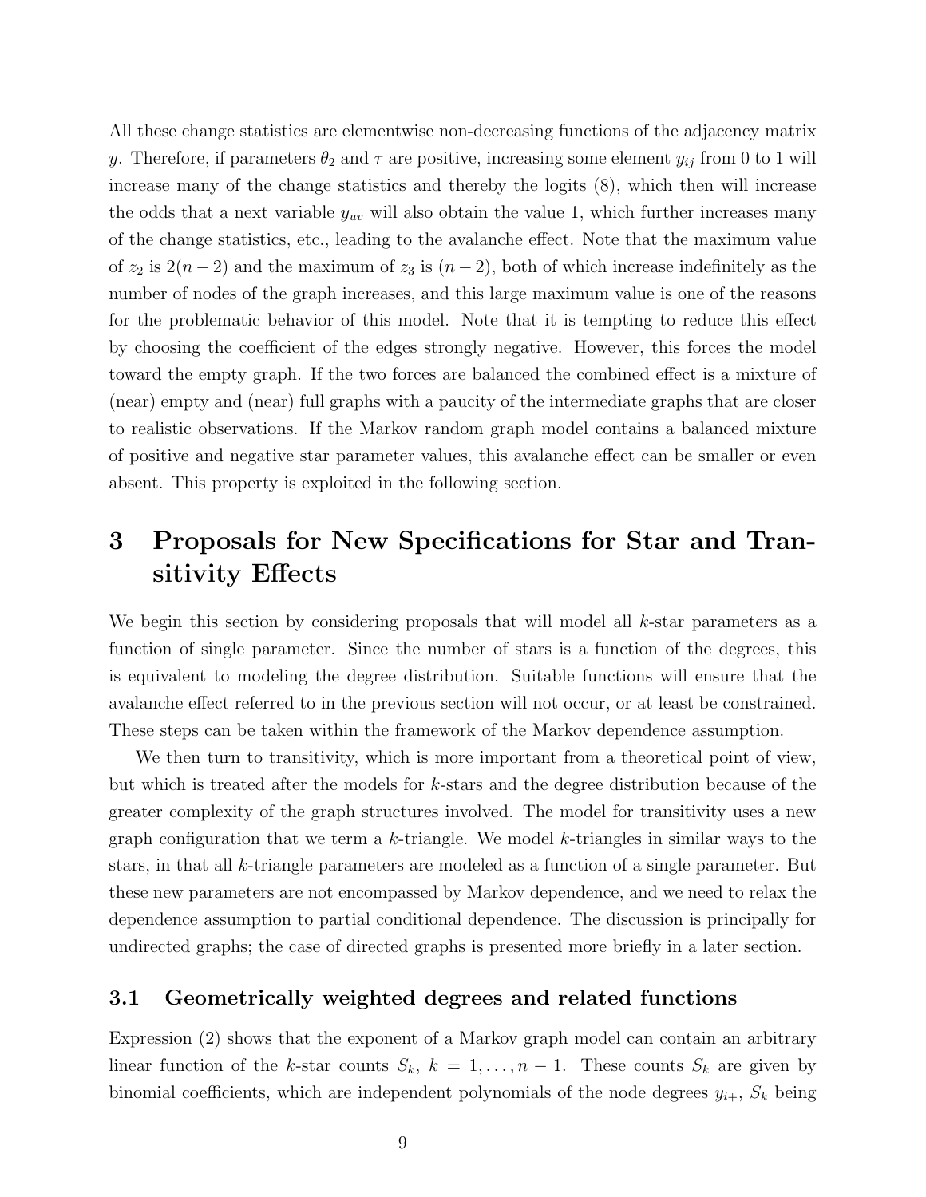All these change statistics are elementwise non-decreasing functions of the adjacency matrix $y$. Therefore, if parameters $\theta_2$ and $\tau$ are positive, increasing some element $y_{ij}$ from 0 to 1 will increase many of the change statistics and thereby the logits (8), which then will increase the odds that a next variable $y_{uv}$ will also obtain the value 1, which further increases many of the change statistics, etc., leading to the avalanche effect. Note that the maximum value of $z_2$ is $2(n-2)$ and the maximum of $z_3$ is $(n-2)$, both of which increase indefinitely as the number of nodes of the graph increases, and this large maximum value is one of the reasons for the problematic behavior of this model. Note that it is tempting to reduce this effect by choosing the coefficient of the edges strongly negative. However, this forces the model toward the empty graph. If the two forces are balanced the combined effect is a mixture of (near) empty and (near) full graphs with a paucity of the intermediate graphs that are closer to realistic observations. If the Markov random graph model contains a balanced mixture of positive and negative star parameter values, this avalanche effect can be smaller or even absent. This property is exploited in the following section.

# 3 Proposals for New Specifications for Star and Transitivity Effects

We begin this section by considering proposals that will model all $k$-star parameters as a function of single parameter. Since the number of stars is a function of the degrees, this is equivalent to modeling the degree distribution. Suitable functions will ensure that the avalanche effect referred to in the previous section will not occur, or at least be constrained. These steps can be taken within the framework of the Markov dependence assumption.

We then turn to transitivity, which is more important from a theoretical point of view, but which is treated after the models for $k$-stars and the degree distribution because of the greater complexity of the graph structures involved. The model for transitivity uses a new graph configuration that we term a $k$-triangle. We model $k$-triangles in similar ways to the stars, in that all $k$-triangle parameters are modeled as a function of a single parameter. But these new parameters are not encompassed by Markov dependence, and we need to relax the dependence assumption to partial conditional dependence. The discussion is principally for undirected graphs; the case of directed graphs is presented more briefly in a later section.

## 3.1 Geometrically weighted degrees and related functions

Expression (2) shows that the exponent of a Markov graph model can contain an arbitrary linear function of the $k$-star counts $S_k$, $k = 1, \ldots, n-1$. These counts $S_k$ are given by binomial coefficients, which are independent polynomials of the node degrees $y_{i+}$, $S_k$ being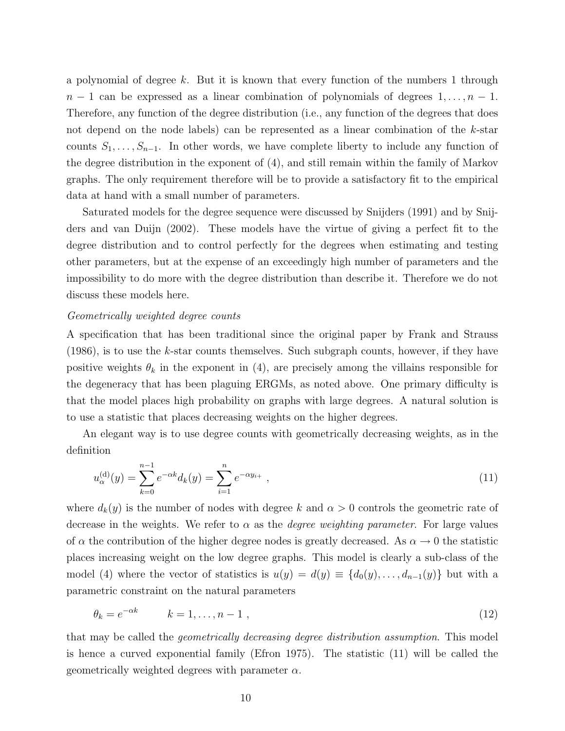a polynomial of degree $k$. But it is known that every function of the numbers 1 through $n-1$ can be expressed as a linear combination of polynomials of degrees $1, \ldots, n-1$. Therefore, any function of the degree distribution (i.e., any function of the degrees that does not depend on the node labels) can be represented as a linear combination of the $k$-star counts $S_1, \ldots, S_{n-1}$. In other words, we have complete liberty to include any function of the degree distribution in the exponent of (4), and still remain within the family of Markov graphs. The only requirement therefore will be to provide a satisfactory fit to the empirical data at hand with a small number of parameters.

Saturated models for the degree sequence were discussed by Snijders (1991) and by Snijders and van Duijn (2002). These models have the virtue of giving a perfect fit to the degree distribution and to control perfectly for the degrees when estimating and testing other parameters, but at the expense of an exceedingly high number of parameters and the impossibility to do more with the degree distribution than describe it. Therefore we do not discuss these models here.

*Geometrically weighted degree counts*

A specification that has been traditional since the original paper by Frank and Strauss (1986), is to use the $k$-star counts themselves. Such subgraph counts, however, if they have positive weights $\theta_k$ in the exponent in (4), are precisely among the villains responsible for the degeneracy that has been plaguing ERGMs, as noted above. One primary difficulty is that the model places high probability on graphs with large degrees. A natural solution is to use a statistic that places decreasing weights on the higher degrees.

An elegant way is to use degree counts with geometrically decreasing weights, as in the definition

$$u_\alpha^{(\mathrm{d})}(y) = \sum_{k=0}^{n-1} e^{-\alpha k} d_k(y) = \sum_{i=1}^{n} e^{-\alpha y_{i+}} \;, \tag{11}$$

where $d_k(y)$ is the number of nodes with degree $k$ and $\alpha > 0$ controls the geometric rate of decrease in the weights. We refer to $\alpha$ as the *degree weighting parameter*. For large values of $\alpha$ the contribution of the higher degree nodes is greatly decreased. As $\alpha \to 0$ the statistic places increasing weight on the low degree graphs. This model is clearly a sub-class of the model (4) where the vector of statistics is $u(y) = d(y) \equiv \{d_0(y), \ldots, d_{n-1}(y)\}$ but with a parametric constraint on the natural parameters

$$\theta_k = e^{-\alpha k} \qquad k = 1, \ldots, n-1 \;, \tag{12}$$

that may be called the *geometrically decreasing degree distribution assumption*. This model is hence a curved exponential family (Efron 1975). The statistic (11) will be called the geometrically weighted degrees with parameter $\alpha$.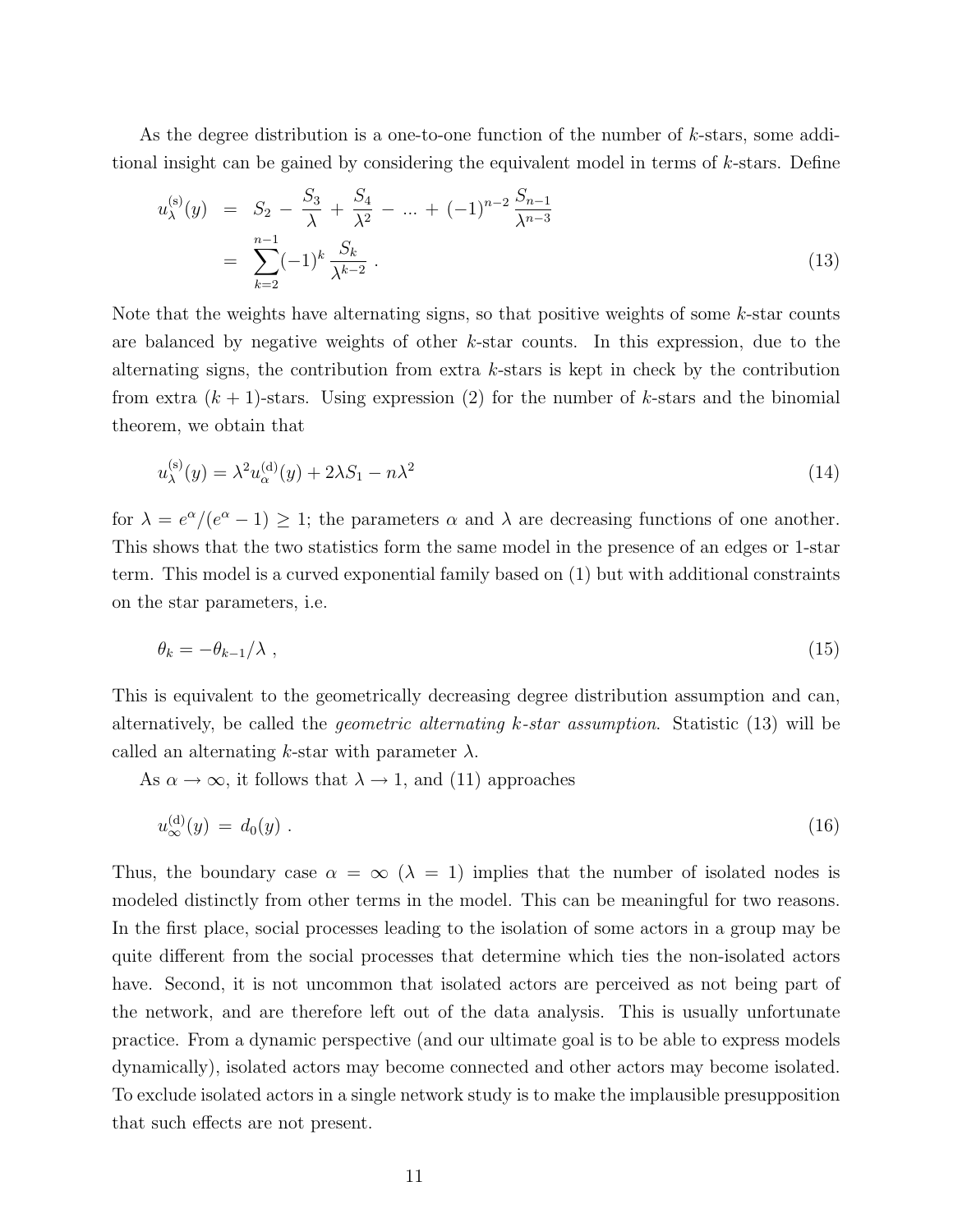As the degree distribution is a one-to-one function of the number of $k$-stars, some additional insight can be gained by considering the equivalent model in terms of $k$-stars. Define

$$
\begin{aligned}
u_\lambda^{(s)}(y) &= S_2 - \frac{S_3}{\lambda} + \frac{S_4}{\lambda^2} - \ldots + (-1)^{n-2} \frac{S_{n-1}}{\lambda^{n-3}} \\
&= \sum_{k=2}^{n-1} (-1)^k \frac{S_k}{\lambda^{k-2}} \, .
\end{aligned}
\tag{13}
$$

Note that the weights have alternating signs, so that positive weights of some $k$-star counts are balanced by negative weights of other $k$-star counts. In this expression, due to the alternating signs, the contribution from extra $k$-stars is kept in check by the contribution from extra $(k+1)$-stars. Using expression (2) for the number of $k$-stars and the binomial theorem, we obtain that

$$
u_\lambda^{(s)}(y) = \lambda^2 u_\alpha^{(d)}(y) + 2\lambda S_1 - n\lambda^2 \tag{14}
$$

for $\lambda = e^\alpha/(e^\alpha - 1) \geq 1$; the parameters $\alpha$ and $\lambda$ are decreasing functions of one another. This shows that the two statistics form the same model in the presence of an edges or 1-star term. This model is a curved exponential family based on (1) but with additional constraints on the star parameters, i.e.

$$
\theta_k = -\theta_{k-1}/\lambda \, , \tag{15}
$$

This is equivalent to the geometrically decreasing degree distribution assumption and can, alternatively, be called the *geometric alternating k-star assumption*. Statistic (13) will be called an alternating $k$-star with parameter $\lambda$.

As $\alpha \to \infty$, it follows that $\lambda \to 1$, and (11) approaches

$$
u_\infty^{(d)}(y) = d_0(y) \, . \tag{16}
$$

Thus, the boundary case $\alpha = \infty$ ($\lambda = 1$) implies that the number of isolated nodes is modeled distinctly from other terms in the model. This can be meaningful for two reasons. In the first place, social processes leading to the isolation of some actors in a group may be quite different from the social processes that determine which ties the non-isolated actors have. Second, it is not uncommon that isolated actors are perceived as not being part of the network, and are therefore left out of the data analysis. This is usually unfortunate practice. From a dynamic perspective (and our ultimate goal is to be able to express models dynamically), isolated actors may become connected and other actors may become isolated. To exclude isolated actors in a single network study is to make the implausible presupposition that such effects are not present.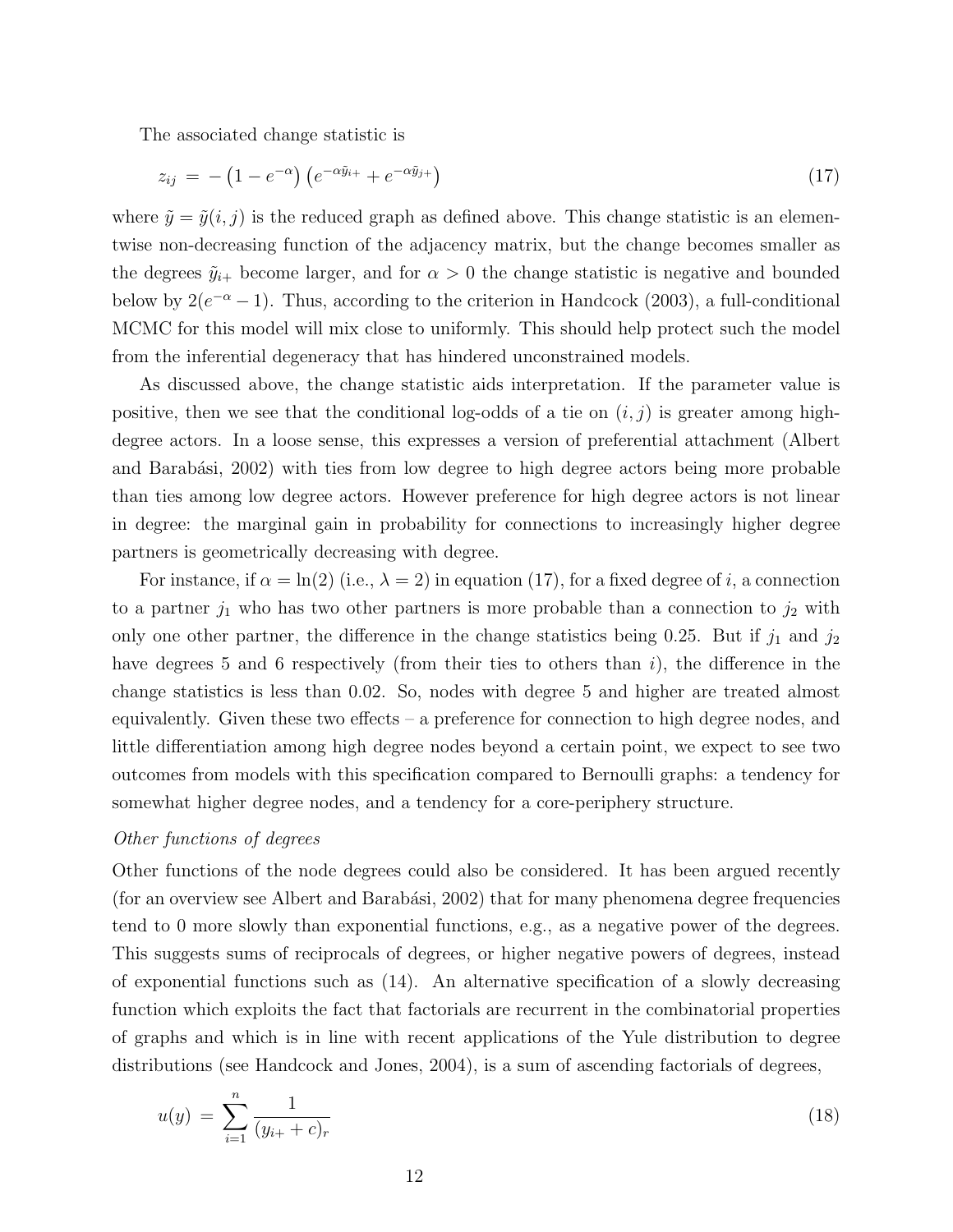The associated change statistic is

$$z_{ij} = -\left(1 - e^{-\alpha}\right)\left(e^{-\alpha \tilde{y}_{i+}} + e^{-\alpha \tilde{y}_{j+}}\right) \tag{17}$$

where $\tilde{y} = \tilde{y}(i,j)$ is the reduced graph as defined above. This change statistic is an elementwise non-decreasing function of the adjacency matrix, but the change becomes smaller as the degrees $\tilde{y}_{i+}$ become larger, and for $\alpha > 0$ the change statistic is negative and bounded below by $2(e^{-\alpha} - 1)$. Thus, according to the criterion in Handcock (2003), a full-conditional MCMC for this model will mix close to uniformly. This should help protect such the model from the inferential degeneracy that has hindered unconstrained models.

As discussed above, the change statistic aids interpretation. If the parameter value is positive, then we see that the conditional log-odds of a tie on $(i, j)$ is greater among high-degree actors. In a loose sense, this expresses a version of preferential attachment (Albert and Barabási, 2002) with ties from low degree to high degree actors being more probable than ties among low degree actors. However preference for high degree actors is not linear in degree: the marginal gain in probability for connections to increasingly higher degree partners is geometrically decreasing with degree.

For instance, if $\alpha = \ln(2)$ (i.e., $\lambda = 2$) in equation (17), for a fixed degree of $i$, a connection to a partner $j_1$ who has two other partners is more probable than a connection to $j_2$ with only one other partner, the difference in the change statistics being 0.25. But if $j_1$ and $j_2$ have degrees 5 and 6 respectively (from their ties to others than $i$), the difference in the change statistics is less than 0.02. So, nodes with degree 5 and higher are treated almost equivalently. Given these two effects – a preference for connection to high degree nodes, and little differentiation among high degree nodes beyond a certain point, we expect to see two outcomes from models with this specification compared to Bernoulli graphs: a tendency for somewhat higher degree nodes, and a tendency for a core-periphery structure.

*Other functions of degrees*

Other functions of the node degrees could also be considered. It has been argued recently (for an overview see Albert and Barabási, 2002) that for many phenomena degree frequencies tend to 0 more slowly than exponential functions, e.g., as a negative power of the degrees. This suggests sums of reciprocals of degrees, or higher negative powers of degrees, instead of exponential functions such as (14). An alternative specification of a slowly decreasing function which exploits the fact that factorials are recurrent in the combinatorial properties of graphs and which is in line with recent applications of the Yule distribution to degree distributions (see Handcock and Jones, 2004), is a sum of ascending factorials of degrees,

$$u(y) = \sum_{i=1}^{n} \frac{1}{(y_{i+} + c)_r} \tag{18}$$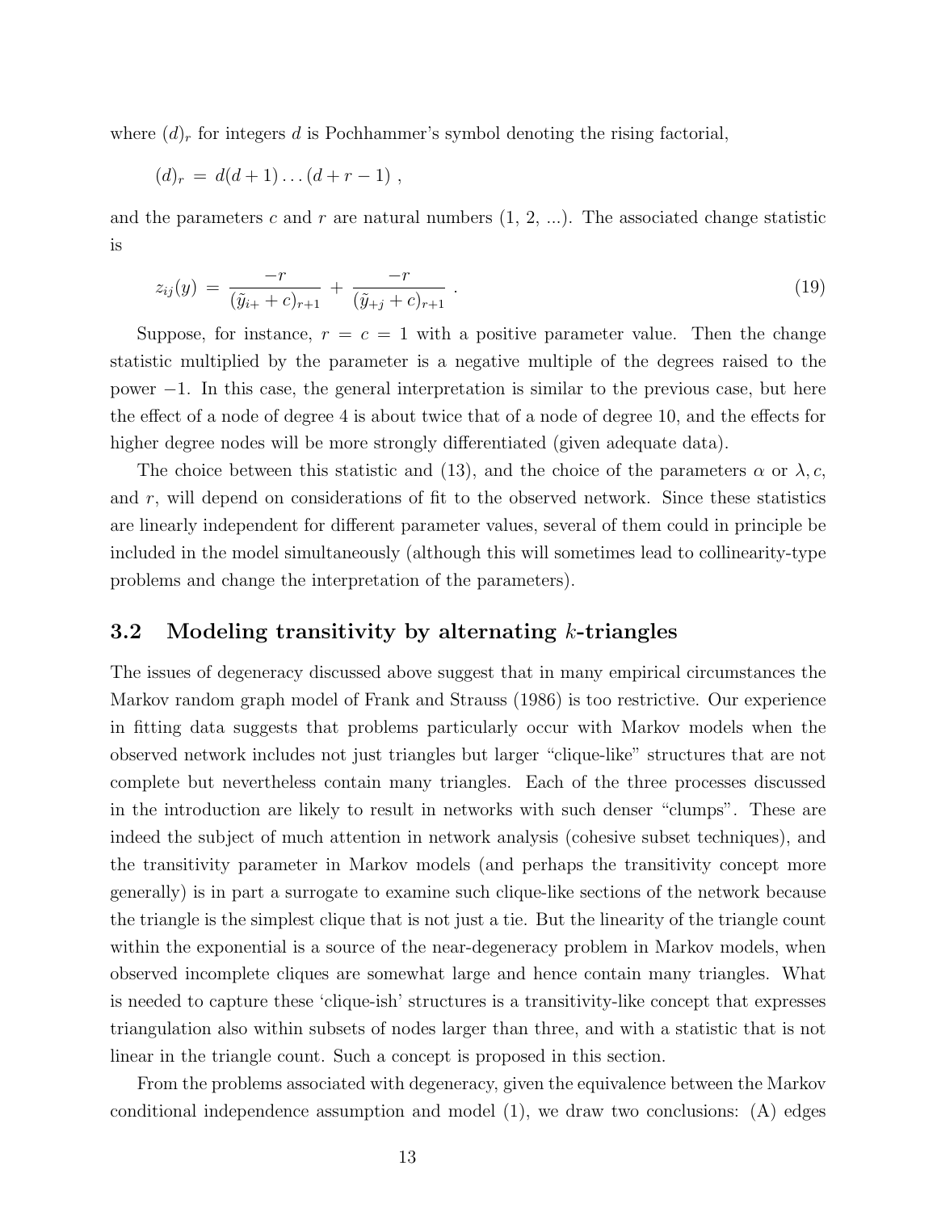where $(d)_r$ for integers $d$ is Pochhammer's symbol denoting the rising factorial,

$$(d)_r = d(d+1)\dots(d+r-1) ,$$

and the parameters $c$ and $r$ are natural numbers (1, 2, ...). The associated change statistic is

$$z_{ij}(y) = \frac{-r}{(\tilde{y}_{i+} + c)_{r+1}} + \frac{-r}{(\tilde{y}_{+j} + c)_{r+1}} . \tag{19}$$

Suppose, for instance, $r = c = 1$ with a positive parameter value. Then the change statistic multiplied by the parameter is a negative multiple of the degrees raised to the power $-1$. In this case, the general interpretation is similar to the previous case, but here the effect of a node of degree 4 is about twice that of a node of degree 10, and the effects for higher degree nodes will be more strongly differentiated (given adequate data).

The choice between this statistic and (13), and the choice of the parameters $\alpha$ or $\lambda, c$, and $r$, will depend on considerations of fit to the observed network. Since these statistics are linearly independent for different parameter values, several of them could in principle be included in the model simultaneously (although this will sometimes lead to collinearity-type problems and change the interpretation of the parameters).

## 3.2 Modeling transitivity by alternating $k$-triangles

The issues of degeneracy discussed above suggest that in many empirical circumstances the Markov random graph model of Frank and Strauss (1986) is too restrictive. Our experience in fitting data suggests that problems particularly occur with Markov models when the observed network includes not just triangles but larger "clique-like" structures that are not complete but nevertheless contain many triangles. Each of the three processes discussed in the introduction are likely to result in networks with such denser "clumps". These are indeed the subject of much attention in network analysis (cohesive subset techniques), and the transitivity parameter in Markov models (and perhaps the transitivity concept more generally) is in part a surrogate to examine such clique-like sections of the network because the triangle is the simplest clique that is not just a tie. But the linearity of the triangle count within the exponential is a source of the near-degeneracy problem in Markov models, when observed incomplete cliques are somewhat large and hence contain many triangles. What is needed to capture these 'clique-ish' structures is a transitivity-like concept that expresses triangulation also within subsets of nodes larger than three, and with a statistic that is not linear in the triangle count. Such a concept is proposed in this section.

From the problems associated with degeneracy, given the equivalence between the Markov conditional independence assumption and model (1), we draw two conclusions: (A) edges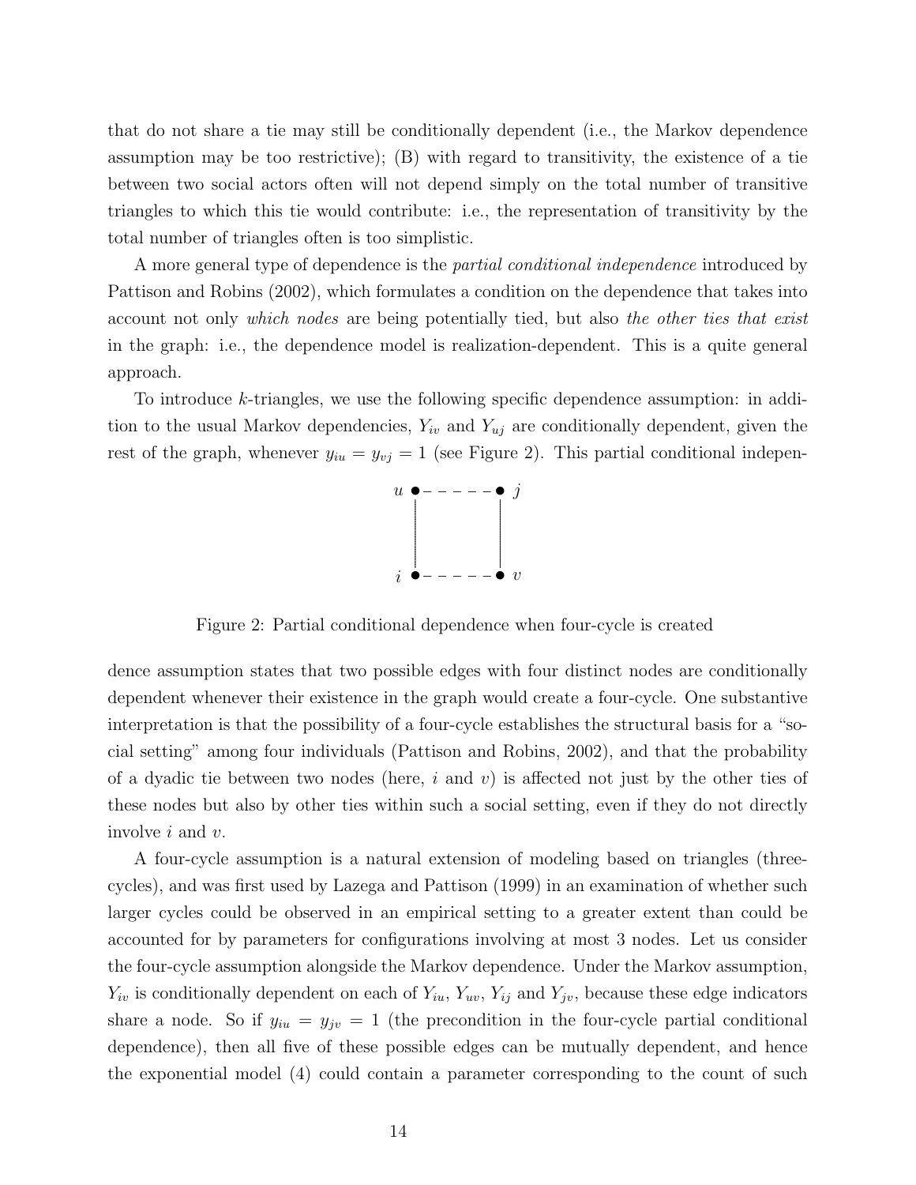that do not share a tie may still be conditionally dependent (i.e., the Markov dependence assumption may be too restrictive); (B) with regard to transitivity, the existence of a tie between two social actors often will not depend simply on the total number of transitive triangles to which this tie would contribute: i.e., the representation of transitivity by the total number of triangles often is too simplistic.

A more general type of dependence is the *partial conditional independence* introduced by Pattison and Robins (2002), which formulates a condition on the dependence that takes into account not only *which nodes* are being potentially tied, but also *the other ties that exist* in the graph: i.e., the dependence model is realization-dependent. This is a quite general approach.

To introduce $k$-triangles, we use the following specific dependence assumption: in addition to the usual Markov dependencies, $Y_{iv}$ and $Y_{uj}$ are conditionally dependent, given the rest of the graph, whenever $y_{iu} = y_{vj} = 1$ (see Figure 2). This partial conditional indepen-

Figure 2: Partial conditional dependence when four-cycle is created

dence assumption states that two possible edges with four distinct nodes are conditionally dependent whenever their existence in the graph would create a four-cycle. One substantive interpretation is that the possibility of a four-cycle establishes the structural basis for a "social setting" among four individuals (Pattison and Robins, 2002), and that the probability of a dyadic tie between two nodes (here, $i$ and $v$) is affected not just by the other ties of these nodes but also by other ties within such a social setting, even if they do not directly involve $i$ and $v$.

A four-cycle assumption is a natural extension of modeling based on triangles (three-cycles), and was first used by Lazega and Pattison (1999) in an examination of whether such larger cycles could be observed in an empirical setting to a greater extent than could be accounted for by parameters for configurations involving at most 3 nodes. Let us consider the four-cycle assumption alongside the Markov dependence. Under the Markov assumption, $Y_{iv}$ is conditionally dependent on each of $Y_{iu}$, $Y_{uv}$, $Y_{ij}$ and $Y_{jv}$, because these edge indicators share a node. So if $y_{iu} = y_{jv} = 1$ (the precondition in the four-cycle partial conditional dependence), then all five of these possible edges can be mutually dependent, and hence the exponential model (4) could contain a parameter corresponding to the count of such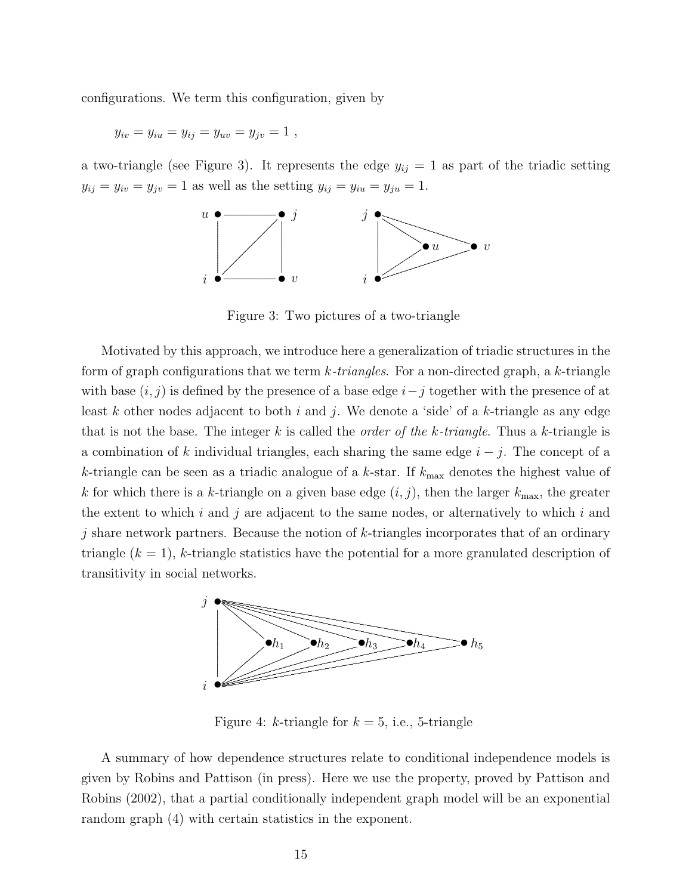configurations. We term this configuration, given by

$$y_{iv} = y_{iu} = y_{ij} = y_{uv} = y_{jv} = 1 \ ,$$

a two-triangle (see Figure 3). It represents the edge $y_{ij} = 1$ as part of the triadic setting $y_{ij} = y_{iv} = y_{jv} = 1$ as well as the setting $y_{ij} = y_{iu} = y_{ju} = 1$.

Figure 3: Two pictures of a two-triangle

Motivated by this approach, we introduce here a generalization of triadic structures in the form of graph configurations that we term *k-triangles*. For a non-directed graph, a $k$-triangle with base $(i, j)$ is defined by the presence of a base edge $i-j$ together with the presence of at least $k$ other nodes adjacent to both $i$ and $j$. We denote a 'side' of a $k$-triangle as any edge that is not the base. The integer $k$ is called the *order of the k-triangle*. Thus a $k$-triangle is a combination of $k$ individual triangles, each sharing the same edge $i - j$. The concept of a $k$-triangle can be seen as a triadic analogue of a $k$-star. If $k_{\max}$ denotes the highest value of $k$ for which there is a $k$-triangle on a given base edge $(i, j)$, then the larger $k_{\max}$, the greater the extent to which $i$ and $j$ are adjacent to the same nodes, or alternatively to which $i$ and $j$ share network partners. Because the notion of $k$-triangles incorporates that of an ordinary triangle ($k = 1$), $k$-triangle statistics have the potential for a more granulated description of transitivity in social networks.

Figure 4: $k$-triangle for $k = 5$, i.e., 5-triangle

A summary of how dependence structures relate to conditional independence models is given by Robins and Pattison (in press). Here we use the property, proved by Pattison and Robins (2002), that a partial conditionally independent graph model will be an exponential random graph (4) with certain statistics in the exponent.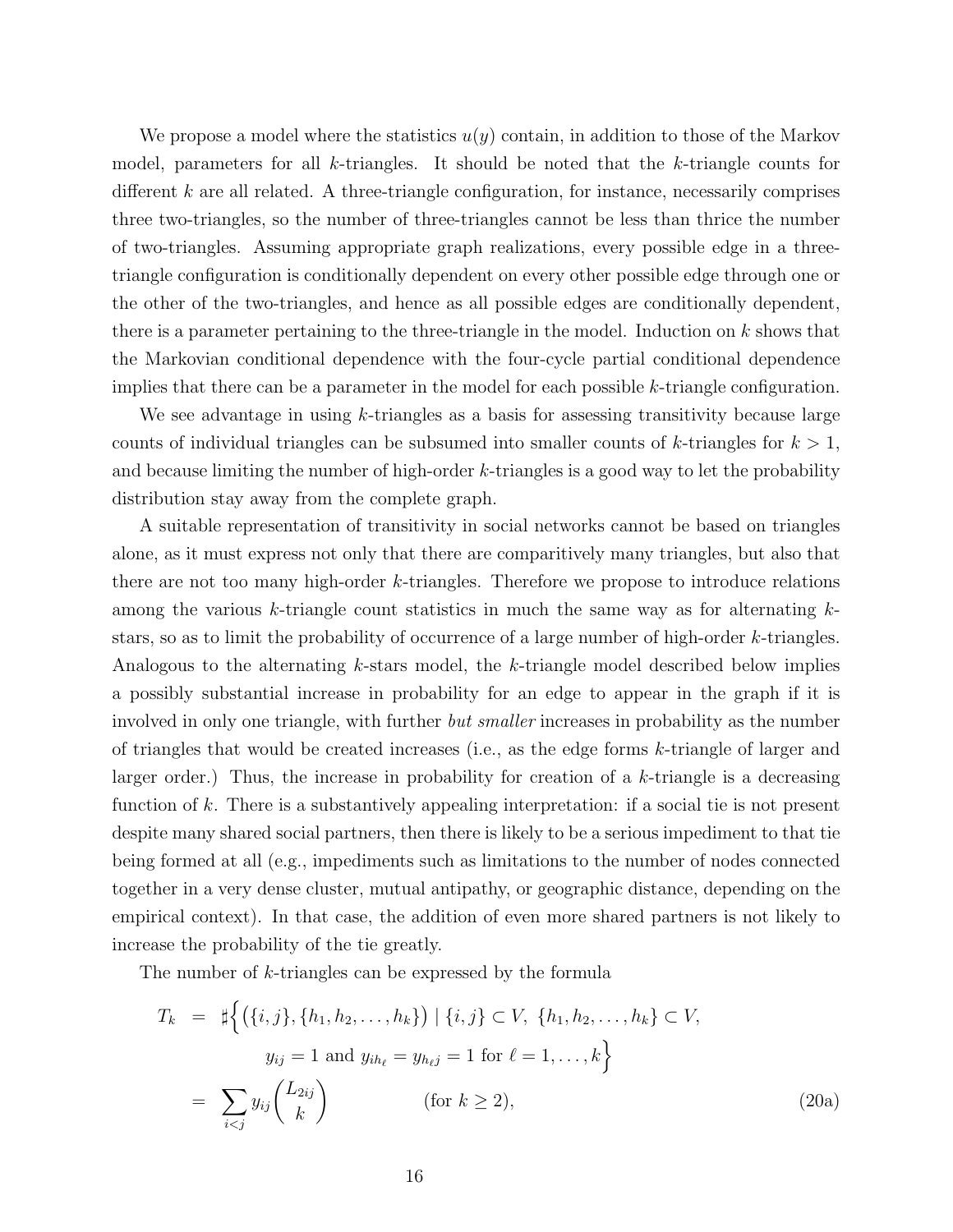We propose a model where the statistics $u(y)$ contain, in addition to those of the Markov model, parameters for all $k$-triangles. It should be noted that the $k$-triangle counts for different $k$ are all related. A three-triangle configuration, for instance, necessarily comprises three two-triangles, so the number of three-triangles cannot be less than thrice the number of two-triangles. Assuming appropriate graph realizations, every possible edge in a three-triangle configuration is conditionally dependent on every other possible edge through one or the other of the two-triangles, and hence as all possible edges are conditionally dependent, there is a parameter pertaining to the three-triangle in the model. Induction on $k$ shows that the Markovian conditional dependence with the four-cycle partial conditional dependence implies that there can be a parameter in the model for each possible $k$-triangle configuration.

We see advantage in using $k$-triangles as a basis for assessing transitivity because large counts of individual triangles can be subsumed into smaller counts of $k$-triangles for $k > 1$, and because limiting the number of high-order $k$-triangles is a good way to let the probability distribution stay away from the complete graph.

A suitable representation of transitivity in social networks cannot be based on triangles alone, as it must express not only that there are comparitively many triangles, but also that there are not too many high-order $k$-triangles. Therefore we propose to introduce relations among the various $k$-triangle count statistics in much the same way as for alternating $k$-stars, so as to limit the probability of occurrence of a large number of high-order $k$-triangles. Analogous to the alternating $k$-stars model, the $k$-triangle model described below implies a possibly substantial increase in probability for an edge to appear in the graph if it is involved in only one triangle, with further *but smaller* increases in probability as the number of triangles that would be created increases (i.e., as the edge forms $k$-triangle of larger and larger order.) Thus, the increase in probability for creation of a $k$-triangle is a decreasing function of $k$. There is a substantively appealing interpretation: if a social tie is not present despite many shared social partners, then there is likely to be a serious impediment to that tie being formed at all (e.g., impediments such as limitations to the number of nodes connected together in a very dense cluster, mutual antipathy, or geographic distance, depending on the empirical context). In that case, the addition of even more shared partners is not likely to increase the probability of the tie greatly.

The number of $k$-triangles can be expressed by the formula

$$
\begin{aligned}
T_k &= \sharp\Big\{ \big(\{i,j\}, \{h_1, h_2, \ldots, h_k\}\big) \mid \{i,j\} \subset V,\ \{h_1, h_2, \ldots, h_k\} \subset V, \\
&\qquad\quad y_{ij} = 1 \text{ and } y_{ih_\ell} = y_{h_\ell j} = 1 \text{ for } \ell = 1, \ldots, k \Big\} \\
&= \sum_{i<j} y_{ij} \binom{L_{2ij}}{k} \qquad\qquad (\text{for } k \geq 2), \qquad\qquad (20a)
\end{aligned}
$$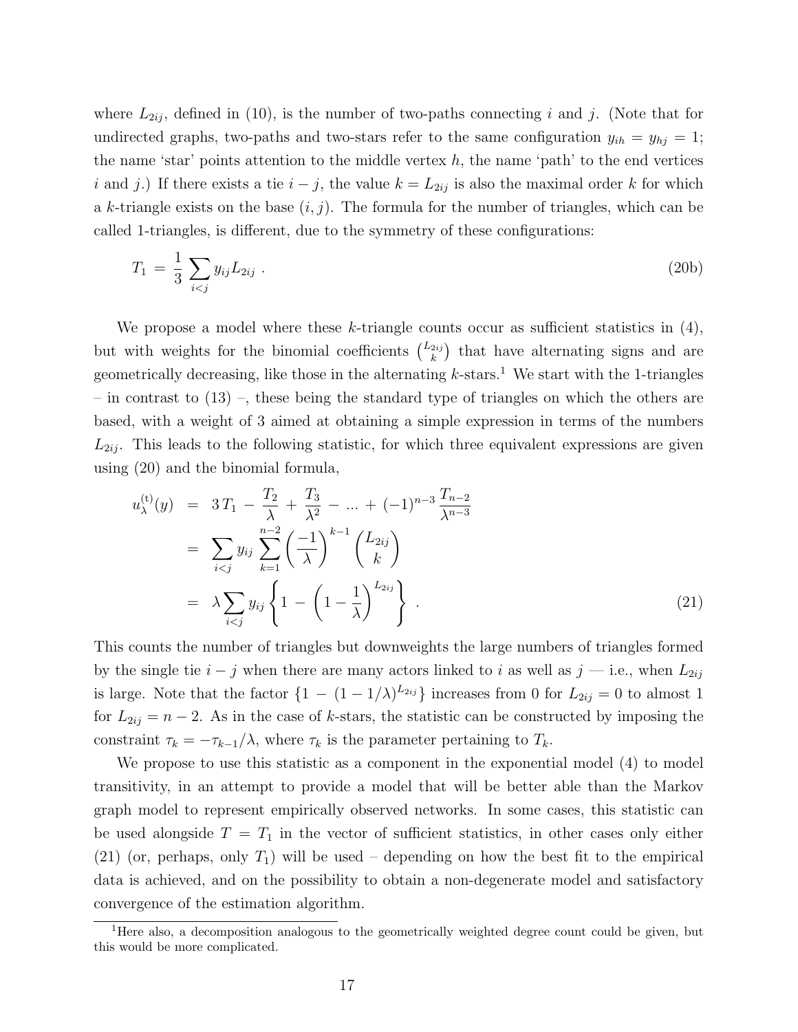where $L_{2ij}$, defined in (10), is the number of two-paths connecting $i$ and $j$. (Note that for undirected graphs, two-paths and two-stars refer to the same configuration $y_{ih} = y_{hj} = 1$; the name 'star' points attention to the middle vertex $h$, the name 'path' to the end vertices $i$ and $j$.) If there exists a tie $i - j$, the value $k = L_{2ij}$ is also the maximal order $k$ for which a $k$-triangle exists on the base $(i, j)$. The formula for the number of triangles, which can be called 1-triangles, is different, due to the symmetry of these configurations:

$$T_1 \,=\, \frac{1}{3} \sum_{i<j} y_{ij} L_{2ij} \; . \tag{20b}$$

We propose a model where these $k$-triangle counts occur as sufficient statistics in (4), but with weights for the binomial coefficients $\binom{L_{2ij}}{k}$ that have alternating signs and are geometrically decreasing, like those in the alternating $k$-stars.[1] We start with the 1-triangles – in contrast to (13) –, these being the standard type of triangles on which the others are based, with a weight of 3 aimed at obtaining a simple expression in terms of the numbers $L_{2ij}$. This leads to the following statistic, for which three equivalent expressions are given using (20) and the binomial formula,

$$\begin{aligned} u_\lambda^{(\mathrm{t})}(y) \;&=\; 3\,T_1 \,-\, \frac{T_2}{\lambda} \,+\, \frac{T_3}{\lambda^2} \,-\, ... \,+\, (-1)^{n-3}\,\frac{T_{n-2}}{\lambda^{n-3}} \\ &=\; \sum_{i<j} y_{ij} \sum_{k=1}^{n-2} \left(\frac{-1}{\lambda}\right)^{k-1} \binom{L_{2ij}}{k} \\ &=\; \lambda \sum_{i<j} y_{ij} \left\{ 1 \,-\, \left(1 - \frac{1}{\lambda}\right)^{L_{2ij}} \right\} \; . \end{aligned} \tag{21}$$

This counts the number of triangles but downweights the large numbers of triangles formed by the single tie $i - j$ when there are many actors linked to $i$ as well as $j$ — i.e., when $L_{2ij}$ is large. Note that the factor $\{1 \,-\, (1 - 1/\lambda)^{L_{2ij}}\}$ increases from 0 for $L_{2ij} = 0$ to almost 1 for $L_{2ij} = n - 2$. As in the case of $k$-stars, the statistic can be constructed by imposing the constraint $\tau_k = -\tau_{k-1}/\lambda$, where $\tau_k$ is the parameter pertaining to $T_k$.

We propose to use this statistic as a component in the exponential model (4) to model transitivity, in an attempt to provide a model that will be better able than the Markov graph model to represent empirically observed networks. In some cases, this statistic can be used alongside $T = T_1$ in the vector of sufficient statistics, in other cases only either (21) (or, perhaps, only $T_1$) will be used – depending on how the best fit to the empirical data is achieved, and on the possibility to obtain a non-degenerate model and satisfactory convergence of the estimation algorithm.

[1] Here also, a decomposition analogous to the geometrically weighted degree count could be given, but this would be more complicated.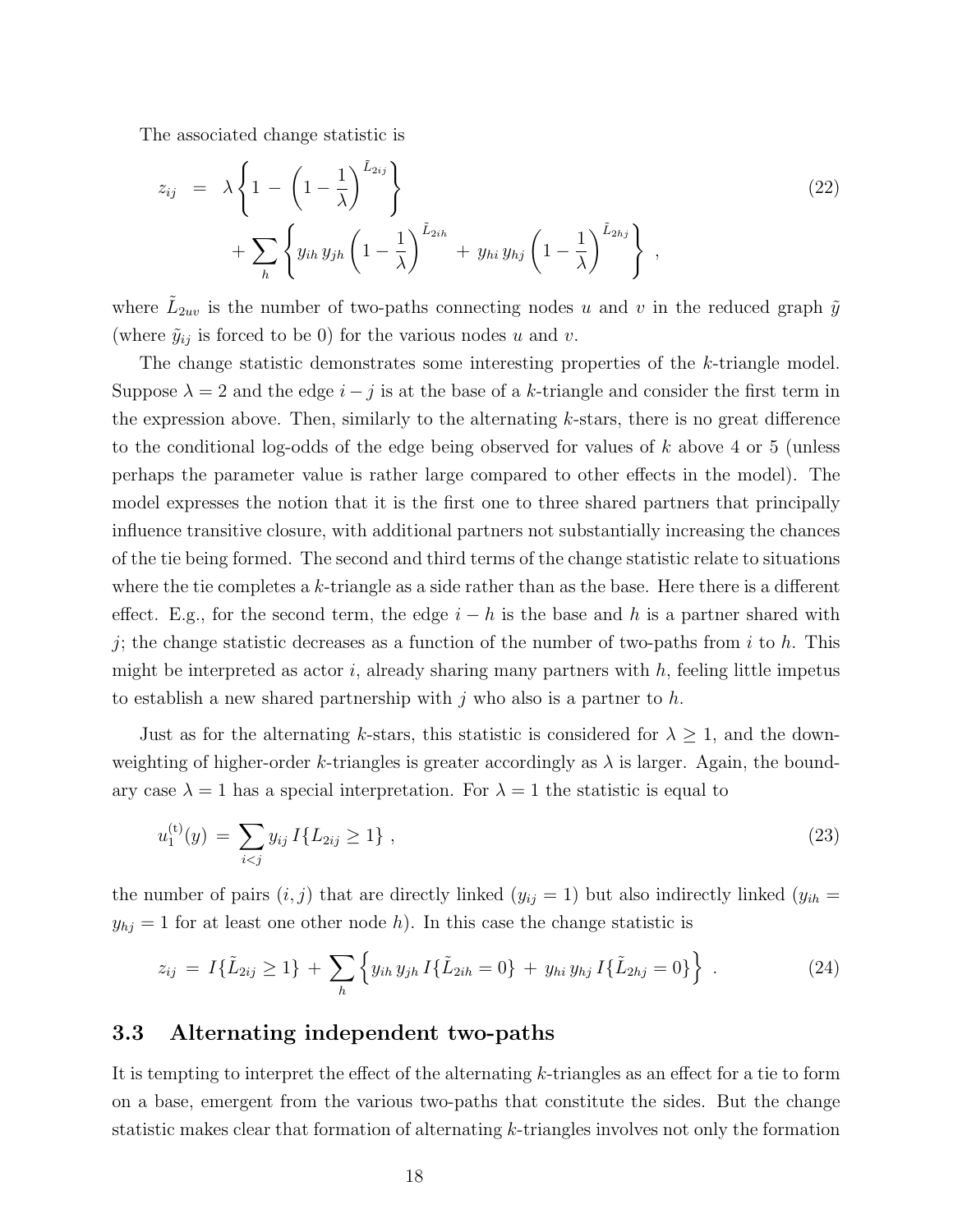The associated change statistic is

$$
\begin{aligned}
z_{ij} \;&=\; \lambda \left\{ 1 \,-\, \left( 1 - \frac{1}{\lambda} \right)^{\tilde{L}_{2ij}} \right\} \\
&\quad + \sum_h \left\{ y_{ih}\, y_{jh} \left( 1 - \frac{1}{\lambda} \right)^{\tilde{L}_{2ih}} \,+\, y_{hi}\, y_{hj} \left( 1 - \frac{1}{\lambda} \right)^{\tilde{L}_{2hj}} \right\} \;,
\end{aligned}
\tag{22}
$$

where $\tilde{L}_{2uv}$ is the number of two-paths connecting nodes $u$ and $v$ in the reduced graph $\tilde{y}$ (where $\tilde{y}_{ij}$ is forced to be 0) for the various nodes $u$ and $v$.

The change statistic demonstrates some interesting properties of the $k$-triangle model. Suppose $\lambda = 2$ and the edge $i - j$ is at the base of a $k$-triangle and consider the first term in the expression above. Then, similarly to the alternating $k$-stars, there is no great difference to the conditional log-odds of the edge being observed for values of $k$ above 4 or 5 (unless perhaps the parameter value is rather large compared to other effects in the model). The model expresses the notion that it is the first one to three shared partners that principally influence transitive closure, with additional partners not substantially increasing the chances of the tie being formed. The second and third terms of the change statistic relate to situations where the tie completes a $k$-triangle as a side rather than as the base. Here there is a different effect. E.g., for the second term, the edge $i - h$ is the base and $h$ is a partner shared with $j$; the change statistic decreases as a function of the number of two-paths from $i$ to $h$. This might be interpreted as actor $i$, already sharing many partners with $h$, feeling little impetus to establish a new shared partnership with $j$ who also is a partner to $h$.

Just as for the alternating $k$-stars, this statistic is considered for $\lambda \geq 1$, and the down-weighting of higher-order $k$-triangles is greater accordingly as $\lambda$ is larger. Again, the boundary case $\lambda = 1$ has a special interpretation. For $\lambda = 1$ the statistic is equal to

$$
u_1^{(\mathrm{t})}(y) \;=\; \sum_{i<j} y_{ij}\, I\{L_{2ij} \geq 1\} \;, \tag{23}
$$

the number of pairs $(i, j)$ that are directly linked ($y_{ij} = 1$) but also indirectly linked ($y_{ih} = y_{hj} = 1$ for at least one other node $h$). In this case the change statistic is

$$
z_{ij} \;=\; I\{\tilde{L}_{2ij} \geq 1\} \;+\; \sum_h \Big\{ y_{ih}\, y_{jh}\, I\{\tilde{L}_{2ih} = 0\} \;+\; y_{hi}\, y_{hj}\, I\{\tilde{L}_{2hj} = 0\} \Big\} \;. \tag{24}
$$

## 3.3 Alternating independent two-paths

It is tempting to interpret the effect of the alternating $k$-triangles as an effect for a tie to form on a base, emergent from the various two-paths that constitute the sides. But the change statistic makes clear that formation of alternating $k$-triangles involves not only the formation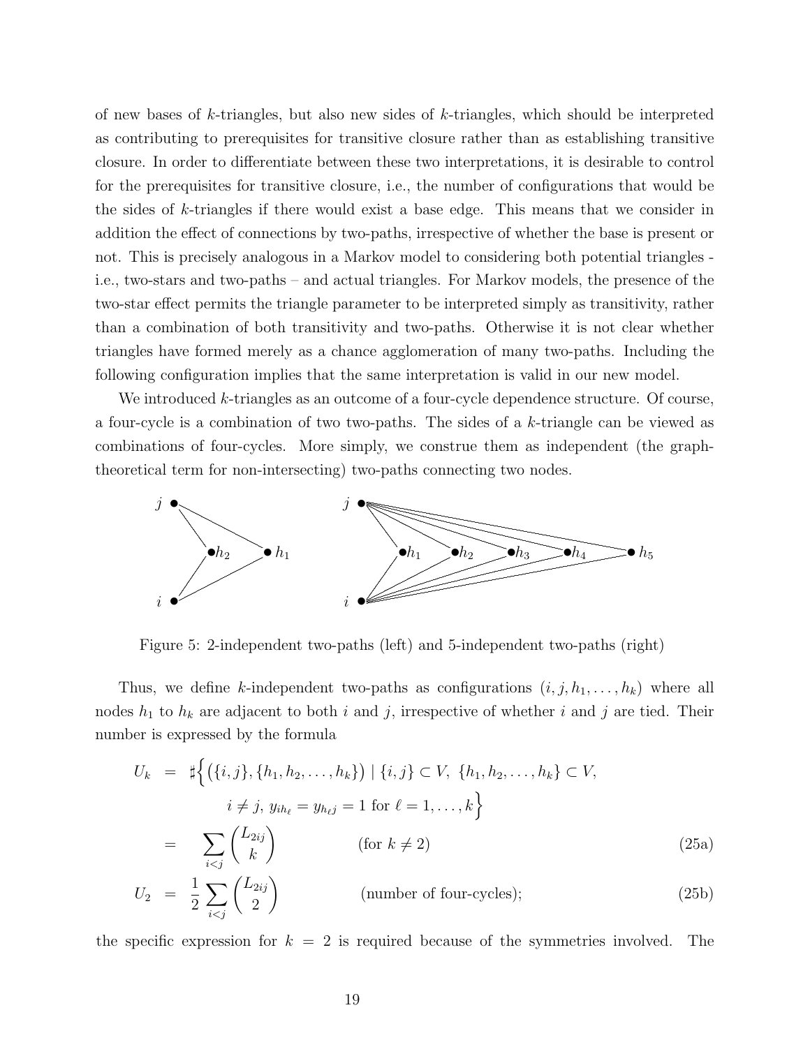of new bases of $k$-triangles, but also new sides of $k$-triangles, which should be interpreted as contributing to prerequisites for transitive closure rather than as establishing transitive closure. In order to differentiate between these two interpretations, it is desirable to control for the prerequisites for transitive closure, i.e., the number of configurations that would be the sides of $k$-triangles if there would exist a base edge. This means that we consider in addition the effect of connections by two-paths, irrespective of whether the base is present or not. This is precisely analogous in a Markov model to considering both potential triangles - i.e., two-stars and two-paths – and actual triangles. For Markov models, the presence of the two-star effect permits the triangle parameter to be interpreted simply as transitivity, rather than a combination of both transitivity and two-paths. Otherwise it is not clear whether triangles have formed merely as a chance agglomeration of many two-paths. Including the following configuration implies that the same interpretation is valid in our new model.

We introduced $k$-triangles as an outcome of a four-cycle dependence structure. Of course, a four-cycle is a combination of two two-paths. The sides of a $k$-triangle can be viewed as combinations of four-cycles. More simply, we construe them as independent (the graph-theoretical term for non-intersecting) two-paths connecting two nodes.

Figure 5: 2-independent two-paths (left) and 5-independent two-paths (right)

Thus, we define $k$-independent two-paths as configurations $(i, j, h_1, \ldots, h_k)$ where all nodes $h_1$ to $h_k$ are adjacent to both $i$ and $j$, irrespective of whether $i$ and $j$ are tied. Their number is expressed by the formula

$$U_k = \sharp\Big\{ \big(\{i,j\}, \{h_1, h_2, \ldots, h_k\}\big) \mid \{i,j\} \subset V,\ \{h_1, h_2, \ldots, h_k\} \subset V,$$
$$i \neq j,\ y_{ih_\ell} = y_{h_\ell j} = 1 \text{ for } \ell = 1, \ldots, k \Big\}$$
$$= \sum_{i<j} \binom{L_{2ij}}{k} \qquad \text{(for } k \neq 2\text{)} \tag{25a}$$
$$U_2 = \frac{1}{2} \sum_{i<j} \binom{L_{2ij}}{2} \qquad \text{(number of four-cycles);} \tag{25b}$$

the specific expression for $k = 2$ is required because of the symmetries involved. The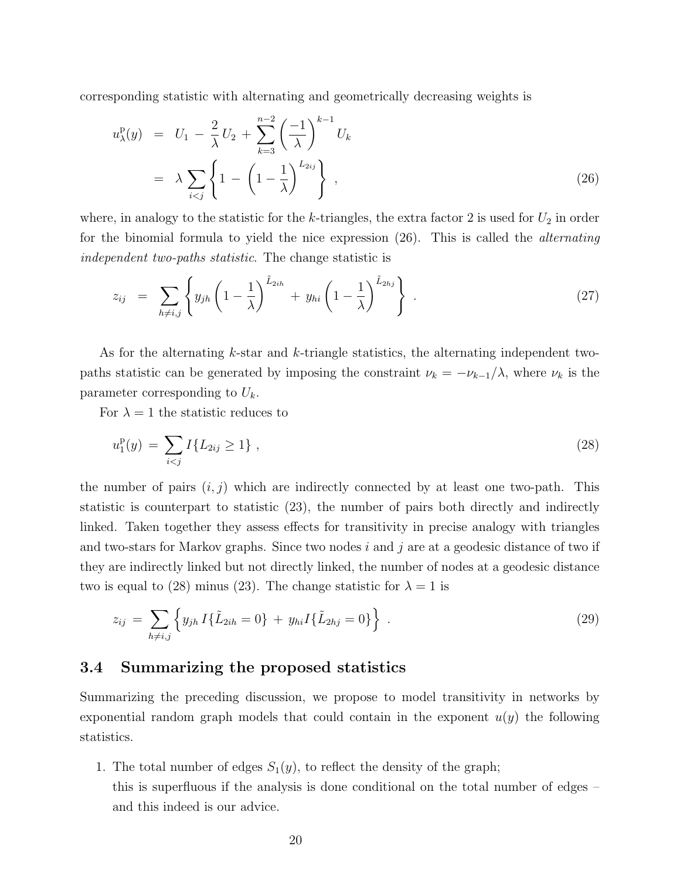corresponding statistic with alternating and geometrically decreasing weights is

$$
\begin{aligned}
u^{\mathrm{p}}_{\lambda}(y) &= U_1 - \frac{2}{\lambda}\,U_2 + \sum_{k=3}^{n-2}\left(\frac{-1}{\lambda}\right)^{k-1} U_k \\
&= \lambda \sum_{i<j}\left\{1 - \left(1 - \frac{1}{\lambda}\right)^{L_{2ij}}\right\} \ ,
\end{aligned}
\tag{26}
$$

where, in analogy to the statistic for the $k$-triangles, the extra factor 2 is used for $U_2$ in order for the binomial formula to yield the nice expression (26). This is called the *alternating independent two-paths statistic*. The change statistic is

$$
z_{ij} = \sum_{h\neq i,j}\left\{y_{jh}\left(1 - \frac{1}{\lambda}\right)^{\tilde{L}_{2ih}} + y_{hi}\left(1 - \frac{1}{\lambda}\right)^{\tilde{L}_{2hj}}\right\} \ . \tag{27}
$$

As for the alternating $k$-star and $k$-triangle statistics, the alternating independent two-paths statistic can be generated by imposing the constraint $\nu_k = -\nu_{k-1}/\lambda$, where $\nu_k$ is the parameter corresponding to $U_k$.

For $\lambda = 1$ the statistic reduces to

$$
u^{\mathrm{p}}_{1}(y) = \sum_{i<j} I\{L_{2ij} \geq 1\} \ , \tag{28}
$$

the number of pairs $(i, j)$ which are indirectly connected by at least one two-path. This statistic is counterpart to statistic (23), the number of pairs both directly and indirectly linked. Taken together they assess effects for transitivity in precise analogy with triangles and two-stars for Markov graphs. Since two nodes $i$ and $j$ are at a geodesic distance of two if they are indirectly linked but not directly linked, the number of nodes at a geodesic distance two is equal to (28) minus (23). The change statistic for $\lambda = 1$ is

$$
z_{ij} = \sum_{h\neq i,j}\left\{y_{jh}\, I\{\tilde{L}_{2ih} = 0\} + y_{hi} I\{\tilde{L}_{2hj} = 0\}\right\} \ . \tag{29}
$$

### 3.4 Summarizing the proposed statistics

Summarizing the preceding discussion, we propose to model transitivity in networks by exponential random graph models that could contain in the exponent $u(y)$ the following statistics.

1. The total number of edges $S_1(y)$, to reflect the density of the graph;
   this is superfluous if the analysis is done conditional on the total number of edges – and this indeed is our advice.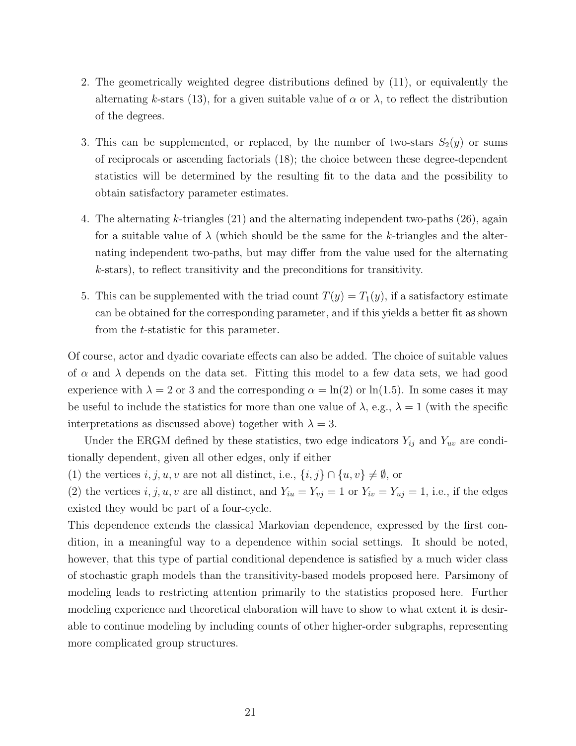2. The geometrically weighted degree distributions defined by (11), or equivalently the alternating $k$-stars (13), for a given suitable value of $\alpha$ or $\lambda$, to reflect the distribution of the degrees.

3. This can be supplemented, or replaced, by the number of two-stars $S_2(y)$ or sums of reciprocals or ascending factorials (18); the choice between these degree-dependent statistics will be determined by the resulting fit to the data and the possibility to obtain satisfactory parameter estimates.

4. The alternating $k$-triangles (21) and the alternating independent two-paths (26), again for a suitable value of $\lambda$ (which should be the same for the $k$-triangles and the alternating independent two-paths, but may differ from the value used for the alternating $k$-stars), to reflect transitivity and the preconditions for transitivity.

5. This can be supplemented with the triad count $T(y) = T_1(y)$, if a satisfactory estimate can be obtained for the corresponding parameter, and if this yields a better fit as shown from the $t$-statistic for this parameter.

Of course, actor and dyadic covariate effects can also be added. The choice of suitable values of $\alpha$ and $\lambda$ depends on the data set. Fitting this model to a few data sets, we had good experience with $\lambda = 2$ or 3 and the corresponding $\alpha = \ln(2)$ or $\ln(1.5)$. In some cases it may be useful to include the statistics for more than one value of $\lambda$, e.g., $\lambda = 1$ (with the specific interpretations as discussed above) together with $\lambda = 3$.

Under the ERGM defined by these statistics, two edge indicators $Y_{ij}$ and $Y_{uv}$ are conditionally dependent, given all other edges, only if either

(1) the vertices $i, j, u, v$ are not all distinct, i.e., $\{i, j\} \cap \{u, v\} \neq \emptyset$, or

(2) the vertices $i, j, u, v$ are all distinct, and $Y_{iu} = Y_{vj} = 1$ or $Y_{iv} = Y_{uj} = 1$, i.e., if the edges existed they would be part of a four-cycle.

This dependence extends the classical Markovian dependence, expressed by the first condition, in a meaningful way to a dependence within social settings. It should be noted, however, that this type of partial conditional dependence is satisfied by a much wider class of stochastic graph models than the transitivity-based models proposed here. Parsimony of modeling leads to restricting attention primarily to the statistics proposed here. Further modeling experience and theoretical elaboration will have to show to what extent it is desirable to continue modeling by including counts of other higher-order subgraphs, representing more complicated group structures.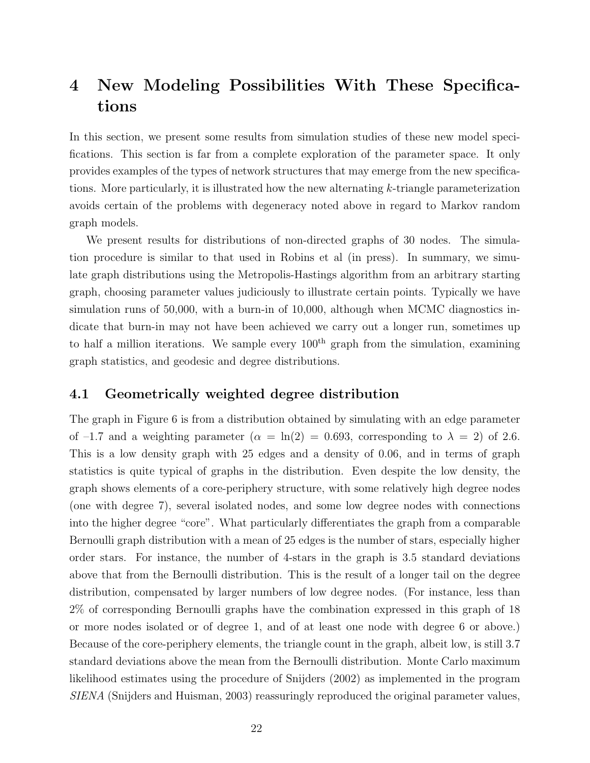# 4 New Modeling Possibilities With These Specifications

In this section, we present some results from simulation studies of these new model specifications. This section is far from a complete exploration of the parameter space. It only provides examples of the types of network structures that may emerge from the new specifications. More particularly, it is illustrated how the new alternating $k$-triangle parameterization avoids certain of the problems with degeneracy noted above in regard to Markov random graph models.

We present results for distributions of non-directed graphs of 30 nodes. The simulation procedure is similar to that used in Robins et al (in press). In summary, we simulate graph distributions using the Metropolis-Hastings algorithm from an arbitrary starting graph, choosing parameter values judiciously to illustrate certain points. Typically we have simulation runs of 50,000, with a burn-in of 10,000, although when MCMC diagnostics indicate that burn-in may not have been achieved we carry out a longer run, sometimes up to half a million iterations. We sample every 100$^{\text{th}}$ graph from the simulation, examining graph statistics, and geodesic and degree distributions.

## 4.1 Geometrically weighted degree distribution

The graph in Figure 6 is from a distribution obtained by simulating with an edge parameter of –1.7 and a weighting parameter ($\alpha = \ln(2) = 0.693$, corresponding to $\lambda = 2$) of 2.6. This is a low density graph with 25 edges and a density of 0.06, and in terms of graph statistics is quite typical of graphs in the distribution. Even despite the low density, the graph shows elements of a core-periphery structure, with some relatively high degree nodes (one with degree 7), several isolated nodes, and some low degree nodes with connections into the higher degree "core". What particularly differentiates the graph from a comparable Bernoulli graph distribution with a mean of 25 edges is the number of stars, especially higher order stars. For instance, the number of 4-stars in the graph is 3.5 standard deviations above that from the Bernoulli distribution. This is the result of a longer tail on the degree distribution, compensated by larger numbers of low degree nodes. (For instance, less than 2% of corresponding Bernoulli graphs have the combination expressed in this graph of 18 or more nodes isolated or of degree 1, and of at least one node with degree 6 or above.) Because of the core-periphery elements, the triangle count in the graph, albeit low, is still 3.7 standard deviations above the mean from the Bernoulli distribution. Monte Carlo maximum likelihood estimates using the procedure of Snijders (2002) as implemented in the program *SIENA* (Snijders and Huisman, 2003) reassuringly reproduced the original parameter values,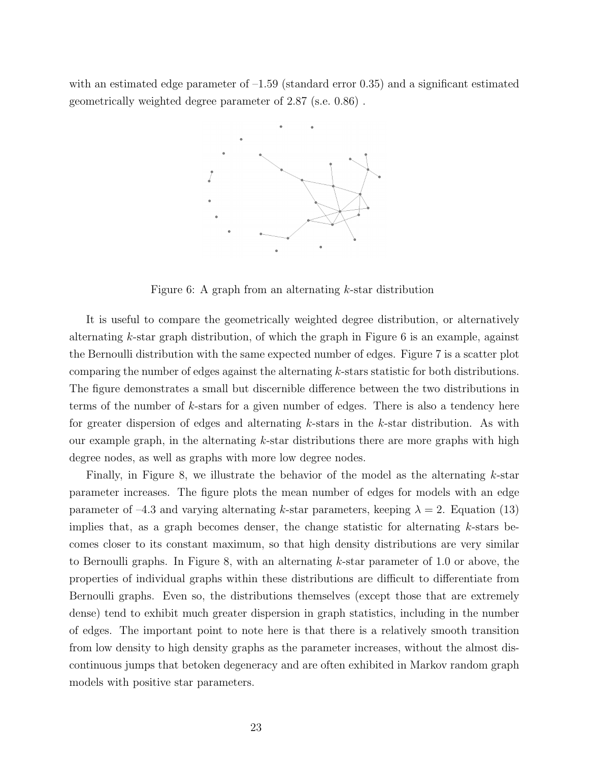with an estimated edge parameter of –1.59 (standard error 0.35) and a significant estimated geometrically weighted degree parameter of 2.87 (s.e. 0.86) .

Figure 6: A graph from an alternating $k$-star distribution

It is useful to compare the geometrically weighted degree distribution, or alternatively alternating $k$-star graph distribution, of which the graph in Figure 6 is an example, against the Bernoulli distribution with the same expected number of edges. Figure 7 is a scatter plot comparing the number of edges against the alternating $k$-stars statistic for both distributions. The figure demonstrates a small but discernible difference between the two distributions in terms of the number of $k$-stars for a given number of edges. There is also a tendency here for greater dispersion of edges and alternating $k$-stars in the $k$-star distribution. As with our example graph, in the alternating $k$-star distributions there are more graphs with high degree nodes, as well as graphs with more low degree nodes.

Finally, in Figure 8, we illustrate the behavior of the model as the alternating $k$-star parameter increases. The figure plots the mean number of edges for models with an edge parameter of –4.3 and varying alternating $k$-star parameters, keeping $\lambda = 2$. Equation (13) implies that, as a graph becomes denser, the change statistic for alternating $k$-stars becomes closer to its constant maximum, so that high density distributions are very similar to Bernoulli graphs. In Figure 8, with an alternating $k$-star parameter of 1.0 or above, the properties of individual graphs within these distributions are difficult to differentiate from Bernoulli graphs. Even so, the distributions themselves (except those that are extremely dense) tend to exhibit much greater dispersion in graph statistics, including in the number of edges. The important point to note here is that there is a relatively smooth transition from low density to high density graphs as the parameter increases, without the almost discontinuous jumps that betoken degeneracy and are often exhibited in Markov random graph models with positive star parameters.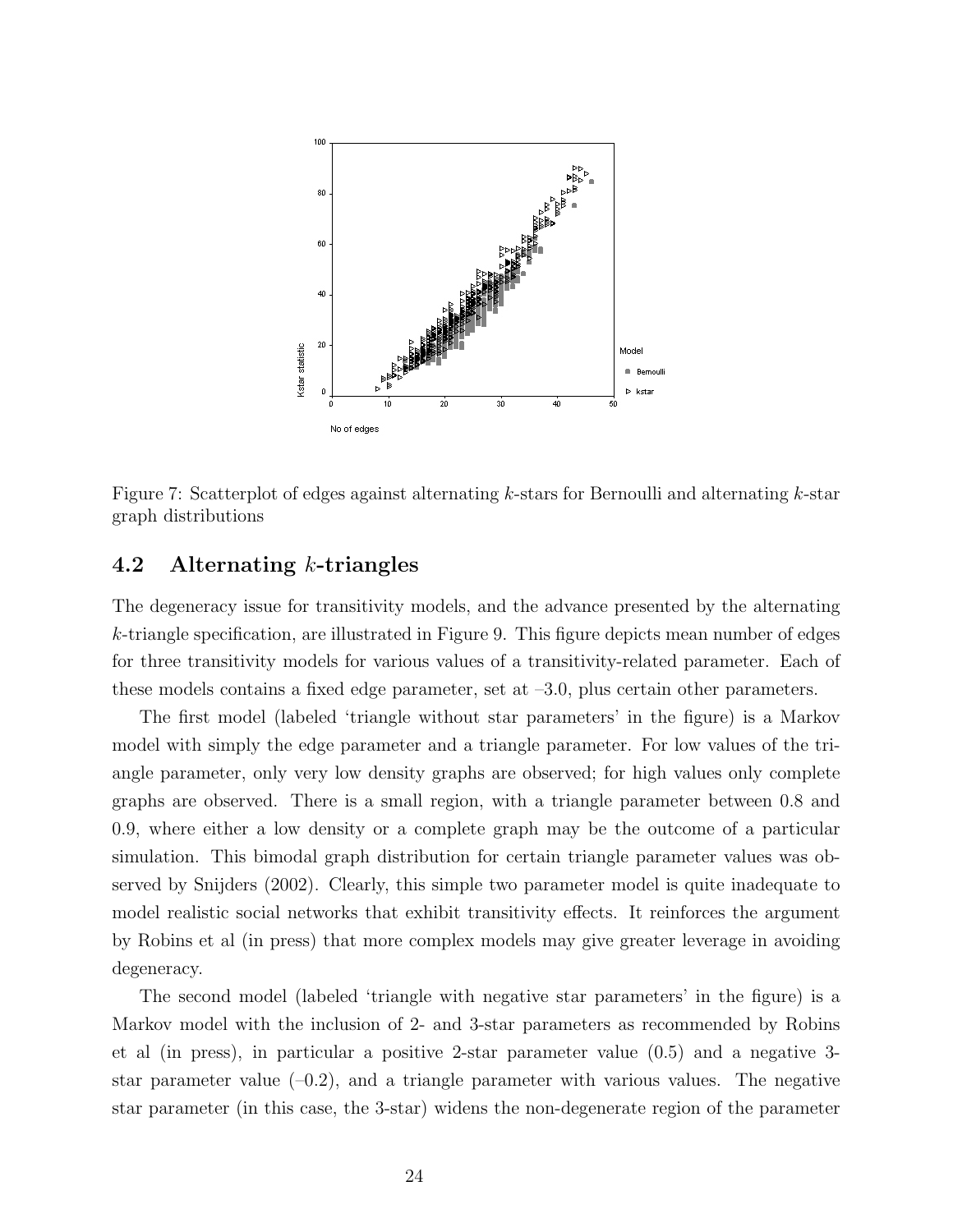Figure 7: Scatterplot of edges against alternating $k$-stars for Bernoulli and alternating $k$-star graph distributions

## 4.2 Alternating $k$-triangles

The degeneracy issue for transitivity models, and the advance presented by the alternating $k$-triangle specification, are illustrated in Figure 9. This figure depicts mean number of edges for three transitivity models for various values of a transitivity-related parameter. Each of these models contains a fixed edge parameter, set at –3.0, plus certain other parameters.

The first model (labeled 'triangle without star parameters' in the figure) is a Markov model with simply the edge parameter and a triangle parameter. For low values of the triangle parameter, only very low density graphs are observed; for high values only complete graphs are observed. There is a small region, with a triangle parameter between 0.8 and 0.9, where either a low density or a complete graph may be the outcome of a particular simulation. This bimodal graph distribution for certain triangle parameter values was observed by Snijders (2002). Clearly, this simple two parameter model is quite inadequate to model realistic social networks that exhibit transitivity effects. It reinforces the argument by Robins et al (in press) that more complex models may give greater leverage in avoiding degeneracy.

The second model (labeled 'triangle with negative star parameters' in the figure) is a Markov model with the inclusion of 2- and 3-star parameters as recommended by Robins et al (in press), in particular a positive 2-star parameter value (0.5) and a negative 3-star parameter value (–0.2), and a triangle parameter with various values. The negative star parameter (in this case, the 3-star) widens the non-degenerate region of the parameter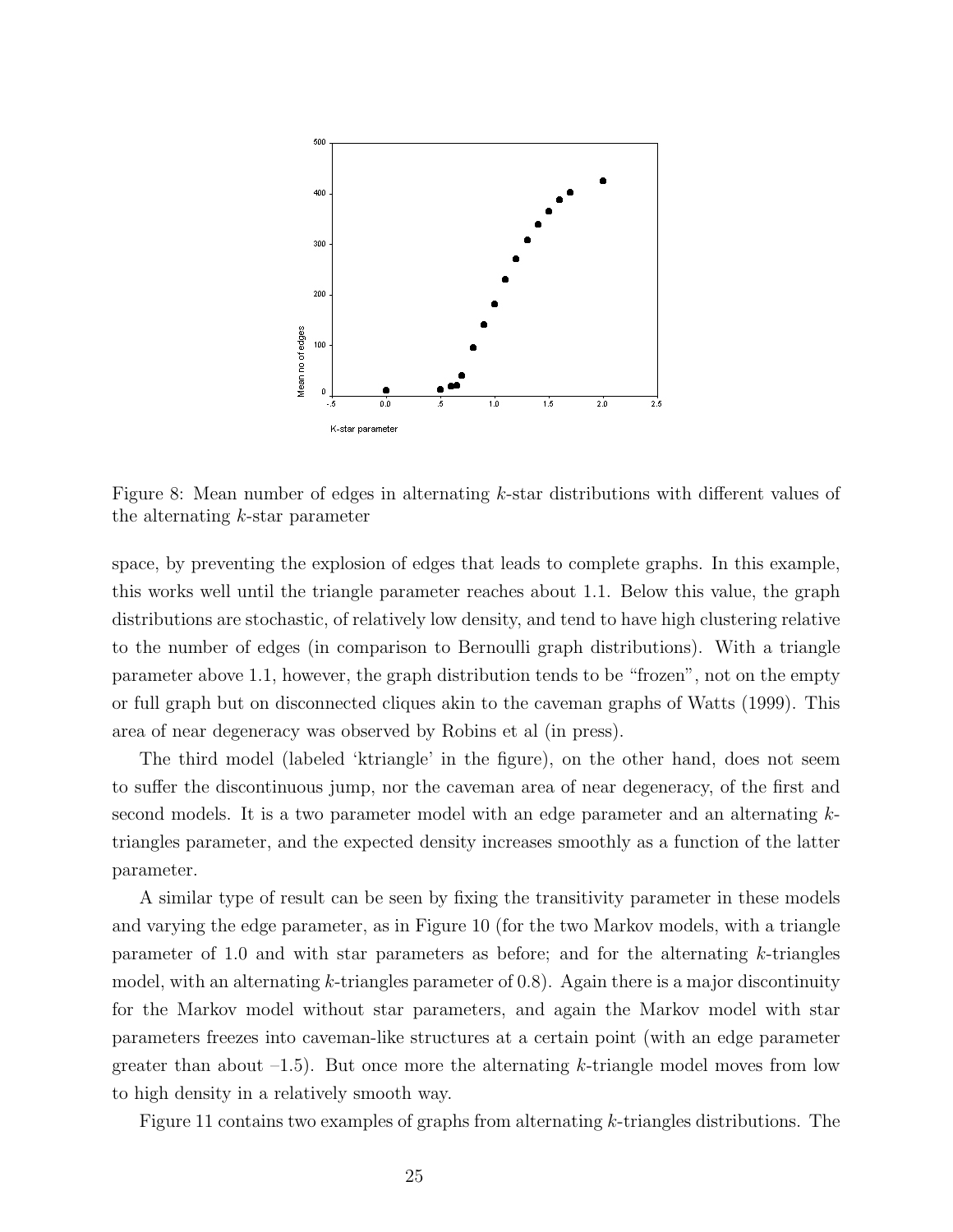Figure 8: Mean number of edges in alternating $k$-star distributions with different values of the alternating $k$-star parameter

space, by preventing the explosion of edges that leads to complete graphs. In this example, this works well until the triangle parameter reaches about 1.1. Below this value, the graph distributions are stochastic, of relatively low density, and tend to have high clustering relative to the number of edges (in comparison to Bernoulli graph distributions). With a triangle parameter above 1.1, however, the graph distribution tends to be "frozen", not on the empty or full graph but on disconnected cliques akin to the caveman graphs of Watts (1999). This area of near degeneracy was observed by Robins et al (in press).

The third model (labeled 'ktriangle' in the figure), on the other hand, does not seem to suffer the discontinuous jump, nor the caveman area of near degeneracy, of the first and second models. It is a two parameter model with an edge parameter and an alternating $k$-triangles parameter, and the expected density increases smoothly as a function of the latter parameter.

A similar type of result can be seen by fixing the transitivity parameter in these models and varying the edge parameter, as in Figure 10 (for the two Markov models, with a triangle parameter of 1.0 and with star parameters as before; and for the alternating $k$-triangles model, with an alternating $k$-triangles parameter of 0.8). Again there is a major discontinuity for the Markov model without star parameters, and again the Markov model with star parameters freezes into caveman-like structures at a certain point (with an edge parameter greater than about –1.5). But once more the alternating $k$-triangle model moves from low to high density in a relatively smooth way.

Figure 11 contains two examples of graphs from alternating $k$-triangles distributions. The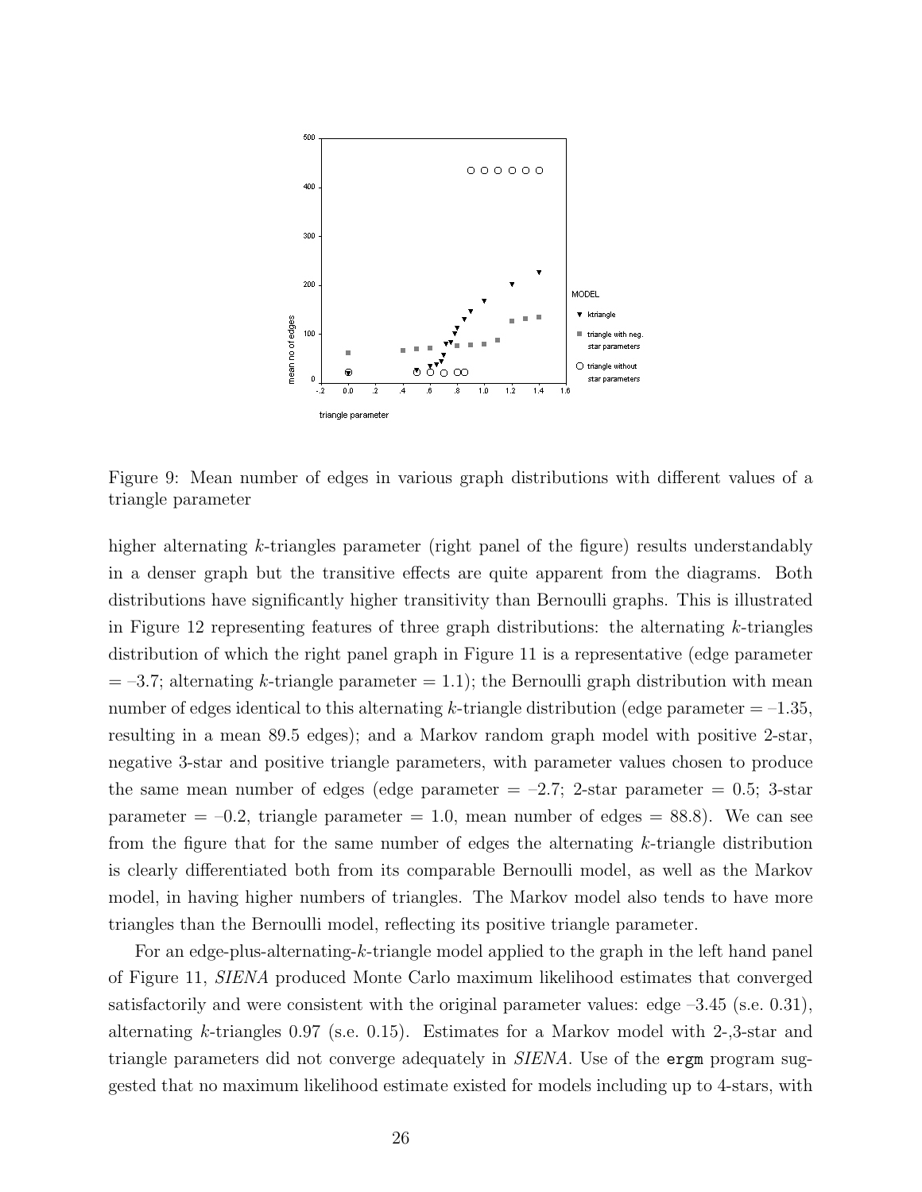Figure 9: Mean number of edges in various graph distributions with different values of a triangle parameter

higher alternating $k$-triangles parameter (right panel of the figure) results understandably in a denser graph but the transitive effects are quite apparent from the diagrams. Both distributions have significantly higher transitivity than Bernoulli graphs. This is illustrated in Figure 12 representing features of three graph distributions: the alternating $k$-triangles distribution of which the right panel graph in Figure 11 is a representative (edge parameter = –3.7; alternating $k$-triangle parameter = 1.1); the Bernoulli graph distribution with mean number of edges identical to this alternating $k$-triangle distribution (edge parameter = –1.35, resulting in a mean 89.5 edges); and a Markov random graph model with positive 2-star, negative 3-star and positive triangle parameters, with parameter values chosen to produce the same mean number of edges (edge parameter = –2.7; 2-star parameter = 0.5; 3-star parameter = –0.2, triangle parameter = 1.0, mean number of edges = 88.8). We can see from the figure that for the same number of edges the alternating $k$-triangle distribution is clearly differentiated both from its comparable Bernoulli model, as well as the Markov model, in having higher numbers of triangles. The Markov model also tends to have more triangles than the Bernoulli model, reflecting its positive triangle parameter.

For an edge-plus-alternating-$k$-triangle model applied to the graph in the left hand panel of Figure 11, *SIENA* produced Monte Carlo maximum likelihood estimates that converged satisfactorily and were consistent with the original parameter values: edge –3.45 (s.e. 0.31), alternating $k$-triangles 0.97 (s.e. 0.15). Estimates for a Markov model with 2-,3-star and triangle parameters did not converge adequately in *SIENA*. Use of the `ergm` program suggested that no maximum likelihood estimate existed for models including up to 4-stars, with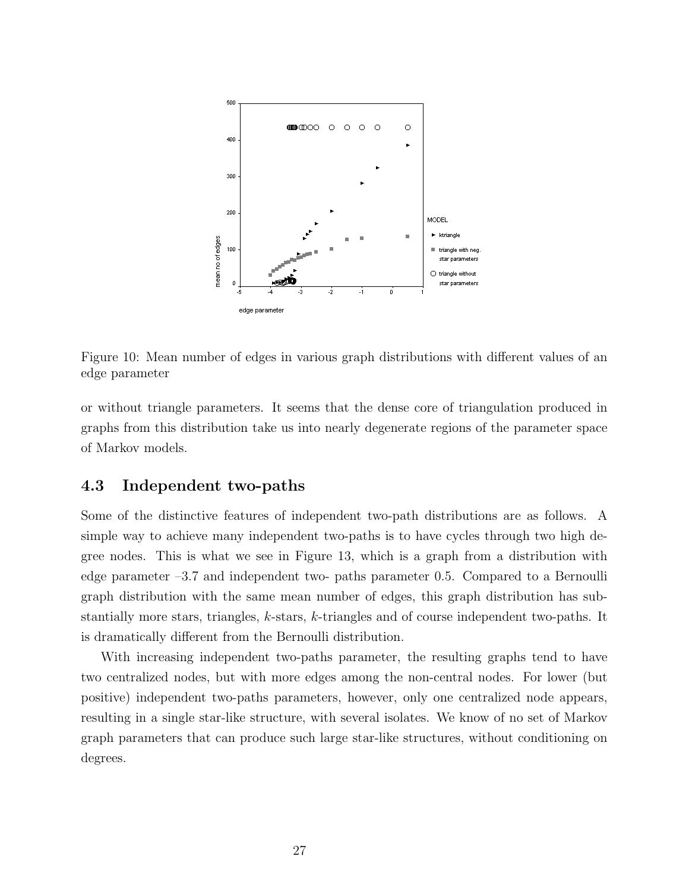Figure 10: Mean number of edges in various graph distributions with different values of an edge parameter

or without triangle parameters. It seems that the dense core of triangulation produced in graphs from this distribution take us into nearly degenerate regions of the parameter space of Markov models.

### 4.3 Independent two-paths

Some of the distinctive features of independent two-path distributions are as follows. A simple way to achieve many independent two-paths is to have cycles through two high degree nodes. This is what we see in Figure 13, which is a graph from a distribution with edge parameter –3.7 and independent two- paths parameter 0.5. Compared to a Bernoulli graph distribution with the same mean number of edges, this graph distribution has substantially more stars, triangles, $k$-stars, $k$-triangles and of course independent two-paths. It is dramatically different from the Bernoulli distribution.

With increasing independent two-paths parameter, the resulting graphs tend to have two centralized nodes, but with more edges among the non-central nodes. For lower (but positive) independent two-paths parameters, however, only one centralized node appears, resulting in a single star-like structure, with several isolates. We know of no set of Markov graph parameters that can produce such large star-like structures, without conditioning on degrees.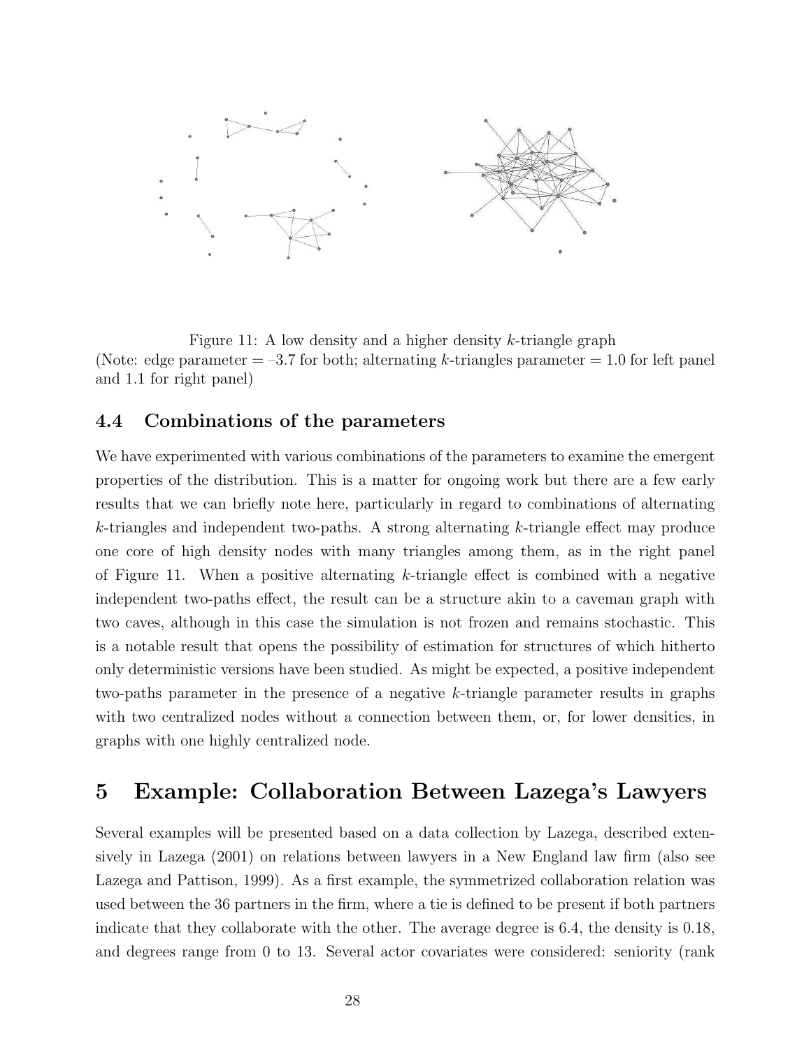Figure 11: A low density and a higher density $k$-triangle graph
(Note: edge parameter = –3.7 for both; alternating $k$-triangles parameter = 1.0 for left panel and 1.1 for right panel)

### 4.4 Combinations of the parameters

We have experimented with various combinations of the parameters to examine the emergent properties of the distribution. This is a matter for ongoing work but there are a few early results that we can briefly note here, particularly in regard to combinations of alternating $k$-triangles and independent two-paths. A strong alternating $k$-triangle effect may produce one core of high density nodes with many triangles among them, as in the right panel of Figure 11. When a positive alternating $k$-triangle effect is combined with a negative independent two-paths effect, the result can be a structure akin to a caveman graph with two caves, although in this case the simulation is not frozen and remains stochastic. This is a notable result that opens the possibility of estimation for structures of which hitherto only deterministic versions have been studied. As might be expected, a positive independent two-paths parameter in the presence of a negative $k$-triangle parameter results in graphs with two centralized nodes without a connection between them, or, for lower densities, in graphs with one highly centralized node.

## 5 Example: Collaboration Between Lazega's Lawyers

Several examples will be presented based on a data collection by Lazega, described extensively in Lazega (2001) on relations between lawyers in a New England law firm (also see Lazega and Pattison, 1999). As a first example, the symmetrized collaboration relation was used between the 36 partners in the firm, where a tie is defined to be present if both partners indicate that they collaborate with the other. The average degree is 6.4, the density is 0.18, and degrees range from 0 to 13. Several actor covariates were considered: seniority (rank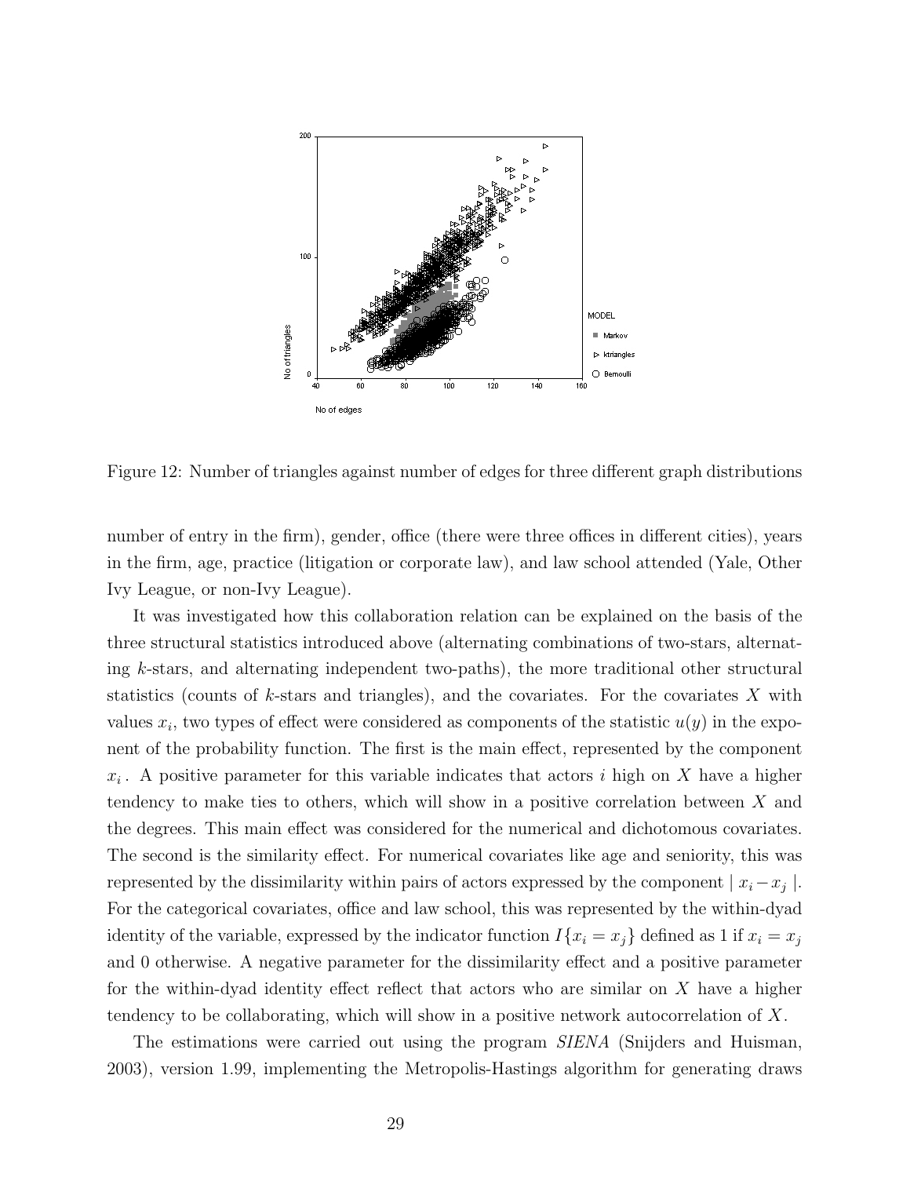Figure 12: Number of triangles against number of edges for three different graph distributions

number of entry in the firm), gender, office (there were three offices in different cities), years in the firm, age, practice (litigation or corporate law), and law school attended (Yale, Other Ivy League, or non-Ivy League).

It was investigated how this collaboration relation can be explained on the basis of the three structural statistics introduced above (alternating combinations of two-stars, alternating $k$-stars, and alternating independent two-paths), the more traditional other structural statistics (counts of $k$-stars and triangles), and the covariates. For the covariates $X$ with values $x_i$, two types of effect were considered as components of the statistic $u(y)$ in the exponent of the probability function. The first is the main effect, represented by the component $x_i$. A positive parameter for this variable indicates that actors $i$ high on $X$ have a higher tendency to make ties to others, which will show in a positive correlation between $X$ and the degrees. This main effect was considered for the numerical and dichotomous covariates. The second is the similarity effect. For numerical covariates like age and seniority, this was represented by the dissimilarity within pairs of actors expressed by the component $| x_i - x_j |$. For the categorical covariates, office and law school, this was represented by the within-dyad identity of the variable, expressed by the indicator function $I\{x_i = x_j\}$ defined as 1 if $x_i = x_j$ and 0 otherwise. A negative parameter for the dissimilarity effect and a positive parameter for the within-dyad identity effect reflect that actors who are similar on $X$ have a higher tendency to be collaborating, which will show in a positive network autocorrelation of $X$.

The estimations were carried out using the program *SIENA* (Snijders and Huisman, 2003), version 1.99, implementing the Metropolis-Hastings algorithm for generating draws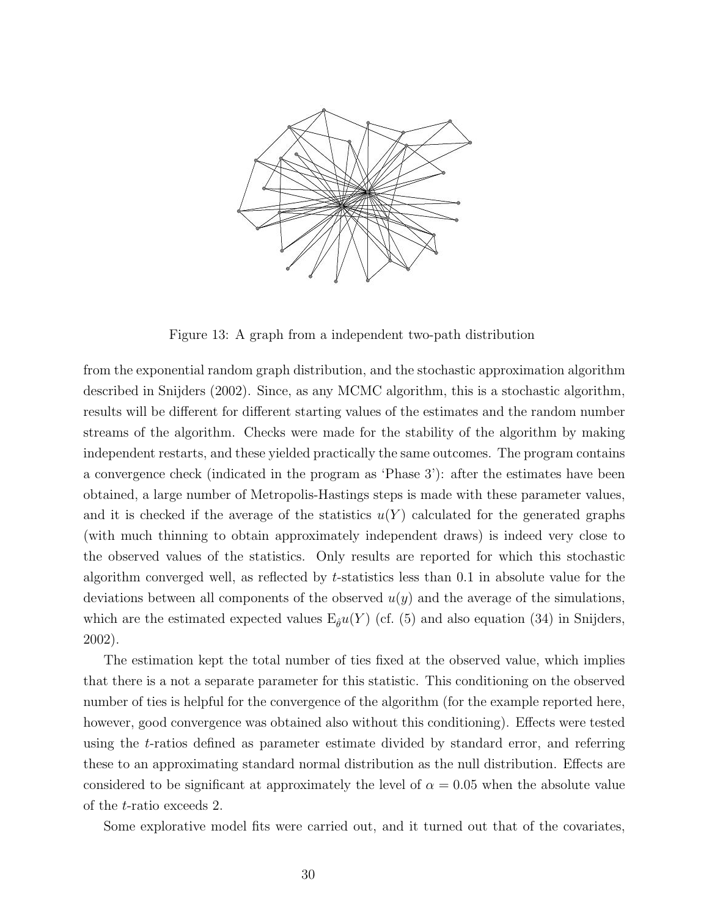Figure 13: A graph from a independent two-path distribution

from the exponential random graph distribution, and the stochastic approximation algorithm described in Snijders (2002). Since, as any MCMC algorithm, this is a stochastic algorithm, results will be different for different starting values of the estimates and the random number streams of the algorithm. Checks were made for the stability of the algorithm by making independent restarts, and these yielded practically the same outcomes. The program contains a convergence check (indicated in the program as 'Phase 3'): after the estimates have been obtained, a large number of Metropolis-Hastings steps is made with these parameter values, and it is checked if the average of the statistics $u(Y)$ calculated for the generated graphs (with much thinning to obtain approximately independent draws) is indeed very close to the observed values of the statistics. Only results are reported for which this stochastic algorithm converged well, as reflected by $t$-statistics less than 0.1 in absolute value for the deviations between all components of the observed $u(y)$ and the average of the simulations, which are the estimated expected values $\mathrm{E}_{\hat{\theta}} u(Y)$ (cf. (5) and also equation (34) in Snijders, 2002).

The estimation kept the total number of ties fixed at the observed value, which implies that there is a not a separate parameter for this statistic. This conditioning on the observed number of ties is helpful for the convergence of the algorithm (for the example reported here, however, good convergence was obtained also without this conditioning). Effects were tested using the $t$-ratios defined as parameter estimate divided by standard error, and referring these to an approximating standard normal distribution as the null distribution. Effects are considered to be significant at approximately the level of $\alpha = 0.05$ when the absolute value of the $t$-ratio exceeds 2.

Some explorative model fits were carried out, and it turned out that of the covariates,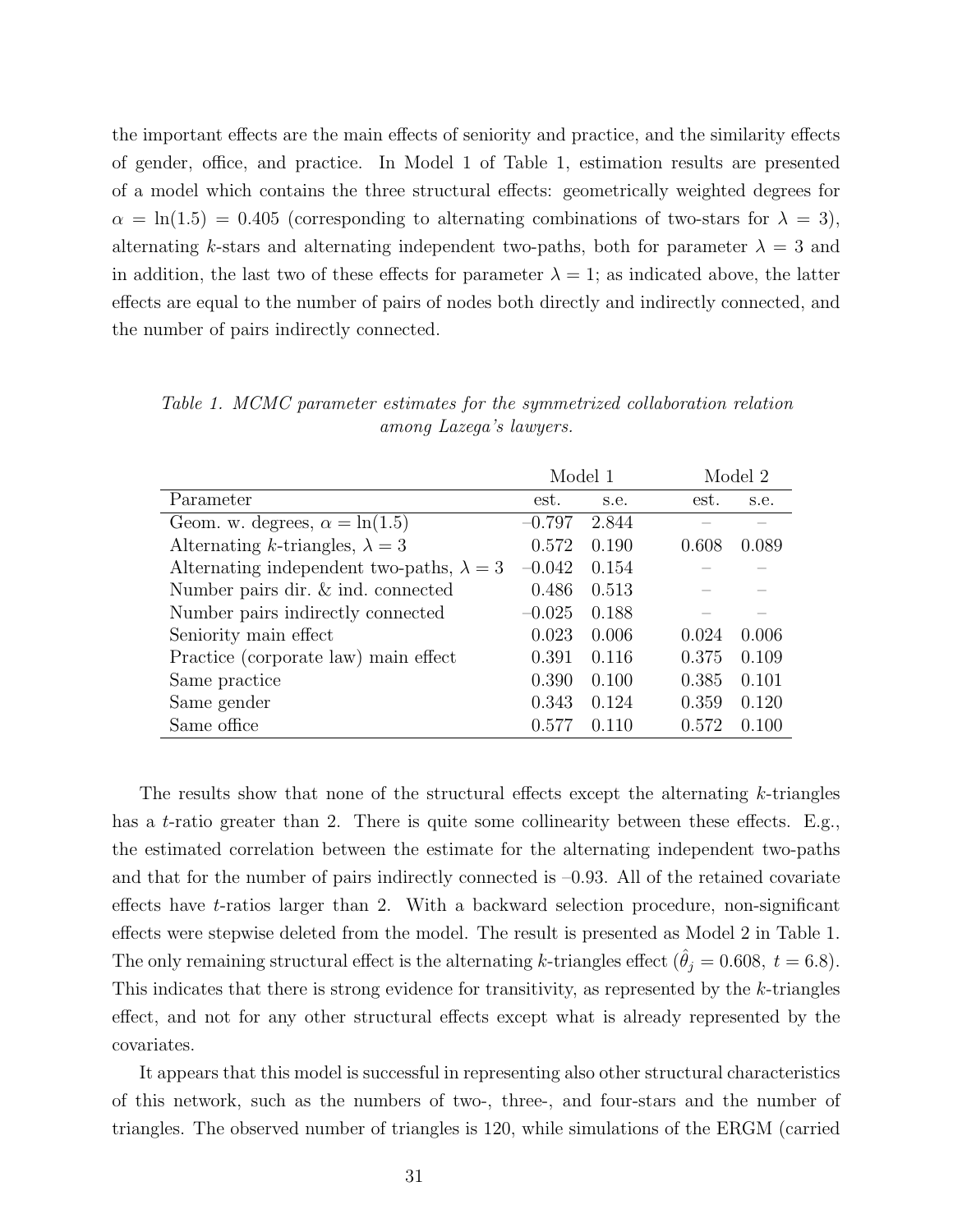the important effects are the main effects of seniority and practice, and the similarity effects of gender, office, and practice. In Model 1 of Table 1, estimation results are presented of a model which contains the three structural effects: geometrically weighted degrees for $\alpha = \ln(1.5) = 0.405$ (corresponding to alternating combinations of two-stars for $\lambda = 3$), alternating $k$-stars and alternating independent two-paths, both for parameter $\lambda = 3$ and in addition, the last two of these effects for parameter $\lambda = 1$; as indicated above, the latter effects are equal to the number of pairs of nodes both directly and indirectly connected, and the number of pairs indirectly connected.

*Table 1. MCMC parameter estimates for the symmetrized collaboration relation among Lazega's lawyers.*

| | Model 1 | | Model 2 | |
|---|---|---|---|---|
| Parameter | est. | s.e. | est. | s.e. |
| Geom. w. degrees, $\alpha = \ln(1.5)$ | –0.797 | 2.844 | – | – |
| Alternating $k$-triangles, $\lambda = 3$ | 0.572 | 0.190 | 0.608 | 0.089 |
| Alternating independent two-paths, $\lambda = 3$ | –0.042 | 0.154 | – | – |
| Number pairs dir. & ind. connected | 0.486 | 0.513 | – | – |
| Number pairs indirectly connected | –0.025 | 0.188 | – | – |
| Seniority main effect | 0.023 | 0.006 | 0.024 | 0.006 |
| Practice (corporate law) main effect | 0.391 | 0.116 | 0.375 | 0.109 |
| Same practice | 0.390 | 0.100 | 0.385 | 0.101 |
| Same gender | 0.343 | 0.124 | 0.359 | 0.120 |
| Same office | 0.577 | 0.110 | 0.572 | 0.100 |

The results show that none of the structural effects except the alternating $k$-triangles has a $t$-ratio greater than 2. There is quite some collinearity between these effects. E.g., the estimated correlation between the estimate for the alternating independent two-paths and that for the number of pairs indirectly connected is –0.93. All of the retained covariate effects have $t$-ratios larger than 2. With a backward selection procedure, non-significant effects were stepwise deleted from the model. The result is presented as Model 2 in Table 1. The only remaining structural effect is the alternating $k$-triangles effect ($\hat{\theta}_j = 0.608$, $t = 6.8$). This indicates that there is strong evidence for transitivity, as represented by the $k$-triangles effect, and not for any other structural effects except what is already represented by the covariates.

It appears that this model is successful in representing also other structural characteristics of this network, such as the numbers of two-, three-, and four-stars and the number of triangles. The observed number of triangles is 120, while simulations of the ERGM (carried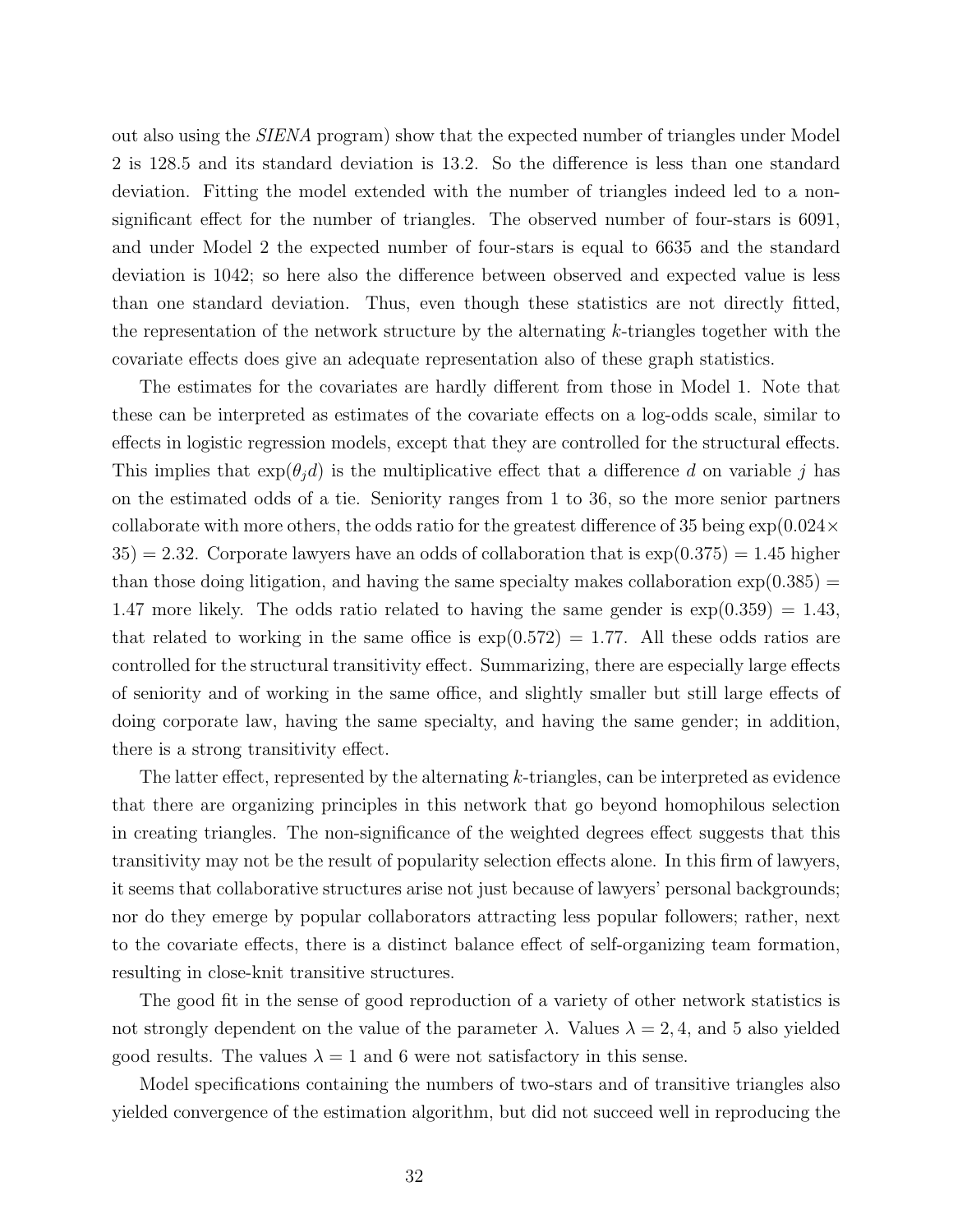out also using the *SIENA* program) show that the expected number of triangles under Model 2 is 128.5 and its standard deviation is 13.2. So the difference is less than one standard deviation. Fitting the model extended with the number of triangles indeed led to a non-significant effect for the number of triangles. The observed number of four-stars is 6091, and under Model 2 the expected number of four-stars is equal to 6635 and the standard deviation is 1042; so here also the difference between observed and expected value is less than one standard deviation. Thus, even though these statistics are not directly fitted, the representation of the network structure by the alternating $k$-triangles together with the covariate effects does give an adequate representation also of these graph statistics.

The estimates for the covariates are hardly different from those in Model 1. Note that these can be interpreted as estimates of the covariate effects on a log-odds scale, similar to effects in logistic regression models, except that they are controlled for the structural effects. This implies that $\exp(\theta_j d)$ is the multiplicative effect that a difference $d$ on variable $j$ has on the estimated odds of a tie. Seniority ranges from 1 to 36, so the more senior partners collaborate with more others, the odds ratio for the greatest difference of 35 being $\exp(0.024 \times 35) = 2.32$. Corporate lawyers have an odds of collaboration that is $\exp(0.375) = 1.45$ higher than those doing litigation, and having the same specialty makes collaboration $\exp(0.385) = 1.47$ more likely. The odds ratio related to having the same gender is $\exp(0.359) = 1.43$, that related to working in the same office is $\exp(0.572) = 1.77$. All these odds ratios are controlled for the structural transitivity effect. Summarizing, there are especially large effects of seniority and of working in the same office, and slightly smaller but still large effects of doing corporate law, having the same specialty, and having the same gender; in addition, there is a strong transitivity effect.

The latter effect, represented by the alternating $k$-triangles, can be interpreted as evidence that there are organizing principles in this network that go beyond homophilous selection in creating triangles. The non-significance of the weighted degrees effect suggests that this transitivity may not be the result of popularity selection effects alone. In this firm of lawyers, it seems that collaborative structures arise not just because of lawyers' personal backgrounds; nor do they emerge by popular collaborators attracting less popular followers; rather, next to the covariate effects, there is a distinct balance effect of self-organizing team formation, resulting in close-knit transitive structures.

The good fit in the sense of good reproduction of a variety of other network statistics is not strongly dependent on the value of the parameter $\lambda$. Values $\lambda = 2, 4$, and 5 also yielded good results. The values $\lambda = 1$ and 6 were not satisfactory in this sense.

Model specifications containing the numbers of two-stars and of transitive triangles also yielded convergence of the estimation algorithm, but did not succeed well in reproducing the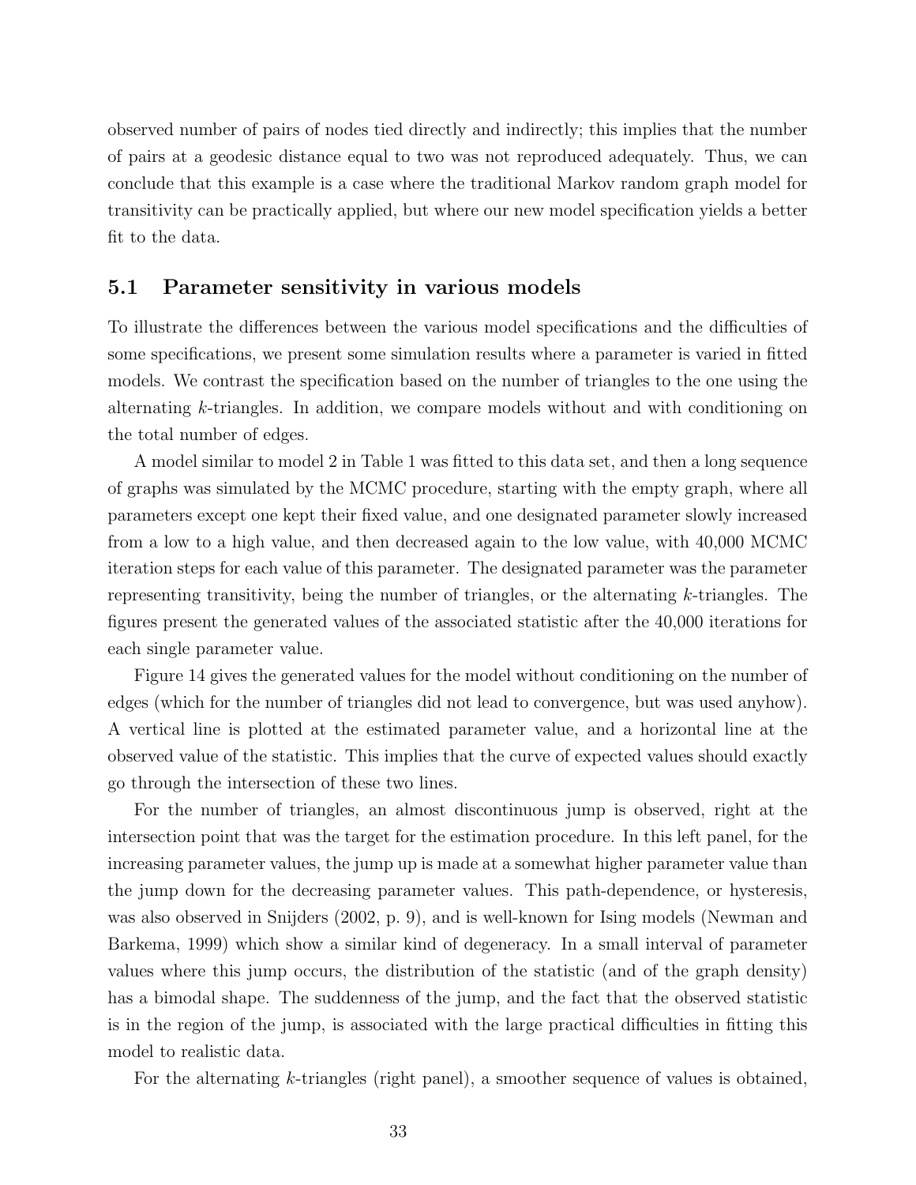observed number of pairs of nodes tied directly and indirectly; this implies that the number of pairs at a geodesic distance equal to two was not reproduced adequately. Thus, we can conclude that this example is a case where the traditional Markov random graph model for transitivity can be practically applied, but where our new model specification yields a better fit to the data.

## 5.1 Parameter sensitivity in various models

To illustrate the differences between the various model specifications and the difficulties of some specifications, we present some simulation results where a parameter is varied in fitted models. We contrast the specification based on the number of triangles to the one using the alternating $k$-triangles. In addition, we compare models without and with conditioning on the total number of edges.

A model similar to model 2 in Table 1 was fitted to this data set, and then a long sequence of graphs was simulated by the MCMC procedure, starting with the empty graph, where all parameters except one kept their fixed value, and one designated parameter slowly increased from a low to a high value, and then decreased again to the low value, with 40,000 MCMC iteration steps for each value of this parameter. The designated parameter was the parameter representing transitivity, being the number of triangles, or the alternating $k$-triangles. The figures present the generated values of the associated statistic after the 40,000 iterations for each single parameter value.

Figure 14 gives the generated values for the model without conditioning on the number of edges (which for the number of triangles did not lead to convergence, but was used anyhow). A vertical line is plotted at the estimated parameter value, and a horizontal line at the observed value of the statistic. This implies that the curve of expected values should exactly go through the intersection of these two lines.

For the number of triangles, an almost discontinuous jump is observed, right at the intersection point that was the target for the estimation procedure. In this left panel, for the increasing parameter values, the jump up is made at a somewhat higher parameter value than the jump down for the decreasing parameter values. This path-dependence, or hysteresis, was also observed in Snijders (2002, p. 9), and is well-known for Ising models (Newman and Barkema, 1999) which show a similar kind of degeneracy. In a small interval of parameter values where this jump occurs, the distribution of the statistic (and of the graph density) has a bimodal shape. The suddenness of the jump, and the fact that the observed statistic is in the region of the jump, is associated with the large practical difficulties in fitting this model to realistic data.

For the alternating $k$-triangles (right panel), a smoother sequence of values is obtained,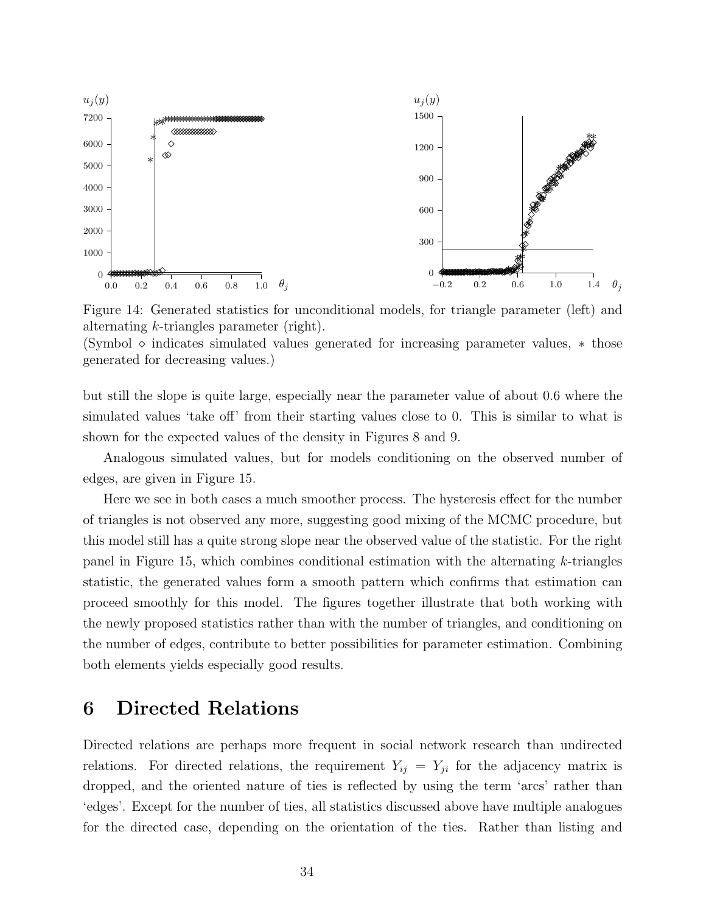Figure 14: Generated statistics for unconditional models, for triangle parameter (left) and alternating $k$-triangles parameter (right).
(Symbol $\diamond$ indicates simulated values generated for increasing parameter values, $*$ those generated for decreasing values.)

but still the slope is quite large, especially near the parameter value of about 0.6 where the simulated values 'take off' from their starting values close to 0. This is similar to what is shown for the expected values of the density in Figures 8 and 9.

Analogous simulated values, but for models conditioning on the observed number of edges, are given in Figure 15.

Here we see in both cases a much smoother process. The hysteresis effect for the number of triangles is not observed any more, suggesting good mixing of the MCMC procedure, but this model still has a quite strong slope near the observed value of the statistic. For the right panel in Figure 15, which combines conditional estimation with the alternating $k$-triangles statistic, the generated values form a smooth pattern which confirms that estimation can proceed smoothly for this model. The figures together illustrate that both working with the newly proposed statistics rather than with the number of triangles, and conditioning on the number of edges, contribute to better possibilities for parameter estimation. Combining both elements yields especially good results.

# 6 Directed Relations

Directed relations are perhaps more frequent in social network research than undirected relations. For directed relations, the requirement $Y_{ij} = Y_{ji}$ for the adjacency matrix is dropped, and the oriented nature of ties is reflected by using the term 'arcs' rather than 'edges'. Except for the number of ties, all statistics discussed above have multiple analogues for the directed case, depending on the orientation of the ties. Rather than listing and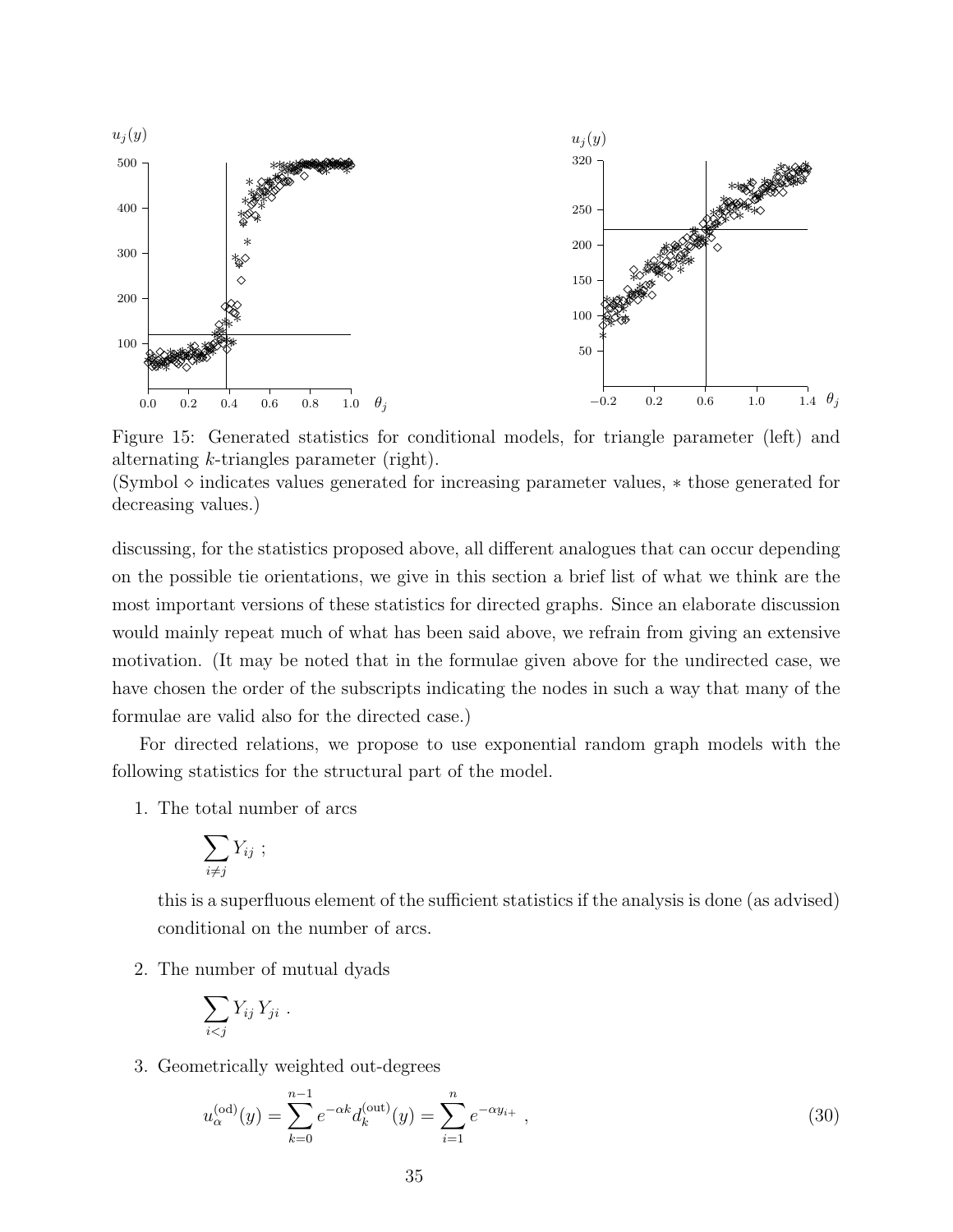Figure 15: Generated statistics for conditional models, for triangle parameter (left) and alternating $k$-triangles parameter (right).
(Symbol $\diamond$ indicates values generated for increasing parameter values, $*$ those generated for decreasing values.)

discussing, for the statistics proposed above, all different analogues that can occur depending on the possible tie orientations, we give in this section a brief list of what we think are the most important versions of these statistics for directed graphs. Since an elaborate discussion would mainly repeat much of what has been said above, we refrain from giving an extensive motivation. (It may be noted that in the formulae given above for the undirected case, we have chosen the order of the subscripts indicating the nodes in such a way that many of the formulae are valid also for the directed case.)

For directed relations, we propose to use exponential random graph models with the following statistics for the structural part of the model.

1. The total number of arcs

   $$\sum_{i \neq j} Y_{ij} \ ;$$

   this is a superfluous element of the sufficient statistics if the analysis is done (as advised) conditional on the number of arcs.

2. The number of mutual dyads

   $$\sum_{i<j} Y_{ij} \, Y_{ji} \ .$$

3. Geometrically weighted out-degrees

   $$u_\alpha^{(\text{od})}(y) = \sum_{k=0}^{n-1} e^{-\alpha k} d_k^{(\text{out})}(y) = \sum_{i=1}^{n} e^{-\alpha y_{i+}} \ , \tag{30}$$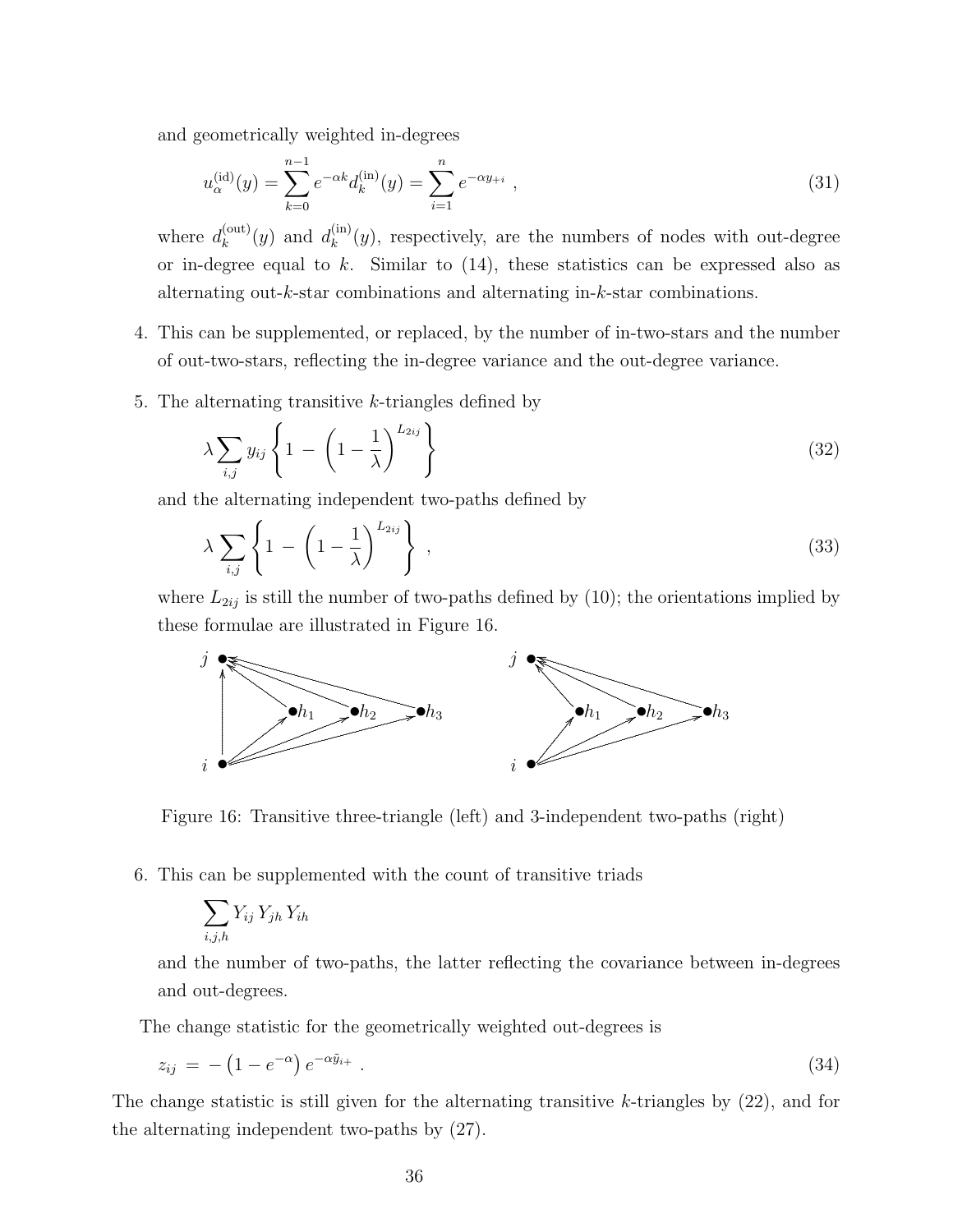and geometrically weighted in-degrees

$$u_\alpha^{(\text{id})}(y) = \sum_{k=0}^{n-1} e^{-\alpha k} d_k^{(\text{in})}(y) = \sum_{i=1}^{n} e^{-\alpha y_{+i}} \ , \tag{31}$$

where $d_k^{(\text{out})}(y)$ and $d_k^{(\text{in})}(y)$, respectively, are the numbers of nodes with out-degree or in-degree equal to $k$. Similar to (14), these statistics can be expressed also as alternating out-$k$-star combinations and alternating in-$k$-star combinations.

4. This can be supplemented, or replaced, by the number of in-two-stars and the number of out-two-stars, reflecting the in-degree variance and the out-degree variance.

5. The alternating transitive $k$-triangles defined by

$$\lambda \sum_{i,j} y_{ij} \left\{ 1 \ - \ \left(1 - \frac{1}{\lambda}\right)^{L_{2ij}} \right\} \tag{32}$$

and the alternating independent two-paths defined by

$$\lambda \sum_{i,j} \left\{ 1 \ - \ \left(1 - \frac{1}{\lambda}\right)^{L_{2ij}} \right\} \ , \tag{33}$$

where $L_{2ij}$ is still the number of two-paths defined by (10); the orientations implied by these formulae are illustrated in Figure 16.

Figure 16: Transitive three-triangle (left) and 3-independent two-paths (right)

6. This can be supplemented with the count of transitive triads

$$\sum_{i,j,h} Y_{ij} \, Y_{jh} \, Y_{ih}$$

and the number of two-paths, the latter reflecting the covariance between in-degrees and out-degrees.

The change statistic for the geometrically weighted out-degrees is

$$z_{ij} \ = \ -\left(1 - e^{-\alpha}\right) e^{-\alpha \tilde{y}_{i+}} \ . \tag{34}$$

The change statistic is still given for the alternating transitive $k$-triangles by (22), and for the alternating independent two-paths by (27).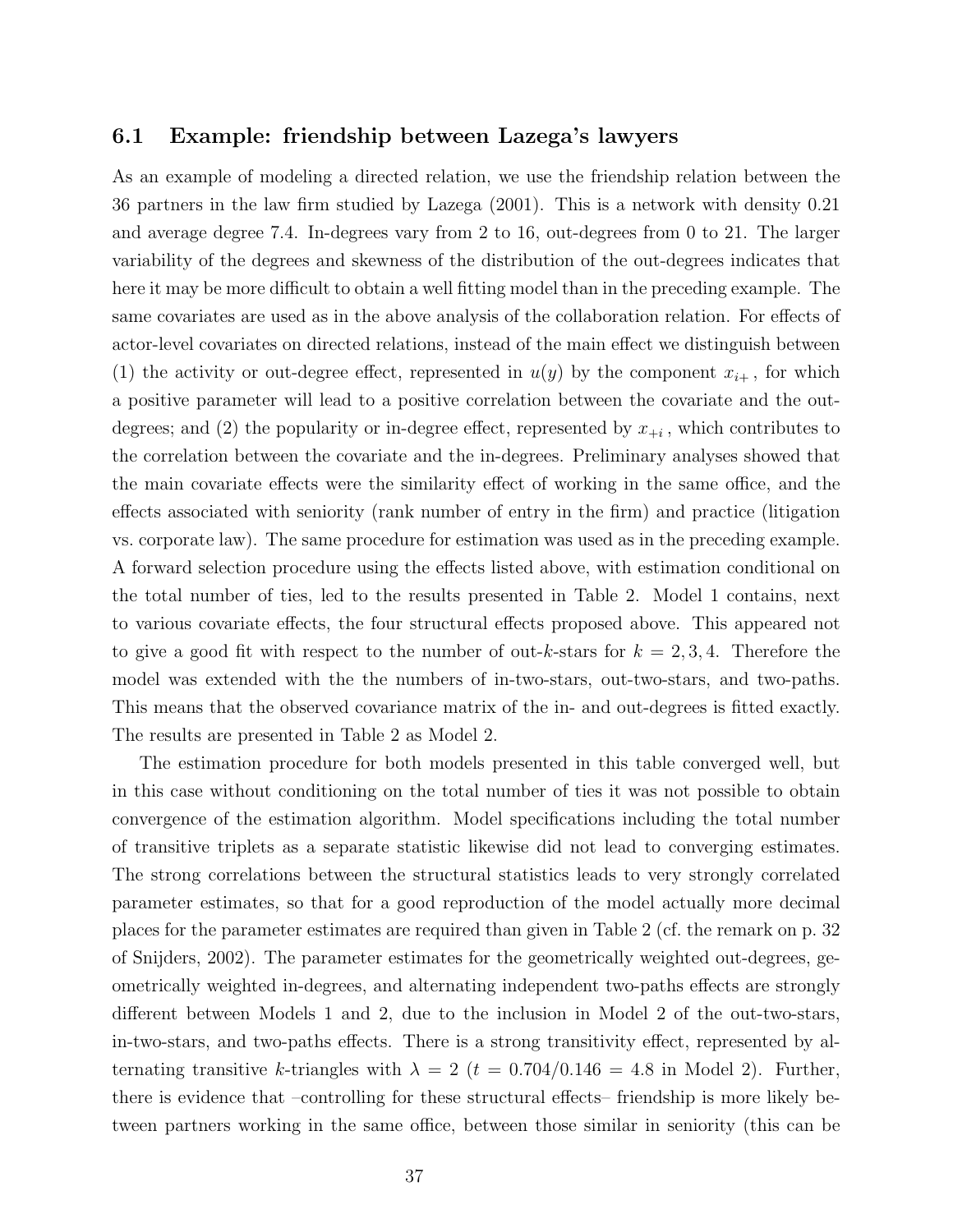### 6.1 Example: friendship between Lazega's lawyers

As an example of modeling a directed relation, we use the friendship relation between the 36 partners in the law firm studied by Lazega (2001). This is a network with density 0.21 and average degree 7.4. In-degrees vary from 2 to 16, out-degrees from 0 to 21. The larger variability of the degrees and skewness of the distribution of the out-degrees indicates that here it may be more difficult to obtain a well fitting model than in the preceding example. The same covariates are used as in the above analysis of the collaboration relation. For effects of actor-level covariates on directed relations, instead of the main effect we distinguish between (1) the activity or out-degree effect, represented in $u(y)$ by the component $x_{i+}$, for which a positive parameter will lead to a positive correlation between the covariate and the out-degrees; and (2) the popularity or in-degree effect, represented by $x_{+i}$, which contributes to the correlation between the covariate and the in-degrees. Preliminary analyses showed that the main covariate effects were the similarity effect of working in the same office, and the effects associated with seniority (rank number of entry in the firm) and practice (litigation vs. corporate law). The same procedure for estimation was used as in the preceding example. A forward selection procedure using the effects listed above, with estimation conditional on the total number of ties, led to the results presented in Table 2. Model 1 contains, next to various covariate effects, the four structural effects proposed above. This appeared not to give a good fit with respect to the number of out-$k$-stars for $k = 2, 3, 4$. Therefore the model was extended with the the numbers of in-two-stars, out-two-stars, and two-paths. This means that the observed covariance matrix of the in- and out-degrees is fitted exactly. The results are presented in Table 2 as Model 2.

The estimation procedure for both models presented in this table converged well, but in this case without conditioning on the total number of ties it was not possible to obtain convergence of the estimation algorithm. Model specifications including the total number of transitive triplets as a separate statistic likewise did not lead to converging estimates. The strong correlations between the structural statistics leads to very strongly correlated parameter estimates, so that for a good reproduction of the model actually more decimal places for the parameter estimates are required than given in Table 2 (cf. the remark on p. 32 of Snijders, 2002). The parameter estimates for the geometrically weighted out-degrees, geometrically weighted in-degrees, and alternating independent two-paths effects are strongly different between Models 1 and 2, due to the inclusion in Model 2 of the out-two-stars, in-two-stars, and two-paths effects. There is a strong transitivity effect, represented by alternating transitive $k$-triangles with $\lambda = 2$ ($t = 0.704/0.146 = 4.8$ in Model 2). Further, there is evidence that –controlling for these structural effects– friendship is more likely between partners working in the same office, between those similar in seniority (this can be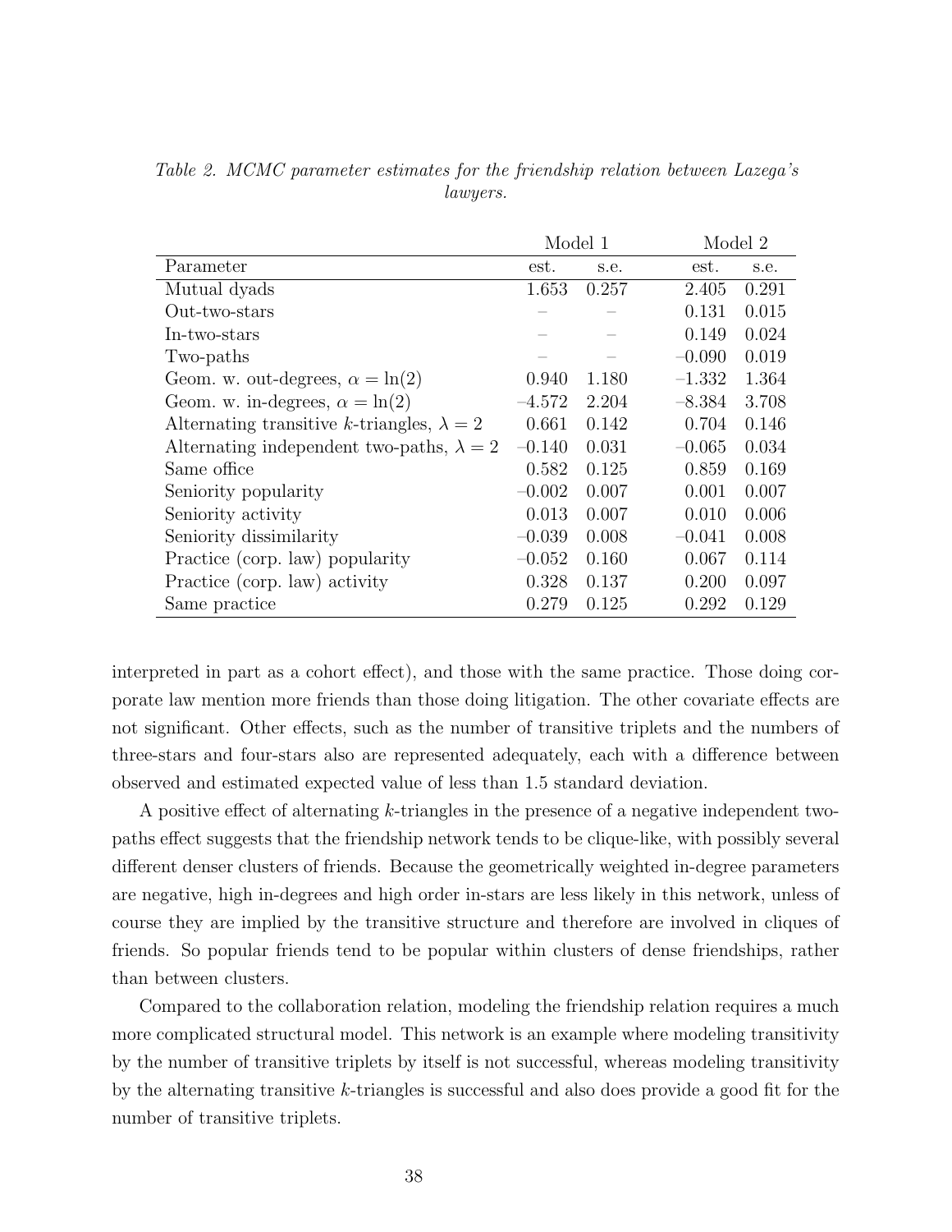*Table 2. MCMC parameter estimates for the friendship relation between Lazega's lawyers.*

| | Model 1 | | Model 2 | |
|---|---|---|---|---|
| Parameter | est. | s.e. | est. | s.e. |
| Mutual dyads | 1.653 | 0.257 | 2.405 | 0.291 |
| Out-two-stars | – | – | 0.131 | 0.015 |
| In-two-stars | – | – | 0.149 | 0.024 |
| Two-paths | – | – | –0.090 | 0.019 |
| Geom. w. out-degrees, $\alpha = \ln(2)$ | 0.940 | 1.180 | –1.332 | 1.364 |
| Geom. w. in-degrees, $\alpha = \ln(2)$ | –4.572 | 2.204 | –8.384 | 3.708 |
| Alternating transitive $k$-triangles, $\lambda = 2$ | 0.661 | 0.142 | 0.704 | 0.146 |
| Alternating independent two-paths, $\lambda = 2$ | –0.140 | 0.031 | –0.065 | 0.034 |
| Same office | 0.582 | 0.125 | 0.859 | 0.169 |
| Seniority popularity | –0.002 | 0.007 | 0.001 | 0.007 |
| Seniority activity | 0.013 | 0.007 | 0.010 | 0.006 |
| Seniority dissimilarity | –0.039 | 0.008 | –0.041 | 0.008 |
| Practice (corp. law) popularity | –0.052 | 0.160 | 0.067 | 0.114 |
| Practice (corp. law) activity | 0.328 | 0.137 | 0.200 | 0.097 |
| Same practice | 0.279 | 0.125 | 0.292 | 0.129 |

interpreted in part as a cohort effect), and those with the same practice. Those doing corporate law mention more friends than those doing litigation. The other covariate effects are not significant. Other effects, such as the number of transitive triplets and the numbers of three-stars and four-stars also are represented adequately, each with a difference between observed and estimated expected value of less than 1.5 standard deviation.

A positive effect of alternating $k$-triangles in the presence of a negative independent two-paths effect suggests that the friendship network tends to be clique-like, with possibly several different denser clusters of friends. Because the geometrically weighted in-degree parameters are negative, high in-degrees and high order in-stars are less likely in this network, unless of course they are implied by the transitive structure and therefore are involved in cliques of friends. So popular friends tend to be popular within clusters of dense friendships, rather than between clusters.

Compared to the collaboration relation, modeling the friendship relation requires a much more complicated structural model. This network is an example where modeling transitivity by the number of transitive triplets by itself is not successful, whereas modeling transitivity by the alternating transitive $k$-triangles is successful and also does provide a good fit for the number of transitive triplets.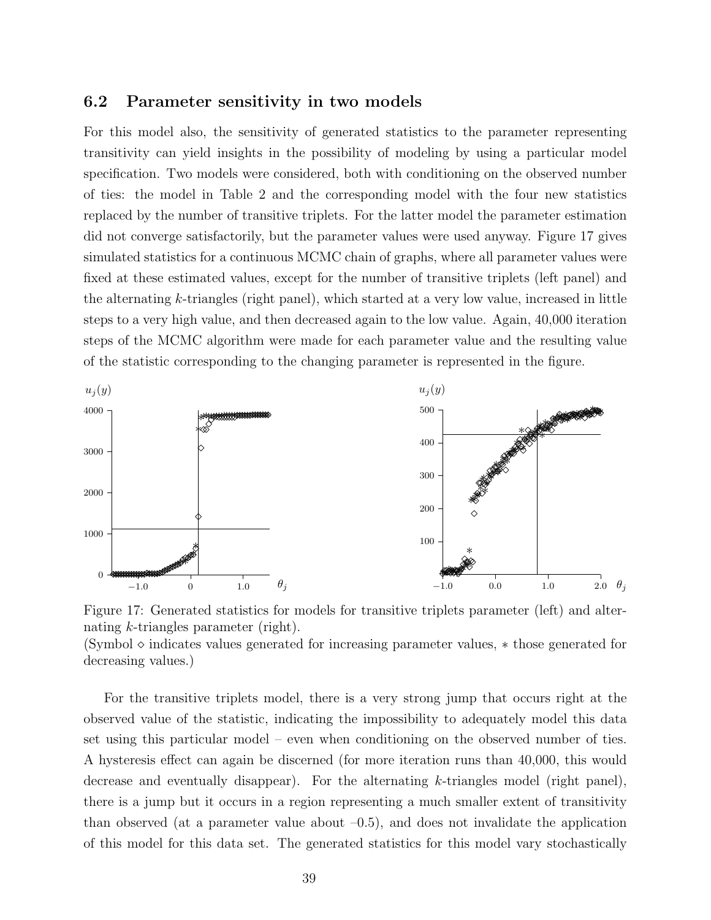### 6.2 Parameter sensitivity in two models

For this model also, the sensitivity of generated statistics to the parameter representing transitivity can yield insights in the possibility of modeling by using a particular model specification. Two models were considered, both with conditioning on the observed number of ties: the model in Table 2 and the corresponding model with the four new statistics replaced by the number of transitive triplets. For the latter model the parameter estimation did not converge satisfactorily, but the parameter values were used anyway. Figure 17 gives simulated statistics for a continuous MCMC chain of graphs, where all parameter values were fixed at these estimated values, except for the number of transitive triplets (left panel) and the alternating $k$-triangles (right panel), which started at a very low value, increased in little steps to a very high value, and then decreased again to the low value. Again, 40,000 iteration steps of the MCMC algorithm were made for each parameter value and the resulting value of the statistic corresponding to the changing parameter is represented in the figure.

Figure 17: Generated statistics for models for transitive triplets parameter (left) and alternating $k$-triangles parameter (right).
(Symbol $\diamond$ indicates values generated for increasing parameter values, $*$ those generated for decreasing values.)

For the transitive triplets model, there is a very strong jump that occurs right at the observed value of the statistic, indicating the impossibility to adequately model this data set using this particular model – even when conditioning on the observed number of ties. A hysteresis effect can again be discerned (for more iteration runs than 40,000, this would decrease and eventually disappear). For the alternating $k$-triangles model (right panel), there is a jump but it occurs in a region representing a much smaller extent of transitivity than observed (at a parameter value about –0.5), and does not invalidate the application of this model for this data set. The generated statistics for this model vary stochastically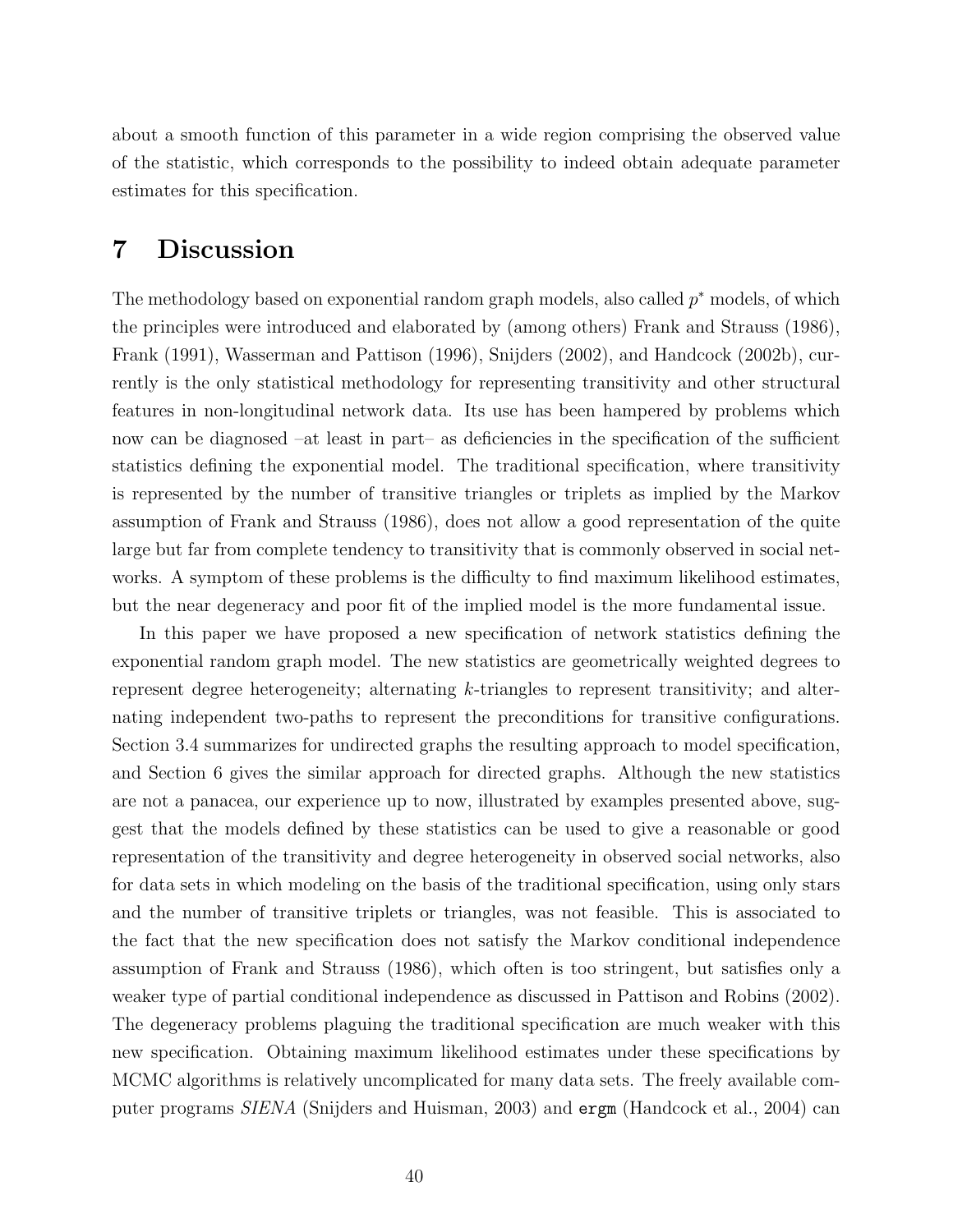about a smooth function of this parameter in a wide region comprising the observed value of the statistic, which corresponds to the possibility to indeed obtain adequate parameter estimates for this specification.

# 7 Discussion

The methodology based on exponential random graph models, also called $p^*$ models, of which the principles were introduced and elaborated by (among others) Frank and Strauss (1986), Frank (1991), Wasserman and Pattison (1996), Snijders (2002), and Handcock (2002b), currently is the only statistical methodology for representing transitivity and other structural features in non-longitudinal network data. Its use has been hampered by problems which now can be diagnosed –at least in part– as deficiencies in the specification of the sufficient statistics defining the exponential model. The traditional specification, where transitivity is represented by the number of transitive triangles or triplets as implied by the Markov assumption of Frank and Strauss (1986), does not allow a good representation of the quite large but far from complete tendency to transitivity that is commonly observed in social networks. A symptom of these problems is the difficulty to find maximum likelihood estimates, but the near degeneracy and poor fit of the implied model is the more fundamental issue.

In this paper we have proposed a new specification of network statistics defining the exponential random graph model. The new statistics are geometrically weighted degrees to represent degree heterogeneity; alternating $k$-triangles to represent transitivity; and alternating independent two-paths to represent the preconditions for transitive configurations. Section 3.4 summarizes for undirected graphs the resulting approach to model specification, and Section 6 gives the similar approach for directed graphs. Although the new statistics are not a panacea, our experience up to now, illustrated by examples presented above, suggest that the models defined by these statistics can be used to give a reasonable or good representation of the transitivity and degree heterogeneity in observed social networks, also for data sets in which modeling on the basis of the traditional specification, using only stars and the number of transitive triplets or triangles, was not feasible. This is associated to the fact that the new specification does not satisfy the Markov conditional independence assumption of Frank and Strauss (1986), which often is too stringent, but satisfies only a weaker type of partial conditional independence as discussed in Pattison and Robins (2002). The degeneracy problems plaguing the traditional specification are much weaker with this new specification. Obtaining maximum likelihood estimates under these specifications by MCMC algorithms is relatively uncomplicated for many data sets. The freely available computer programs *SIENA* (Snijders and Huisman, 2003) and `ergm` (Handcock et al., 2004) can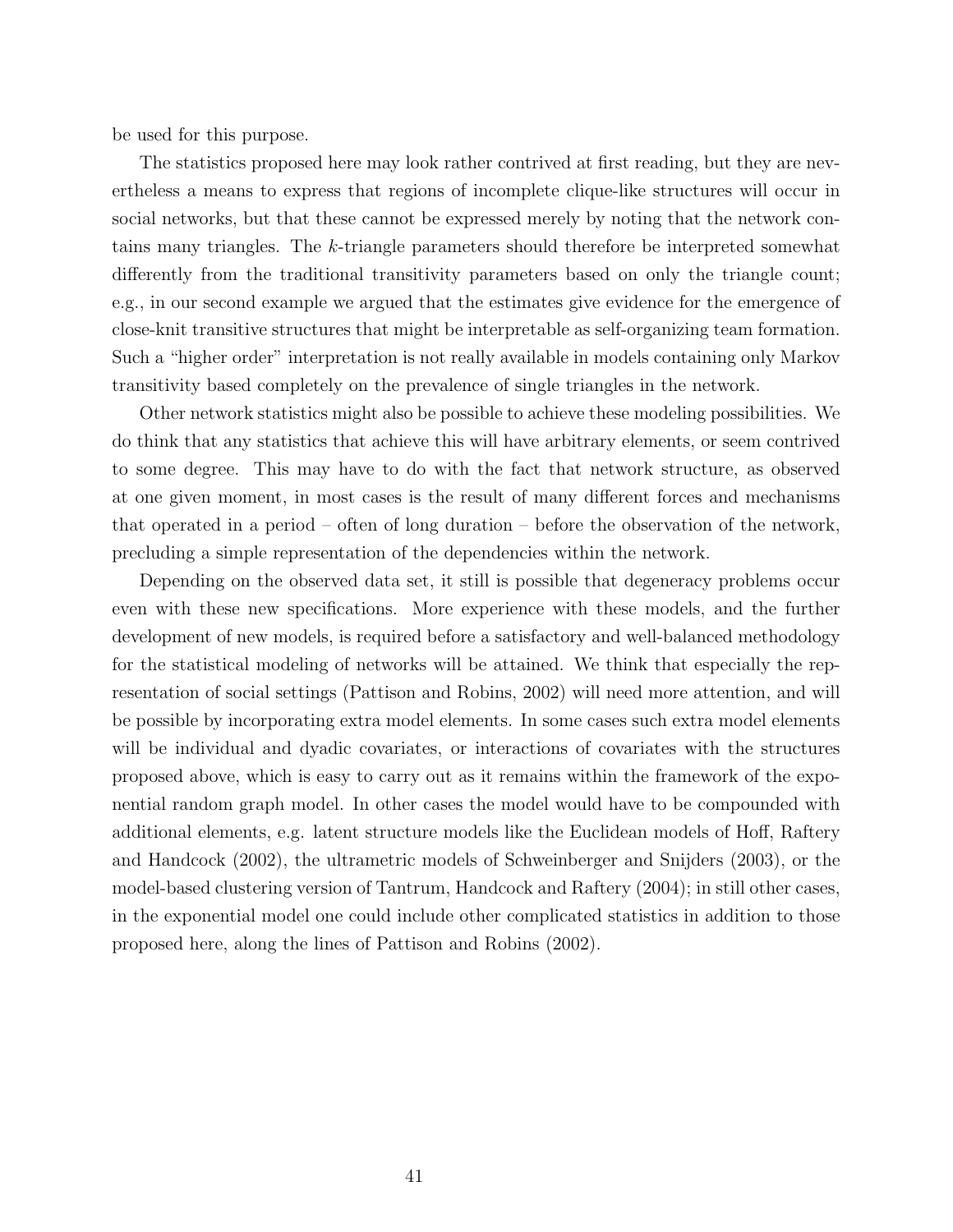be used for this purpose.

The statistics proposed here may look rather contrived at first reading, but they are nevertheless a means to express that regions of incomplete clique-like structures will occur in social networks, but that these cannot be expressed merely by noting that the network contains many triangles. The $k$-triangle parameters should therefore be interpreted somewhat differently from the traditional transitivity parameters based on only the triangle count; e.g., in our second example we argued that the estimates give evidence for the emergence of close-knit transitive structures that might be interpretable as self-organizing team formation. Such a "higher order" interpretation is not really available in models containing only Markov transitivity based completely on the prevalence of single triangles in the network.

Other network statistics might also be possible to achieve these modeling possibilities. We do think that any statistics that achieve this will have arbitrary elements, or seem contrived to some degree. This may have to do with the fact that network structure, as observed at one given moment, in most cases is the result of many different forces and mechanisms that operated in a period – often of long duration – before the observation of the network, precluding a simple representation of the dependencies within the network.

Depending on the observed data set, it still is possible that degeneracy problems occur even with these new specifications. More experience with these models, and the further development of new models, is required before a satisfactory and well-balanced methodology for the statistical modeling of networks will be attained. We think that especially the representation of social settings (Pattison and Robins, 2002) will need more attention, and will be possible by incorporating extra model elements. In some cases such extra model elements will be individual and dyadic covariates, or interactions of covariates with the structures proposed above, which is easy to carry out as it remains within the framework of the exponential random graph model. In other cases the model would have to be compounded with additional elements, e.g. latent structure models like the Euclidean models of Hoff, Raftery and Handcock (2002), the ultrametric models of Schweinberger and Snijders (2003), or the model-based clustering version of Tantrum, Handcock and Raftery (2004); in still other cases, in the exponential model one could include other complicated statistics in addition to those proposed here, along the lines of Pattison and Robins (2002).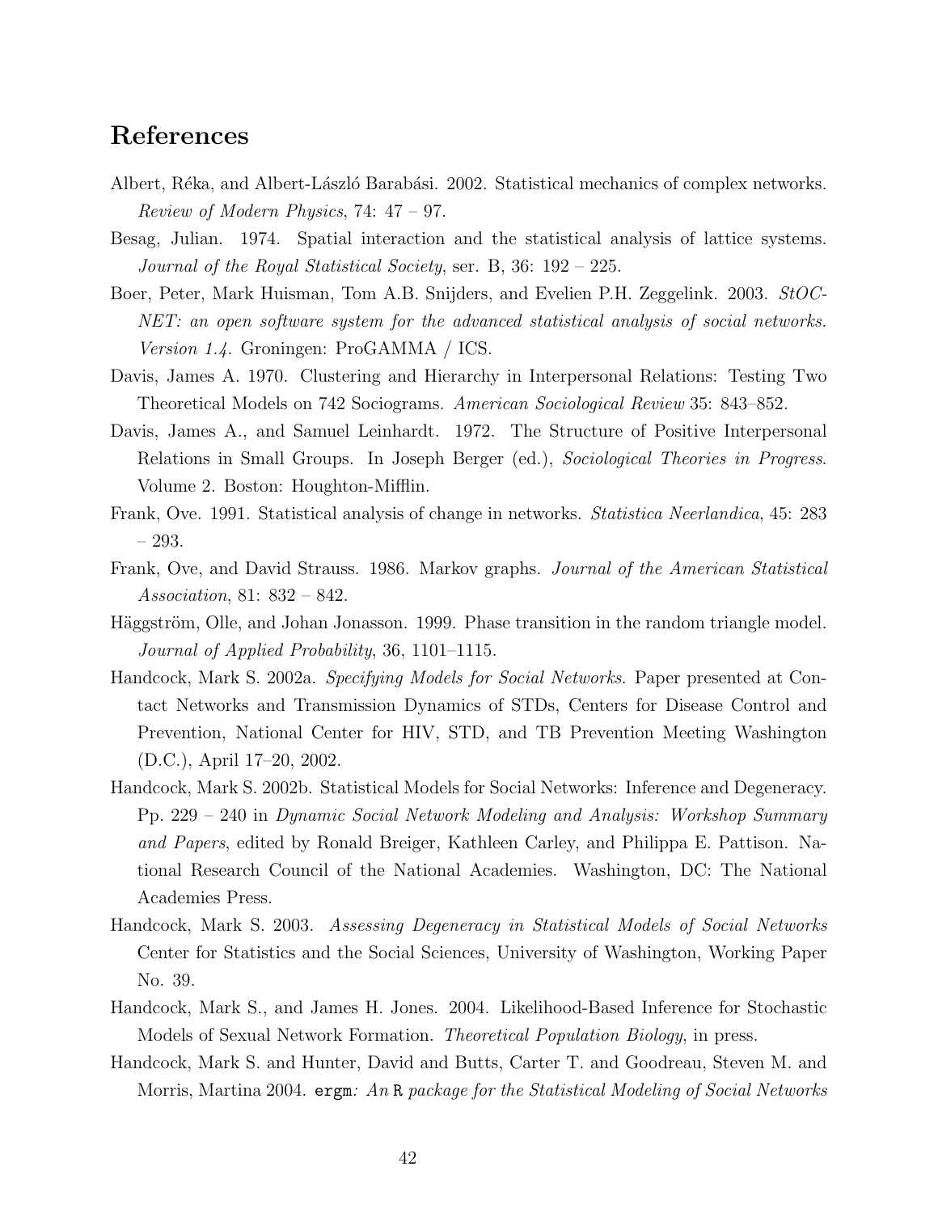# References

Albert, Réka, and Albert-László Barabási. 2002. Statistical mechanics of complex networks. *Review of Modern Physics*, 74: 47 – 97.

Besag, Julian. 1974. Spatial interaction and the statistical analysis of lattice systems. *Journal of the Royal Statistical Society*, ser. B, 36: 192 – 225.

Boer, Peter, Mark Huisman, Tom A.B. Snijders, and Evelien P.H. Zeggelink. 2003. *StOCNET: an open software system for the advanced statistical analysis of social networks. Version 1.4.* Groningen: ProGAMMA / ICS.

Davis, James A. 1970. Clustering and Hierarchy in Interpersonal Relations: Testing Two Theoretical Models on 742 Sociograms. *American Sociological Review* 35: 843–852.

Davis, James A., and Samuel Leinhardt. 1972. The Structure of Positive Interpersonal Relations in Small Groups. In Joseph Berger (ed.), *Sociological Theories in Progress*. Volume 2. Boston: Houghton-Mifflin.

Frank, Ove. 1991. Statistical analysis of change in networks. *Statistica Neerlandica*, 45: 283 – 293.

Frank, Ove, and David Strauss. 1986. Markov graphs. *Journal of the American Statistical Association*, 81: 832 – 842.

Häggström, Olle, and Johan Jonasson. 1999. Phase transition in the random triangle model. *Journal of Applied Probability*, 36, 1101–1115.

Handcock, Mark S. 2002a. *Specifying Models for Social Networks*. Paper presented at Contact Networks and Transmission Dynamics of STDs, Centers for Disease Control and Prevention, National Center for HIV, STD, and TB Prevention Meeting Washington (D.C.), April 17–20, 2002.

Handcock, Mark S. 2002b. Statistical Models for Social Networks: Inference and Degeneracy. Pp. 229 – 240 in *Dynamic Social Network Modeling and Analysis: Workshop Summary and Papers*, edited by Ronald Breiger, Kathleen Carley, and Philippa E. Pattison. National Research Council of the National Academies. Washington, DC: The National Academies Press.

Handcock, Mark S. 2003. *Assessing Degeneracy in Statistical Models of Social Networks* Center for Statistics and the Social Sciences, University of Washington, Working Paper No. 39.

Handcock, Mark S., and James H. Jones. 2004. Likelihood-Based Inference for Stochastic Models of Sexual Network Formation. *Theoretical Population Biology*, in press.

Handcock, Mark S. and Hunter, David and Butts, Carter T. and Goodreau, Steven M. and Morris, Martina 2004. `ergm`*: An* `R` *package for the Statistical Modeling of Social Networks*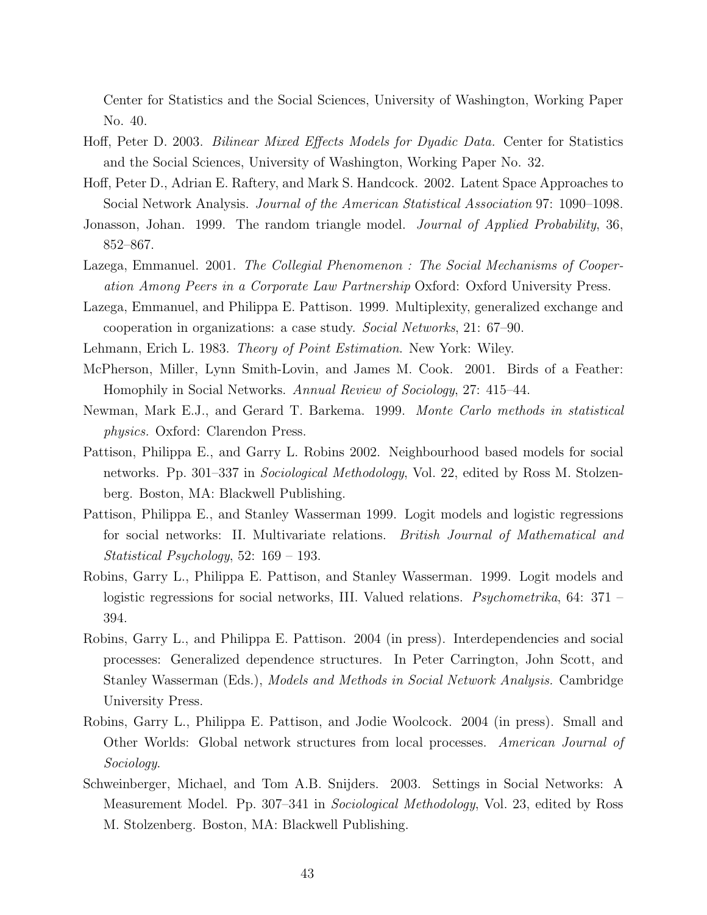Center for Statistics and the Social Sciences, University of Washington, Working Paper No. 40.

Hoff, Peter D. 2003. *Bilinear Mixed Effects Models for Dyadic Data.* Center for Statistics and the Social Sciences, University of Washington, Working Paper No. 32.

Hoff, Peter D., Adrian E. Raftery, and Mark S. Handcock. 2002. Latent Space Approaches to Social Network Analysis. *Journal of the American Statistical Association* 97: 1090–1098.

Jonasson, Johan. 1999. The random triangle model. *Journal of Applied Probability*, 36, 852–867.

Lazega, Emmanuel. 2001. *The Collegial Phenomenon : The Social Mechanisms of Cooperation Among Peers in a Corporate Law Partnership* Oxford: Oxford University Press.

Lazega, Emmanuel, and Philippa E. Pattison. 1999. Multiplexity, generalized exchange and cooperation in organizations: a case study. *Social Networks*, 21: 67–90.

Lehmann, Erich L. 1983. *Theory of Point Estimation*. New York: Wiley.

McPherson, Miller, Lynn Smith-Lovin, and James M. Cook. 2001. Birds of a Feather: Homophily in Social Networks. *Annual Review of Sociology*, 27: 415–44.

Newman, Mark E.J., and Gerard T. Barkema. 1999. *Monte Carlo methods in statistical physics.* Oxford: Clarendon Press.

Pattison, Philippa E., and Garry L. Robins 2002. Neighbourhood based models for social networks. Pp. 301–337 in *Sociological Methodology*, Vol. 22, edited by Ross M. Stolzenberg. Boston, MA: Blackwell Publishing.

Pattison, Philippa E., and Stanley Wasserman 1999. Logit models and logistic regressions for social networks: II. Multivariate relations. *British Journal of Mathematical and Statistical Psychology*, 52: 169 – 193.

Robins, Garry L., Philippa E. Pattison, and Stanley Wasserman. 1999. Logit models and logistic regressions for social networks, III. Valued relations. *Psychometrika*, 64: 371 – 394.

Robins, Garry L., and Philippa E. Pattison. 2004 (in press). Interdependencies and social processes: Generalized dependence structures. In Peter Carrington, John Scott, and Stanley Wasserman (Eds.), *Models and Methods in Social Network Analysis.* Cambridge University Press.

Robins, Garry L., Philippa E. Pattison, and Jodie Woolcock. 2004 (in press). Small and Other Worlds: Global network structures from local processes. *American Journal of Sociology.*

Schweinberger, Michael, and Tom A.B. Snijders. 2003. Settings in Social Networks: A Measurement Model. Pp. 307–341 in *Sociological Methodology*, Vol. 23, edited by Ross M. Stolzenberg. Boston, MA: Blackwell Publishing.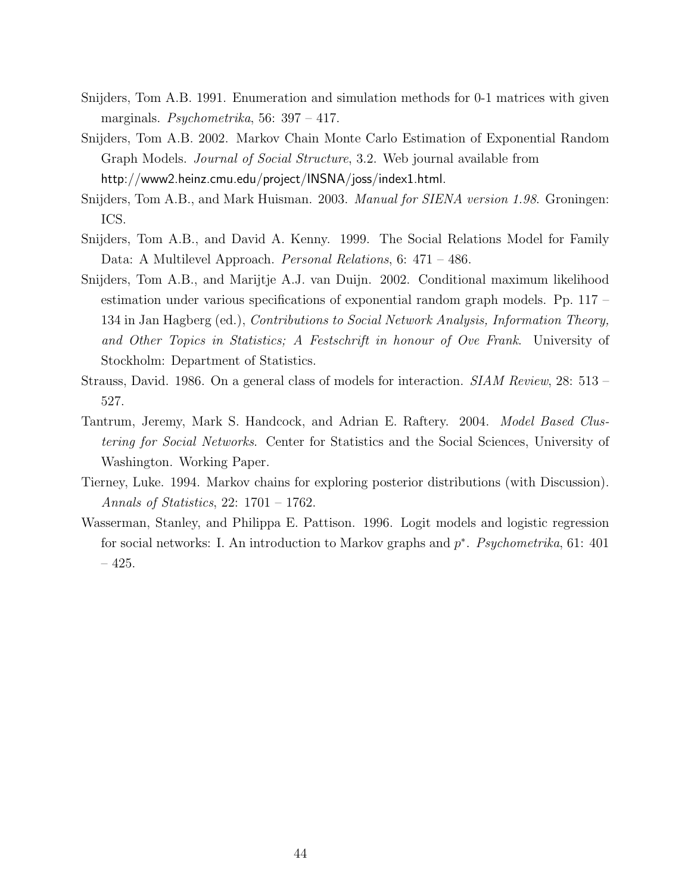Snijders, Tom A.B. 1991. Enumeration and simulation methods for 0-1 matrices with given marginals. *Psychometrika*, 56: 397 – 417.

Snijders, Tom A.B. 2002. Markov Chain Monte Carlo Estimation of Exponential Random Graph Models. *Journal of Social Structure*, 3.2. Web journal available from http://www2.heinz.cmu.edu/project/INSNA/joss/index1.html.

Snijders, Tom A.B., and Mark Huisman. 2003. *Manual for SIENA version 1.98*. Groningen: ICS.

Snijders, Tom A.B., and David A. Kenny. 1999. The Social Relations Model for Family Data: A Multilevel Approach. *Personal Relations*, 6: 471 – 486.

Snijders, Tom A.B., and Marijtje A.J. van Duijn. 2002. Conditional maximum likelihood estimation under various specifications of exponential random graph models. Pp. 117 – 134 in Jan Hagberg (ed.), *Contributions to Social Network Analysis, Information Theory, and Other Topics in Statistics; A Festschrift in honour of Ove Frank*. University of Stockholm: Department of Statistics.

Strauss, David. 1986. On a general class of models for interaction. *SIAM Review*, 28: 513 – 527.

Tantrum, Jeremy, Mark S. Handcock, and Adrian E. Raftery. 2004. *Model Based Clustering for Social Networks*. Center for Statistics and the Social Sciences, University of Washington. Working Paper.

Tierney, Luke. 1994. Markov chains for exploring posterior distributions (with Discussion). *Annals of Statistics*, 22: 1701 – 1762.

Wasserman, Stanley, and Philippa E. Pattison. 1996. Logit models and logistic regression for social networks: I. An introduction to Markov graphs and $p^*$. *Psychometrika*, 61: 401 – 425.